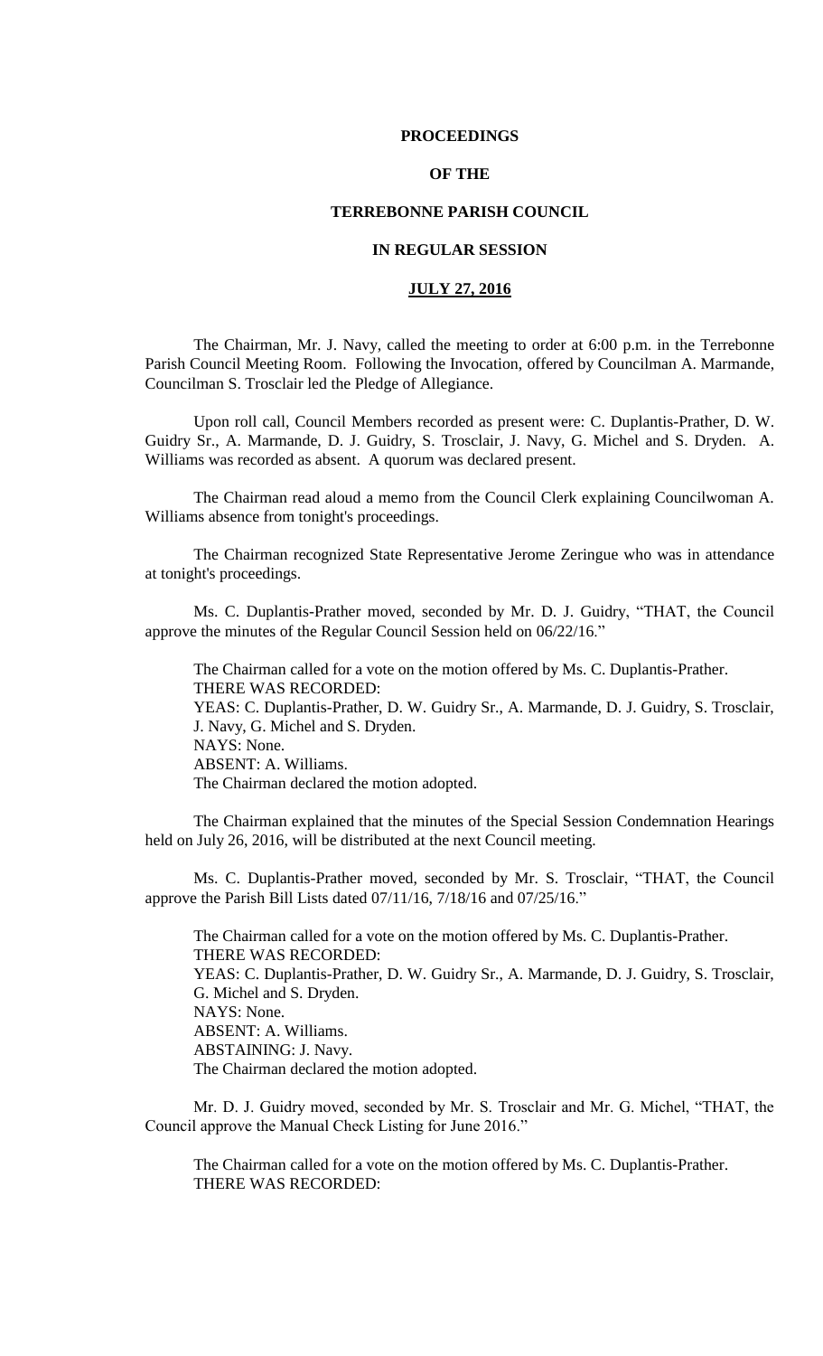# PROCEEDINGS

# OF THE

# TERREBONNE PARISH COUNCIL

# IN REGULAR SESSION

# JULY 27, 2016

The Chairman, Mr. J. Navy, called the meeting to order at 6:00 p.m. in the Terrebonne Parish Council Meeting Room. Following the Invocation, offered by Councilman A. Marmande, Councilman S. Trosclair led the Pledge of Allegiance.

Upon roll call, Council Members recorded as present were: C. Duplantis-Prather, D. W. Guidry Sr., A. Marmande, D. J. Guidry, S. Trosclair, J. Navy, G. Michel and S. Dryden. A. Williams was recorded as absent. A quorum was declared present.

The Chairman read aloud a memo from the Council Clerk explaining Councilwoman A. Williams absence from tonight's proceedings.

The Chairman recognized State Representative Jerome Zeringue who was in attendance at tonight's proceedings.

Ms. C. Duplantis-Prather moved, seconded by Mr. D. J. Guidry, "THAT, the Council approve the minutes of the Regular Council Session held on 06/22/16."

The Chairman called for a vote on the motion offered by Ms. C. Duplantis-Prather.
THERE WAS RECORDED:
YEAS: C. Duplantis-Prather, D. W. Guidry Sr., A. Marmande, D. J. Guidry, S. Trosclair, J. Navy, G. Michel and S. Dryden.
NAYS: None.
ABSENT: A. Williams.
The Chairman declared the motion adopted.

The Chairman explained that the minutes of the Special Session Condemnation Hearings held on July 26, 2016, will be distributed at the next Council meeting.

Ms. C. Duplantis-Prather moved, seconded by Mr. S. Trosclair, "THAT, the Council approve the Parish Bill Lists dated 07/11/16, 7/18/16 and 07/25/16."

The Chairman called for a vote on the motion offered by Ms. C. Duplantis-Prather.
THERE WAS RECORDED:
YEAS: C. Duplantis-Prather, D. W. Guidry Sr., A. Marmande, D. J. Guidry, S. Trosclair, G. Michel and S. Dryden.
NAYS: None.
ABSENT: A. Williams.
ABSTAINING: J. Navy.
The Chairman declared the motion adopted.

Mr. D. J. Guidry moved, seconded by Mr. S. Trosclair and Mr. G. Michel, "THAT, the Council approve the Manual Check Listing for June 2016."

The Chairman called for a vote on the motion offered by Ms. C. Duplantis-Prather.
THERE WAS RECORDED: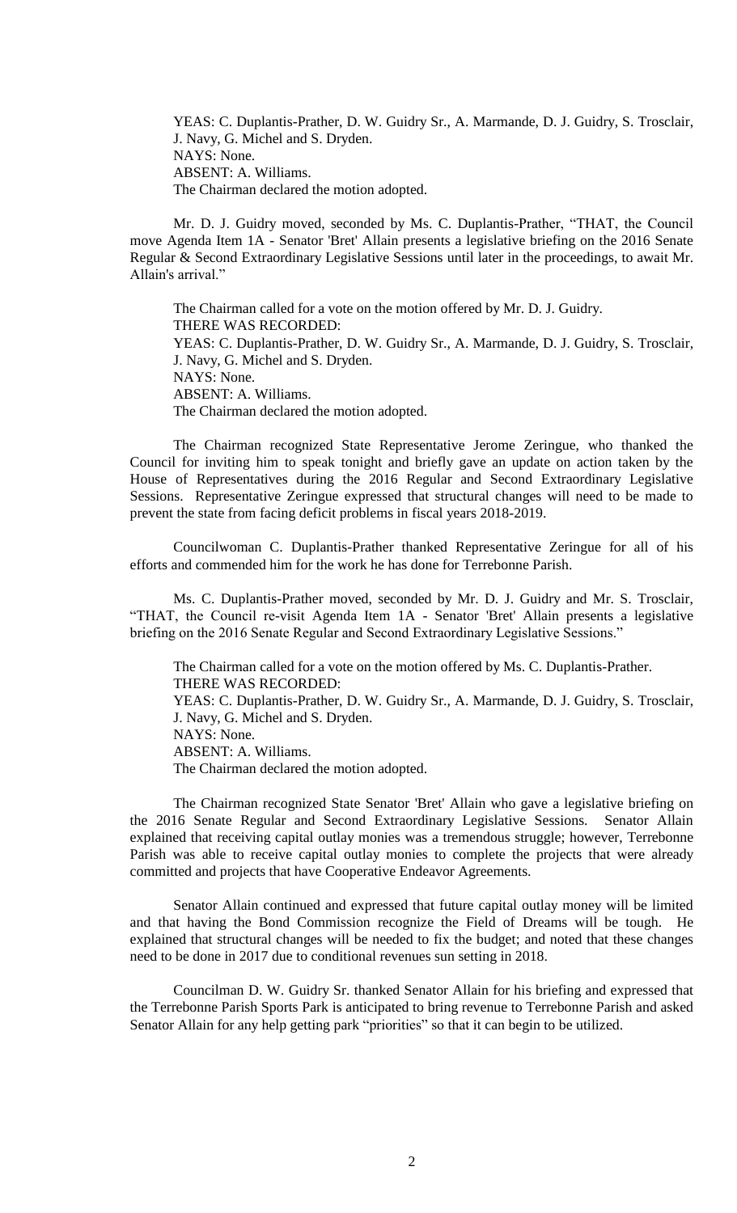YEAS: C. Duplantis-Prather, D. W. Guidry Sr., A. Marmande, D. J. Guidry, S. Trosclair, J. Navy, G. Michel and S. Dryden.
NAYS: None.
ABSENT: A. Williams.
The Chairman declared the motion adopted.

Mr. D. J. Guidry moved, seconded by Ms. C. Duplantis-Prather, "THAT, the Council move Agenda Item 1A - Senator 'Bret' Allain presents a legislative briefing on the 2016 Senate Regular & Second Extraordinary Legislative Sessions until later in the proceedings, to await Mr. Allain's arrival."

The Chairman called for a vote on the motion offered by Mr. D. J. Guidry.
THERE WAS RECORDED:
YEAS: C. Duplantis-Prather, D. W. Guidry Sr., A. Marmande, D. J. Guidry, S. Trosclair, J. Navy, G. Michel and S. Dryden.
NAYS: None.
ABSENT: A. Williams.
The Chairman declared the motion adopted.

The Chairman recognized State Representative Jerome Zeringue, who thanked the Council for inviting him to speak tonight and briefly gave an update on action taken by the House of Representatives during the 2016 Regular and Second Extraordinary Legislative Sessions. Representative Zeringue expressed that structural changes will need to be made to prevent the state from facing deficit problems in fiscal years 2018-2019.

Councilwoman C. Duplantis-Prather thanked Representative Zeringue for all of his efforts and commended him for the work he has done for Terrebonne Parish.

Ms. C. Duplantis-Prather moved, seconded by Mr. D. J. Guidry and Mr. S. Trosclair, "THAT, the Council re-visit Agenda Item 1A - Senator 'Bret' Allain presents a legislative briefing on the 2016 Senate Regular and Second Extraordinary Legislative Sessions."

The Chairman called for a vote on the motion offered by Ms. C. Duplantis-Prather.
THERE WAS RECORDED:
YEAS: C. Duplantis-Prather, D. W. Guidry Sr., A. Marmande, D. J. Guidry, S. Trosclair, J. Navy, G. Michel and S. Dryden.
NAYS: None.
ABSENT: A. Williams.
The Chairman declared the motion adopted.

The Chairman recognized State Senator 'Bret' Allain who gave a legislative briefing on the 2016 Senate Regular and Second Extraordinary Legislative Sessions. Senator Allain explained that receiving capital outlay monies was a tremendous struggle; however, Terrebonne Parish was able to receive capital outlay monies to complete the projects that were already committed and projects that have Cooperative Endeavor Agreements.

Senator Allain continued and expressed that future capital outlay money will be limited and that having the Bond Commission recognize the Field of Dreams will be tough. He explained that structural changes will be needed to fix the budget; and noted that these changes need to be done in 2017 due to conditional revenues sun setting in 2018.

Councilman D. W. Guidry Sr. thanked Senator Allain for his briefing and expressed that the Terrebonne Parish Sports Park is anticipated to bring revenue to Terrebonne Parish and asked Senator Allain for any help getting park "priorities" so that it can begin to be utilized.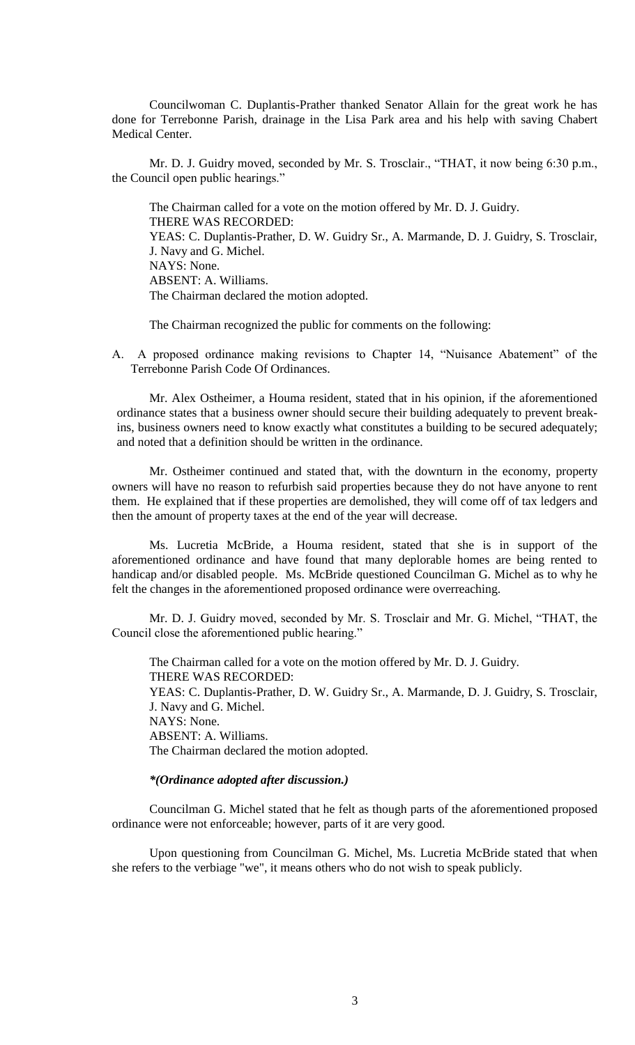Councilwoman C. Duplantis-Prather thanked Senator Allain for the great work he has done for Terrebonne Parish, drainage in the Lisa Park area and his help with saving Chabert Medical Center.

Mr. D. J. Guidry moved, seconded by Mr. S. Trosclair., "THAT, it now being 6:30 p.m., the Council open public hearings."

The Chairman called for a vote on the motion offered by Mr. D. J. Guidry.
THERE WAS RECORDED:
YEAS: C. Duplantis-Prather, D. W. Guidry Sr., A. Marmande, D. J. Guidry, S. Trosclair, J. Navy and G. Michel.
NAYS: None.
ABSENT: A. Williams.
The Chairman declared the motion adopted.

The Chairman recognized the public for comments on the following:

A. A proposed ordinance making revisions to Chapter 14, "Nuisance Abatement" of the Terrebonne Parish Code Of Ordinances.

Mr. Alex Ostheimer, a Houma resident, stated that in his opinion, if the aforementioned ordinance states that a business owner should secure their building adequately to prevent break-ins, business owners need to know exactly what constitutes a building to be secured adequately; and noted that a definition should be written in the ordinance.

Mr. Ostheimer continued and stated that, with the downturn in the economy, property owners will have no reason to refurbish said properties because they do not have anyone to rent them. He explained that if these properties are demolished, they will come off of tax ledgers and then the amount of property taxes at the end of the year will decrease.

Ms. Lucretia McBride, a Houma resident, stated that she is in support of the aforementioned ordinance and have found that many deplorable homes are being rented to handicap and/or disabled people. Ms. McBride questioned Councilman G. Michel as to why he felt the changes in the aforementioned proposed ordinance were overreaching.

Mr. D. J. Guidry moved, seconded by Mr. S. Trosclair and Mr. G. Michel, "THAT, the Council close the aforementioned public hearing."

The Chairman called for a vote on the motion offered by Mr. D. J. Guidry.
THERE WAS RECORDED:
YEAS: C. Duplantis-Prather, D. W. Guidry Sr., A. Marmande, D. J. Guidry, S. Trosclair, J. Navy and G. Michel.
NAYS: None.
ABSENT: A. Williams.
The Chairman declared the motion adopted.

***(Ordinance adopted after discussion.)***

Councilman G. Michel stated that he felt as though parts of the aforementioned proposed ordinance were not enforceable; however, parts of it are very good.

Upon questioning from Councilman G. Michel, Ms. Lucretia McBride stated that when she refers to the verbiage "we", it means others who do not wish to speak publicly.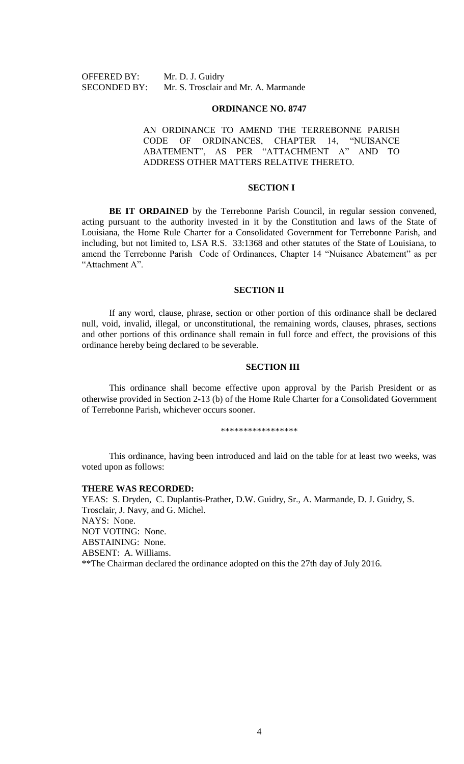OFFERED BY: Mr. D. J. Guidry
SECONDED BY: Mr. S. Trosclair and Mr. A. Marmande

**ORDINANCE NO. 8747**

AN ORDINANCE TO AMEND THE TERREBONNE PARISH CODE OF ORDINANCES, CHAPTER 14, "NUISANCE ABATEMENT", AS PER "ATTACHMENT A" AND TO ADDRESS OTHER MATTERS RELATIVE THERETO.

**SECTION I**

**BE IT ORDAINED** by the Terrebonne Parish Council, in regular session convened, acting pursuant to the authority invested in it by the Constitution and laws of the State of Louisiana, the Home Rule Charter for a Consolidated Government for Terrebonne Parish, and including, but not limited to, LSA R.S. 33:1368 and other statutes of the State of Louisiana, to amend the Terrebonne Parish Code of Ordinances, Chapter 14 "Nuisance Abatement" as per "Attachment A".

**SECTION II**

If any word, clause, phrase, section or other portion of this ordinance shall be declared null, void, invalid, illegal, or unconstitutional, the remaining words, clauses, phrases, sections and other portions of this ordinance shall remain in full force and effect, the provisions of this ordinance hereby being declared to be severable.

**SECTION III**

This ordinance shall become effective upon approval by the Parish President or as otherwise provided in Section 2-13 (b) of the Home Rule Charter for a Consolidated Government of Terrebonne Parish, whichever occurs sooner.

*****************

This ordinance, having been introduced and laid on the table for at least two weeks, was voted upon as follows:

**THERE WAS RECORDED:**
YEAS: S. Dryden, C. Duplantis-Prather, D.W. Guidry, Sr., A. Marmande, D. J. Guidry, S. Trosclair, J. Navy, and G. Michel.
NAYS: None.
NOT VOTING: None.
ABSTAINING: None.
ABSENT: A. Williams.
**The Chairman declared the ordinance adopted on this the 27th day of July 2016.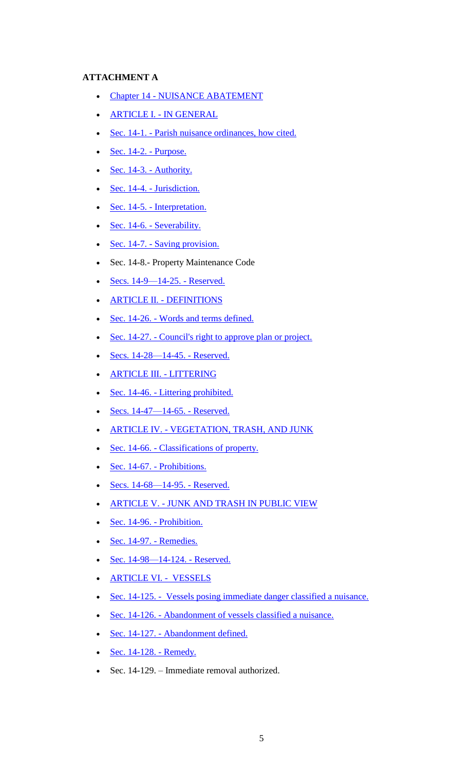**ATTACHMENT A**

- Chapter 14 - NUISANCE ABATEMENT
- ARTICLE I. - IN GENERAL
- Sec. 14-1. - Parish nuisance ordinances, how cited.
- Sec. 14-2. - Purpose.
- Sec. 14-3. - Authority.
- Sec. 14-4. - Jurisdiction.
- Sec. 14-5. - Interpretation.
- Sec. 14-6. - Severability.
- Sec. 14-7. - Saving provision.
- Sec. 14-8.- Property Maintenance Code
- Secs. 14-9—14-25. - Reserved.
- ARTICLE II. - DEFINITIONS
- Sec. 14-26. - Words and terms defined.
- Sec. 14-27. - Council's right to approve plan or project.
- Secs. 14-28—14-45. - Reserved.
- ARTICLE III. - LITTERING
- Sec. 14-46. - Littering prohibited.
- Secs. 14-47—14-65. - Reserved.
- ARTICLE IV. - VEGETATION, TRASH, AND JUNK
- Sec. 14-66. - Classifications of property.
- Sec. 14-67. - Prohibitions.
- Secs. 14-68—14-95. - Reserved.
- ARTICLE V. - JUNK AND TRASH IN PUBLIC VIEW
- Sec. 14-96. - Prohibition.
- Sec. 14-97. - Remedies.
- Sec. 14-98—14-124. - Reserved.
- ARTICLE VI. - VESSELS
- Sec. 14-125. - Vessels posing immediate danger classified a nuisance.
- Sec. 14-126. - Abandonment of vessels classified a nuisance.
- Sec. 14-127. - Abandonment defined.
- Sec. 14-128. - Remedy.
- Sec. 14-129. – Immediate removal authorized.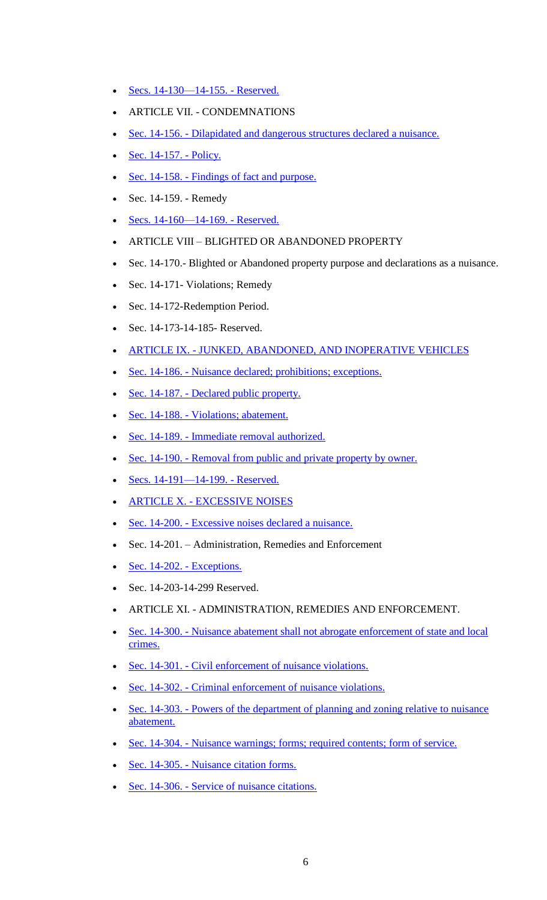- Secs. 14-130—14-155. - Reserved.
- ARTICLE VII. - CONDEMNATIONS
- Sec. 14-156. - Dilapidated and dangerous structures declared a nuisance.
- Sec. 14-157. - Policy.
- Sec. 14-158. - Findings of fact and purpose.
- Sec. 14-159. - Remedy
- Secs. 14-160—14-169. - Reserved.
- ARTICLE VIII – BLIGHTED OR ABANDONED PROPERTY
- Sec. 14-170.- Blighted or Abandoned property purpose and declarations as a nuisance.
- Sec. 14-171- Violations; Remedy
- Sec. 14-172-Redemption Period.
- Sec. 14-173-14-185- Reserved.
- ARTICLE IX. - JUNKED, ABANDONED, AND INOPERATIVE VEHICLES
- Sec. 14-186. - Nuisance declared; prohibitions; exceptions.
- Sec. 14-187. - Declared public property.
- Sec. 14-188. - Violations; abatement.
- Sec. 14-189. - Immediate removal authorized.
- Sec. 14-190. - Removal from public and private property by owner.
- Secs. 14-191—14-199. - Reserved.
- ARTICLE X. - EXCESSIVE NOISES
- Sec. 14-200. - Excessive noises declared a nuisance.
- Sec. 14-201. – Administration, Remedies and Enforcement
- Sec. 14-202. - Exceptions.
- Sec. 14-203-14-299 Reserved.
- ARTICLE XI. - ADMINISTRATION, REMEDIES AND ENFORCEMENT.
- Sec. 14-300. - Nuisance abatement shall not abrogate enforcement of state and local crimes.
- Sec. 14-301. - Civil enforcement of nuisance violations.
- Sec. 14-302. - Criminal enforcement of nuisance violations.
- Sec. 14-303. - Powers of the department of planning and zoning relative to nuisance abatement.
- Sec. 14-304. - Nuisance warnings; forms; required contents; form of service.
- Sec. 14-305. - Nuisance citation forms.
- Sec. 14-306. - Service of nuisance citations.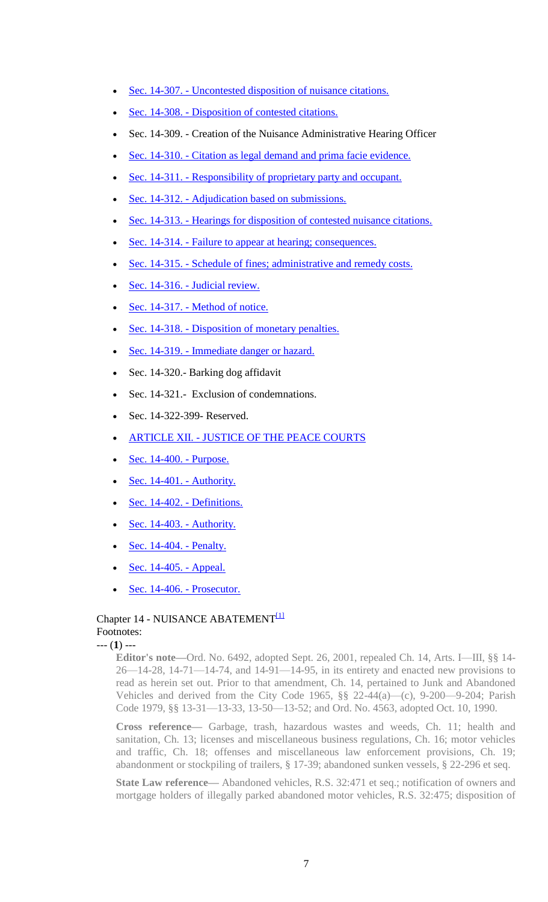- Sec. 14-307. - Uncontested disposition of nuisance citations.
- Sec. 14-308. - Disposition of contested citations.
- Sec. 14-309. - Creation of the Nuisance Administrative Hearing Officer
- Sec. 14-310. - Citation as legal demand and prima facie evidence.
- Sec. 14-311. - Responsibility of proprietary party and occupant.
- Sec. 14-312. - Adjudication based on submissions.
- Sec. 14-313. - Hearings for disposition of contested nuisance citations.
- Sec. 14-314. - Failure to appear at hearing; consequences.
- Sec. 14-315. - Schedule of fines; administrative and remedy costs.
- Sec. 14-316. - Judicial review.
- Sec. 14-317. - Method of notice.
- Sec. 14-318. - Disposition of monetary penalties.
- Sec. 14-319. - Immediate danger or hazard.
- Sec. 14-320.- Barking dog affidavit
- Sec. 14-321.- Exclusion of condemnations.
- Sec. 14-322-399- Reserved.
- ARTICLE XII. - JUSTICE OF THE PEACE COURTS
- Sec. 14-400. - Purpose.
- Sec. 14-401. - Authority.
- Sec. 14-402. - Definitions.
- Sec. 14-403. - Authority.
- Sec. 14-404. - Penalty.
- Sec. 14-405. - Appeal.
- Sec. 14-406. - Prosecutor.

Chapter 14 - NUISANCE ABATEMENT[1]

Footnotes:

--- (**1**) ---

**Editor's note—**Ord. No. 6492, adopted Sept. 26, 2001, repealed Ch. 14, Arts. I—III, §§ 14-26—14-28, 14-71—14-74, and 14-91—14-95, in its entirety and enacted new provisions to read as herein set out. Prior to that amendment, Ch. 14, pertained to Junk and Abandoned Vehicles and derived from the City Code 1965, §§ 22-44(a)—(c), 9-200—9-204; Parish Code 1979, §§ 13-31—13-33, 13-50—13-52; and Ord. No. 4563, adopted Oct. 10, 1990.

**Cross reference—** Garbage, trash, hazardous wastes and weeds, Ch. 11; health and sanitation, Ch. 13; licenses and miscellaneous business regulations, Ch. 16; motor vehicles and traffic, Ch. 18; offenses and miscellaneous law enforcement provisions, Ch. 19; abandonment or stockpiling of trailers, § 17-39; abandoned sunken vessels, § 22-296 et seq.

**State Law reference—** Abandoned vehicles, R.S. 32:471 et seq.; notification of owners and mortgage holders of illegally parked abandoned motor vehicles, R.S. 32:475; disposition of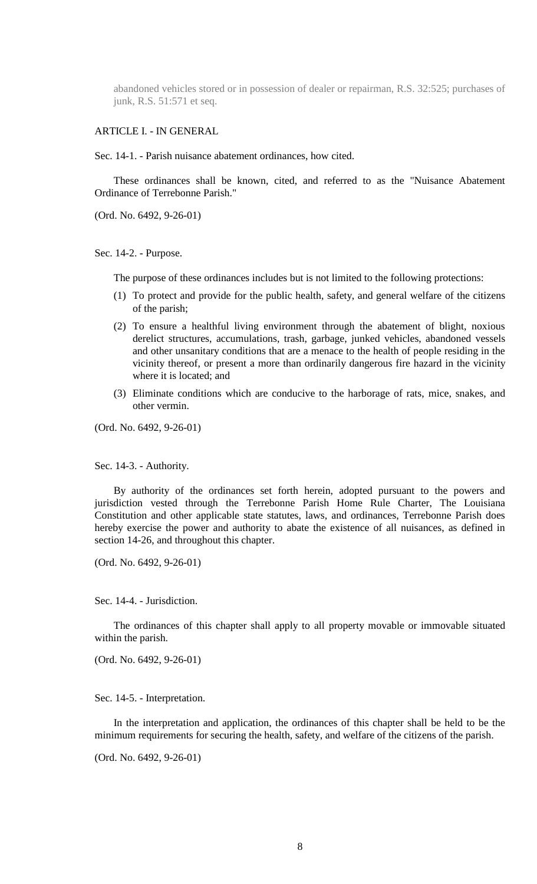abandoned vehicles stored or in possession of dealer or repairman, R.S. 32:525; purchases of junk, R.S. 51:571 et seq.

## ARTICLE I. - IN GENERAL

### Sec. 14-1. - Parish nuisance abatement ordinances, how cited.

These ordinances shall be known, cited, and referred to as the "Nuisance Abatement Ordinance of Terrebonne Parish."

(Ord. No. 6492, 9-26-01)

### Sec. 14-2. - Purpose.

The purpose of these ordinances includes but is not limited to the following protections:

(1) To protect and provide for the public health, safety, and general welfare of the citizens of the parish;

(2) To ensure a healthful living environment through the abatement of blight, noxious derelict structures, accumulations, trash, garbage, junked vehicles, abandoned vessels and other unsanitary conditions that are a menace to the health of people residing in the vicinity thereof, or present a more than ordinarily dangerous fire hazard in the vicinity where it is located; and

(3) Eliminate conditions which are conducive to the harborage of rats, mice, snakes, and other vermin.

(Ord. No. 6492, 9-26-01)

### Sec. 14-3. - Authority.

By authority of the ordinances set forth herein, adopted pursuant to the powers and jurisdiction vested through the Terrebonne Parish Home Rule Charter, The Louisiana Constitution and other applicable state statutes, laws, and ordinances, Terrebonne Parish does hereby exercise the power and authority to abate the existence of all nuisances, as defined in section 14-26, and throughout this chapter.

(Ord. No. 6492, 9-26-01)

### Sec. 14-4. - Jurisdiction.

The ordinances of this chapter shall apply to all property movable or immovable situated within the parish.

(Ord. No. 6492, 9-26-01)

### Sec. 14-5. - Interpretation.

In the interpretation and application, the ordinances of this chapter shall be held to be the minimum requirements for securing the health, safety, and welfare of the citizens of the parish.

(Ord. No. 6492, 9-26-01)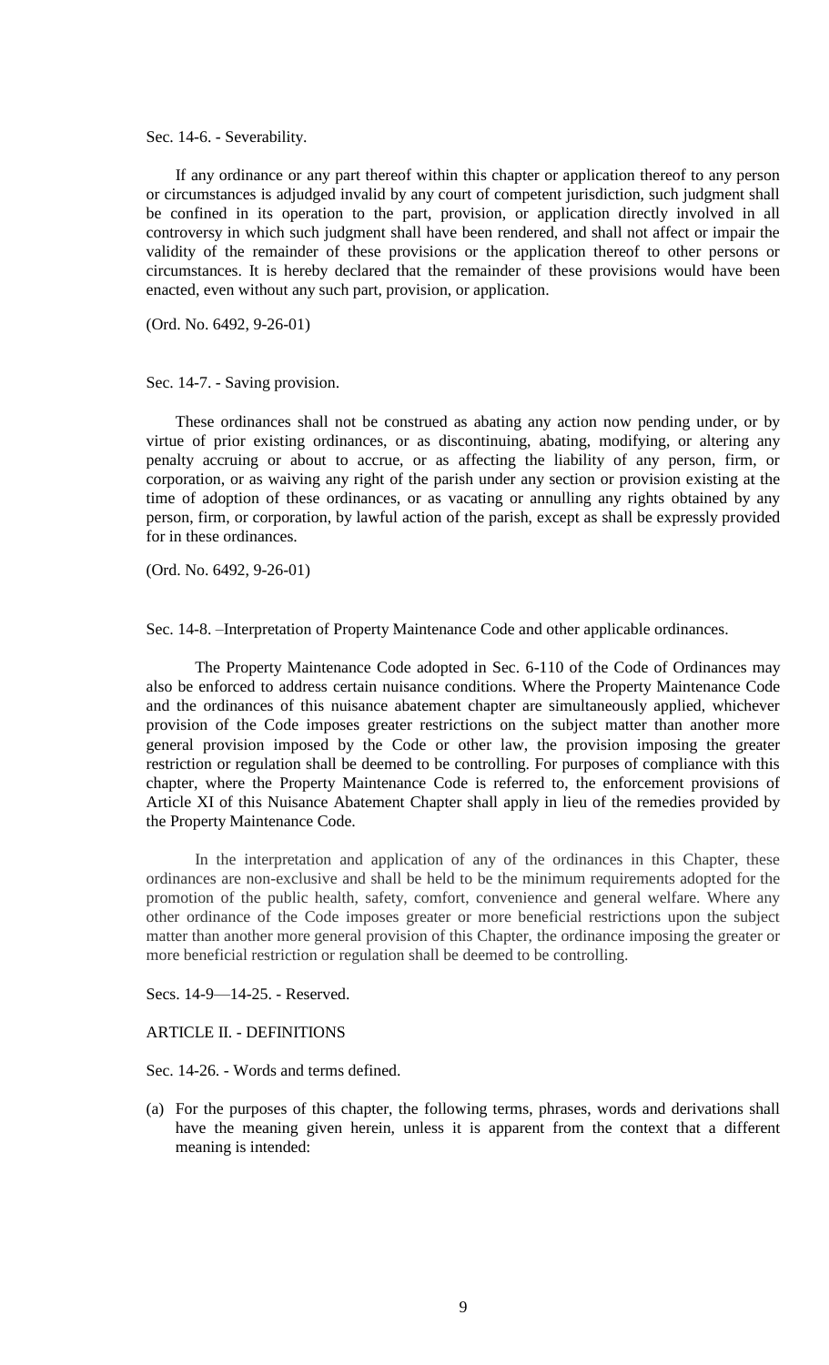Sec. 14-6. - Severability.

If any ordinance or any part thereof within this chapter or application thereof to any person or circumstances is adjudged invalid by any court of competent jurisdiction, such judgment shall be confined in its operation to the part, provision, or application directly involved in all controversy in which such judgment shall have been rendered, and shall not affect or impair the validity of the remainder of these provisions or the application thereof to other persons or circumstances. It is hereby declared that the remainder of these provisions would have been enacted, even without any such part, provision, or application.

(Ord. No. 6492, 9-26-01)

Sec. 14-7. - Saving provision.

These ordinances shall not be construed as abating any action now pending under, or by virtue of prior existing ordinances, or as discontinuing, abating, modifying, or altering any penalty accruing or about to accrue, or as affecting the liability of any person, firm, or corporation, or as waiving any right of the parish under any section or provision existing at the time of adoption of these ordinances, or as vacating or annulling any rights obtained by any person, firm, or corporation, by lawful action of the parish, except as shall be expressly provided for in these ordinances.

(Ord. No. 6492, 9-26-01)

Sec. 14-8. –Interpretation of Property Maintenance Code and other applicable ordinances.

The Property Maintenance Code adopted in Sec. 6-110 of the Code of Ordinances may also be enforced to address certain nuisance conditions. Where the Property Maintenance Code and the ordinances of this nuisance abatement chapter are simultaneously applied, whichever provision of the Code imposes greater restrictions on the subject matter than another more general provision imposed by the Code or other law, the provision imposing the greater restriction or regulation shall be deemed to be controlling. For purposes of compliance with this chapter, where the Property Maintenance Code is referred to, the enforcement provisions of Article XI of this Nuisance Abatement Chapter shall apply in lieu of the remedies provided by the Property Maintenance Code.

In the interpretation and application of any of the ordinances in this Chapter, these ordinances are non-exclusive and shall be held to be the minimum requirements adopted for the promotion of the public health, safety, comfort, convenience and general welfare. Where any other ordinance of the Code imposes greater or more beneficial restrictions upon the subject matter than another more general provision of this Chapter, the ordinance imposing the greater or more beneficial restriction or regulation shall be deemed to be controlling.

Secs. 14-9—14-25. - Reserved.

ARTICLE II. - DEFINITIONS

Sec. 14-26. - Words and terms defined.

(a) For the purposes of this chapter, the following terms, phrases, words and derivations shall have the meaning given herein, unless it is apparent from the context that a different meaning is intended: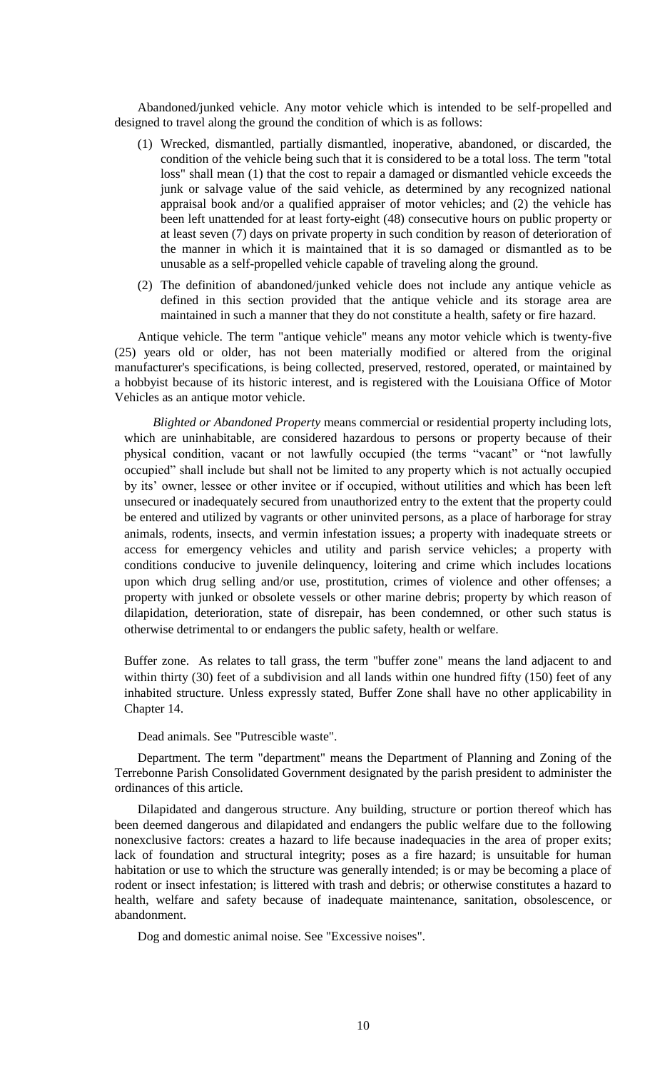Abandoned/junked vehicle. Any motor vehicle which is intended to be self-propelled and designed to travel along the ground the condition of which is as follows:

(1) Wrecked, dismantled, partially dismantled, inoperative, abandoned, or discarded, the condition of the vehicle being such that it is considered to be a total loss. The term "total loss" shall mean (1) that the cost to repair a damaged or dismantled vehicle exceeds the junk or salvage value of the said vehicle, as determined by any recognized national appraisal book and/or a qualified appraiser of motor vehicles; and (2) the vehicle has been left unattended for at least forty-eight (48) consecutive hours on public property or at least seven (7) days on private property in such condition by reason of deterioration of the manner in which it is maintained that it is so damaged or dismantled as to be unusable as a self-propelled vehicle capable of traveling along the ground.

(2) The definition of abandoned/junked vehicle does not include any antique vehicle as defined in this section provided that the antique vehicle and its storage area are maintained in such a manner that they do not constitute a health, safety or fire hazard.

Antique vehicle. The term "antique vehicle" means any motor vehicle which is twenty-five (25) years old or older, has not been materially modified or altered from the original manufacturer's specifications, is being collected, preserved, restored, operated, or maintained by a hobbyist because of its historic interest, and is registered with the Louisiana Office of Motor Vehicles as an antique motor vehicle.

*Blighted or Abandoned Property* means commercial or residential property including lots, which are uninhabitable, are considered hazardous to persons or property because of their physical condition, vacant or not lawfully occupied (the terms "vacant" or "not lawfully occupied" shall include but shall not be limited to any property which is not actually occupied by its' owner, lessee or other invitee or if occupied, without utilities and which has been left unsecured or inadequately secured from unauthorized entry to the extent that the property could be entered and utilized by vagrants or other uninvited persons, as a place of harborage for stray animals, rodents, insects, and vermin infestation issues; a property with inadequate streets or access for emergency vehicles and utility and parish service vehicles; a property with conditions conducive to juvenile delinquency, loitering and crime which includes locations upon which drug selling and/or use, prostitution, crimes of violence and other offenses; a property with junked or obsolete vessels or other marine debris; property by which reason of dilapidation, deterioration, state of disrepair, has been condemned, or other such status is otherwise detrimental to or endangers the public safety, health or welfare.

Buffer zone. As relates to tall grass, the term "buffer zone" means the land adjacent to and within thirty (30) feet of a subdivision and all lands within one hundred fifty (150) feet of any inhabited structure. Unless expressly stated, Buffer Zone shall have no other applicability in Chapter 14.

Dead animals. See "Putrescible waste".

Department. The term "department" means the Department of Planning and Zoning of the Terrebonne Parish Consolidated Government designated by the parish president to administer the ordinances of this article.

Dilapidated and dangerous structure. Any building, structure or portion thereof which has been deemed dangerous and dilapidated and endangers the public welfare due to the following nonexclusive factors: creates a hazard to life because inadequacies in the area of proper exits; lack of foundation and structural integrity; poses as a fire hazard; is unsuitable for human habitation or use to which the structure was generally intended; is or may be becoming a place of rodent or insect infestation; is littered with trash and debris; or otherwise constitutes a hazard to health, welfare and safety because of inadequate maintenance, sanitation, obsolescence, or abandonment.

Dog and domestic animal noise. See "Excessive noises".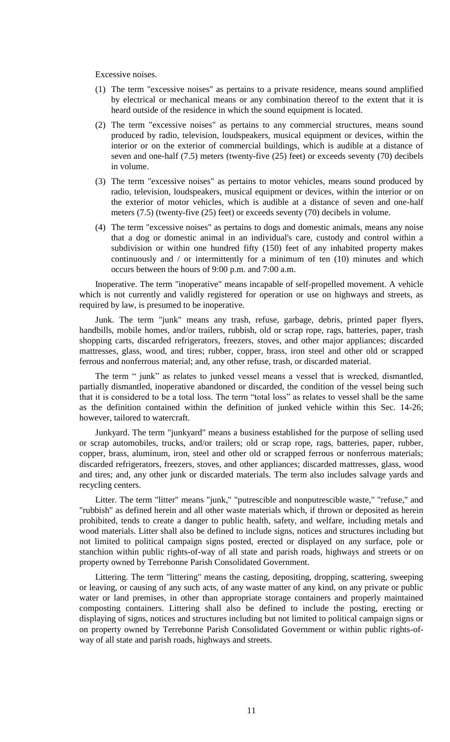Excessive noises.

(1) The term "excessive noises" as pertains to a private residence, means sound amplified by electrical or mechanical means or any combination thereof to the extent that it is heard outside of the residence in which the sound equipment is located.

(2) The term "excessive noises" as pertains to any commercial structures, means sound produced by radio, television, loudspeakers, musical equipment or devices, within the interior or on the exterior of commercial buildings, which is audible at a distance of seven and one-half (7.5) meters (twenty-five (25) feet) or exceeds seventy (70) decibels in volume.

(3) The term "excessive noises" as pertains to motor vehicles, means sound produced by radio, television, loudspeakers, musical equipment or devices, within the interior or on the exterior of motor vehicles, which is audible at a distance of seven and one-half meters (7.5) (twenty-five (25) feet) or exceeds seventy (70) decibels in volume.

(4) The term "excessive noises" as pertains to dogs and domestic animals, means any noise that a dog or domestic animal in an individual's care, custody and control within a subdivision or within one hundred fifty (150) feet of any inhabited property makes continuously and / or intermittently for a minimum of ten (10) minutes and which occurs between the hours of 9:00 p.m. and 7:00 a.m.

Inoperative. The term "inoperative" means incapable of self-propelled movement. A vehicle which is not currently and validly registered for operation or use on highways and streets, as required by law, is presumed to be inoperative.

Junk. The term "junk" means any trash, refuse, garbage, debris, printed paper flyers, handbills, mobile homes, and/or trailers, rubbish, old or scrap rope, rags, batteries, paper, trash shopping carts, discarded refrigerators, freezers, stoves, and other major appliances; discarded mattresses, glass, wood, and tires; rubber, copper, brass, iron steel and other old or scrapped ferrous and nonferrous material; and, any other refuse, trash, or discarded material.

The term " junk" as relates to junked vessel means a vessel that is wrecked, dismantled, partially dismantled, inoperative abandoned or discarded, the condition of the vessel being such that it is considered to be a total loss. The term "total loss" as relates to vessel shall be the same as the definition contained within the definition of junked vehicle within this Sec. 14-26; however, tailored to watercraft.

Junkyard. The term "junkyard" means a business established for the purpose of selling used or scrap automobiles, trucks, and/or trailers; old or scrap rope, rags, batteries, paper, rubber, copper, brass, aluminum, iron, steel and other old or scrapped ferrous or nonferrous materials; discarded refrigerators, freezers, stoves, and other appliances; discarded mattresses, glass, wood and tires; and, any other junk or discarded materials. The term also includes salvage yards and recycling centers.

Litter. The term "litter" means "junk," "putrescible and nonputrescible waste," "refuse," and "rubbish" as defined herein and all other waste materials which, if thrown or deposited as herein prohibited, tends to create a danger to public health, safety, and welfare, including metals and wood materials. Litter shall also be defined to include signs, notices and structures including but not limited to political campaign signs posted, erected or displayed on any surface, pole or stanchion within public rights-of-way of all state and parish roads, highways and streets or on property owned by Terrebonne Parish Consolidated Government.

Littering. The term "littering" means the casting, depositing, dropping, scattering, sweeping or leaving, or causing of any such acts, of any waste matter of any kind, on any private or public water or land premises, in other than appropriate storage containers and properly maintained composting containers. Littering shall also be defined to include the posting, erecting or displaying of signs, notices and structures including but not limited to political campaign signs or on property owned by Terrebonne Parish Consolidated Government or within public rights-of-way of all state and parish roads, highways and streets.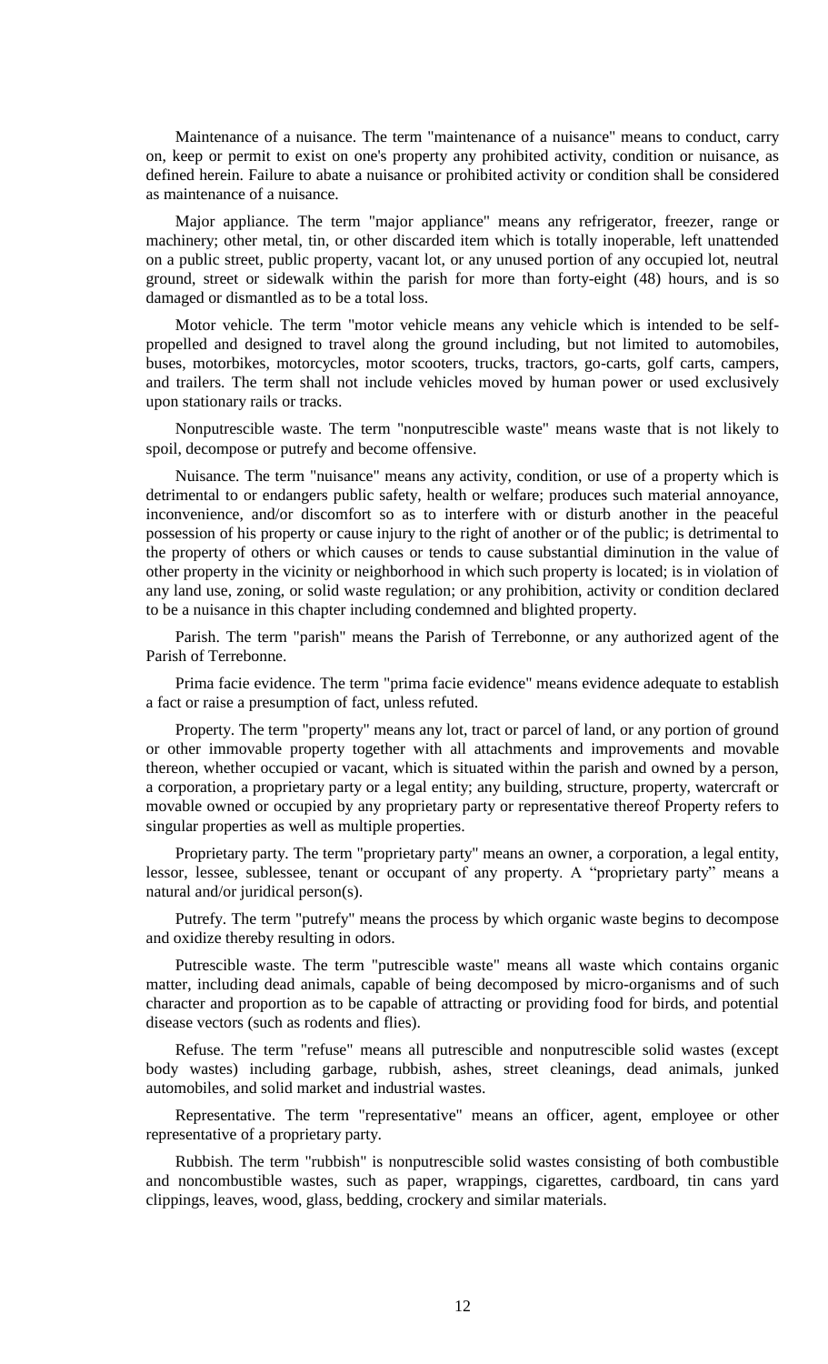Maintenance of a nuisance. The term "maintenance of a nuisance" means to conduct, carry on, keep or permit to exist on one's property any prohibited activity, condition or nuisance, as defined herein. Failure to abate a nuisance or prohibited activity or condition shall be considered as maintenance of a nuisance.

Major appliance. The term "major appliance" means any refrigerator, freezer, range or machinery; other metal, tin, or other discarded item which is totally inoperable, left unattended on a public street, public property, vacant lot, or any unused portion of any occupied lot, neutral ground, street or sidewalk within the parish for more than forty-eight (48) hours, and is so damaged or dismantled as to be a total loss.

Motor vehicle. The term "motor vehicle means any vehicle which is intended to be self-propelled and designed to travel along the ground including, but not limited to automobiles, buses, motorbikes, motorcycles, motor scooters, trucks, tractors, go-carts, golf carts, campers, and trailers. The term shall not include vehicles moved by human power or used exclusively upon stationary rails or tracks.

Nonputrescible waste. The term "nonputrescible waste" means waste that is not likely to spoil, decompose or putrefy and become offensive.

Nuisance. The term "nuisance" means any activity, condition, or use of a property which is detrimental to or endangers public safety, health or welfare; produces such material annoyance, inconvenience, and/or discomfort so as to interfere with or disturb another in the peaceful possession of his property or cause injury to the right of another or of the public; is detrimental to the property of others or which causes or tends to cause substantial diminution in the value of other property in the vicinity or neighborhood in which such property is located; is in violation of any land use, zoning, or solid waste regulation; or any prohibition, activity or condition declared to be a nuisance in this chapter including condemned and blighted property.

Parish. The term "parish" means the Parish of Terrebonne, or any authorized agent of the Parish of Terrebonne.

Prima facie evidence. The term "prima facie evidence" means evidence adequate to establish a fact or raise a presumption of fact, unless refuted.

Property. The term "property" means any lot, tract or parcel of land, or any portion of ground or other immovable property together with all attachments and improvements and movable thereon, whether occupied or vacant, which is situated within the parish and owned by a person, a corporation, a proprietary party or a legal entity; any building, structure, property, watercraft or movable owned or occupied by any proprietary party or representative thereof Property refers to singular properties as well as multiple properties.

Proprietary party. The term "proprietary party" means an owner, a corporation, a legal entity, lessor, lessee, sublessee, tenant or occupant of any property. A "proprietary party" means a natural and/or juridical person(s).

Putrefy. The term "putrefy" means the process by which organic waste begins to decompose and oxidize thereby resulting in odors.

Putrescible waste. The term "putrescible waste" means all waste which contains organic matter, including dead animals, capable of being decomposed by micro-organisms and of such character and proportion as to be capable of attracting or providing food for birds, and potential disease vectors (such as rodents and flies).

Refuse. The term "refuse" means all putrescible and nonputrescible solid wastes (except body wastes) including garbage, rubbish, ashes, street cleanings, dead animals, junked automobiles, and solid market and industrial wastes.

Representative. The term "representative" means an officer, agent, employee or other representative of a proprietary party.

Rubbish. The term "rubbish" is nonputrescible solid wastes consisting of both combustible and noncombustible wastes, such as paper, wrappings, cigarettes, cardboard, tin cans yard clippings, leaves, wood, glass, bedding, crockery and similar materials.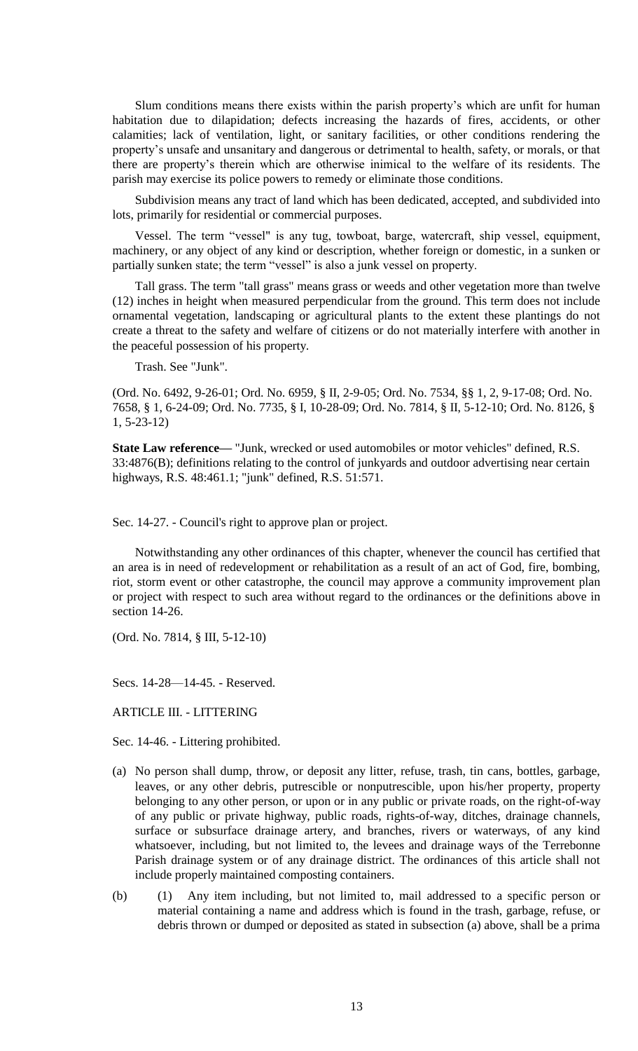Slum conditions means there exists within the parish property's which are unfit for human habitation due to dilapidation; defects increasing the hazards of fires, accidents, or other calamities; lack of ventilation, light, or sanitary facilities, or other conditions rendering the property's unsafe and unsanitary and dangerous or detrimental to health, safety, or morals, or that there are property's therein which are otherwise inimical to the welfare of its residents. The parish may exercise its police powers to remedy or eliminate those conditions.

Subdivision means any tract of land which has been dedicated, accepted, and subdivided into lots, primarily for residential or commercial purposes.

Vessel. The term "vessel" is any tug, towboat, barge, watercraft, ship vessel, equipment, machinery, or any object of any kind or description, whether foreign or domestic, in a sunken or partially sunken state; the term "vessel" is also a junk vessel on property.

Tall grass. The term "tall grass" means grass or weeds and other vegetation more than twelve (12) inches in height when measured perpendicular from the ground. This term does not include ornamental vegetation, landscaping or agricultural plants to the extent these plantings do not create a threat to the safety and welfare of citizens or do not materially interfere with another in the peaceful possession of his property.

Trash. See "Junk".

(Ord. No. 6492, 9-26-01; Ord. No. 6959, § II, 2-9-05; Ord. No. 7534, §§ 1, 2, 9-17-08; Ord. No. 7658, § 1, 6-24-09; Ord. No. 7735, § I, 10-28-09; Ord. No. 7814, § II, 5-12-10; Ord. No. 8126, § 1, 5-23-12)

**State Law reference—** "Junk, wrecked or used automobiles or motor vehicles" defined, R.S. 33:4876(B); definitions relating to the control of junkyards and outdoor advertising near certain highways, R.S. 48:461.1; "junk" defined, R.S. 51:571.

Sec. 14-27. - Council's right to approve plan or project.

Notwithstanding any other ordinances of this chapter, whenever the council has certified that an area is in need of redevelopment or rehabilitation as a result of an act of God, fire, bombing, riot, storm event or other catastrophe, the council may approve a community improvement plan or project with respect to such area without regard to the ordinances or the definitions above in section 14-26.

(Ord. No. 7814, § III, 5-12-10)

Secs. 14-28—14-45. - Reserved.

ARTICLE III. - LITTERING

Sec. 14-46. - Littering prohibited.

(a) No person shall dump, throw, or deposit any litter, refuse, trash, tin cans, bottles, garbage, leaves, or any other debris, putrescible or nonputrescible, upon his/her property, property belonging to any other person, or upon or in any public or private roads, on the right-of-way of any public or private highway, public roads, rights-of-way, ditches, drainage channels, surface or subsurface drainage artery, and branches, rivers or waterways, of any kind whatsoever, including, but not limited to, the levees and drainage ways of the Terrebonne Parish drainage system or of any drainage district. The ordinances of this article shall not include properly maintained composting containers.

(b) (1) Any item including, but not limited to, mail addressed to a specific person or material containing a name and address which is found in the trash, garbage, refuse, or debris thrown or dumped or deposited as stated in subsection (a) above, shall be a prima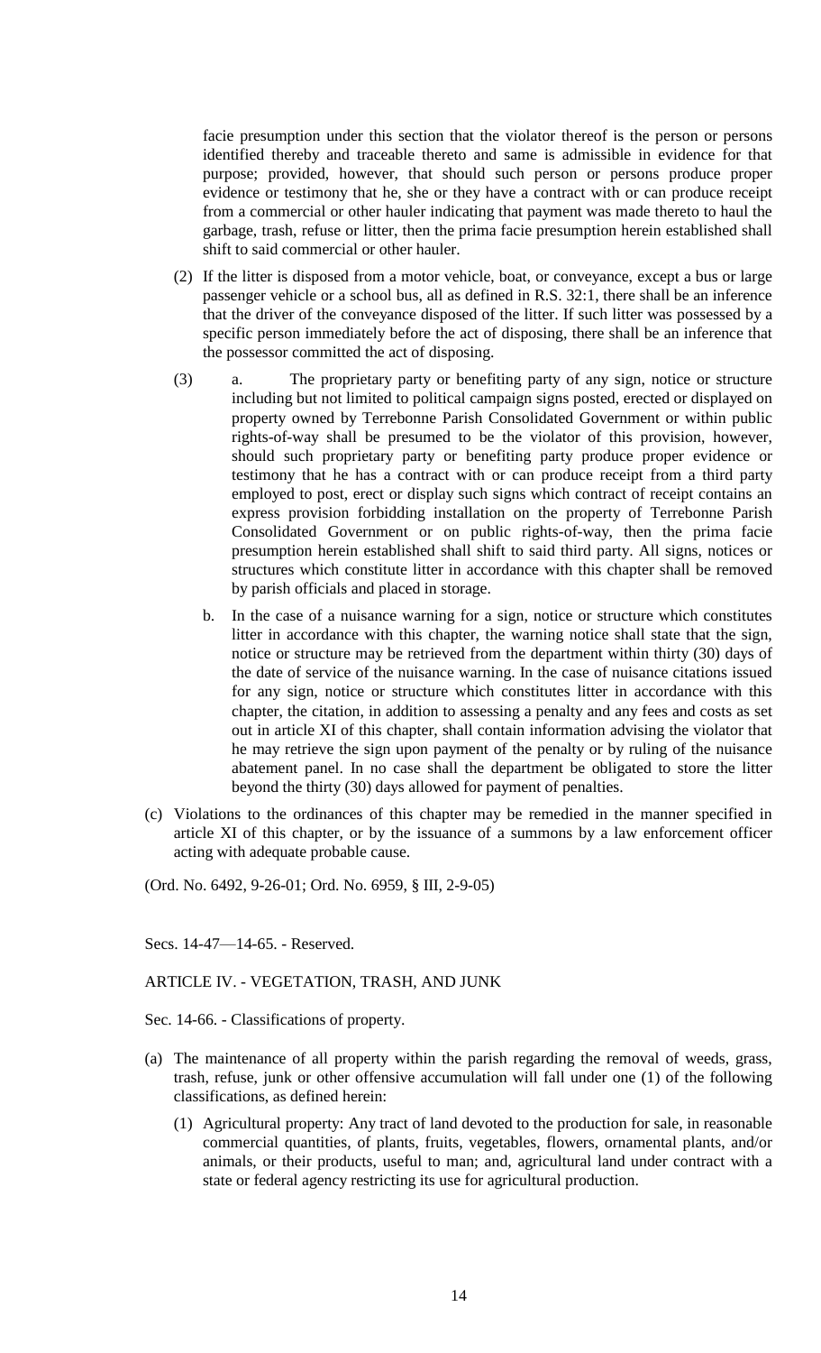facie presumption under this section that the violator thereof is the person or persons identified thereby and traceable thereto and same is admissible in evidence for that purpose; provided, however, that should such person or persons produce proper evidence or testimony that he, she or they have a contract with or can produce receipt from a commercial or other hauler indicating that payment was made thereto to haul the garbage, trash, refuse or litter, then the prima facie presumption herein established shall shift to said commercial or other hauler.

(2) If the litter is disposed from a motor vehicle, boat, or conveyance, except a bus or large passenger vehicle or a school bus, all as defined in R.S. 32:1, there shall be an inference that the driver of the conveyance disposed of the litter. If such litter was possessed by a specific person immediately before the act of disposing, there shall be an inference that the possessor committed the act of disposing.

(3) a. The proprietary party or benefiting party of any sign, notice or structure including but not limited to political campaign signs posted, erected or displayed on property owned by Terrebonne Parish Consolidated Government or within public rights-of-way shall be presumed to be the violator of this provision, however, should such proprietary party or benefiting party produce proper evidence or testimony that he has a contract with or can produce receipt from a third party employed to post, erect or display such signs which contract of receipt contains an express provision forbidding installation on the property of Terrebonne Parish Consolidated Government or on public rights-of-way, then the prima facie presumption herein established shall shift to said third party. All signs, notices or structures which constitute litter in accordance with this chapter shall be removed by parish officials and placed in storage.

b. In the case of a nuisance warning for a sign, notice or structure which constitutes litter in accordance with this chapter, the warning notice shall state that the sign, notice or structure may be retrieved from the department within thirty (30) days of the date of service of the nuisance warning. In the case of nuisance citations issued for any sign, notice or structure which constitutes litter in accordance with this chapter, the citation, in addition to assessing a penalty and any fees and costs as set out in article XI of this chapter, shall contain information advising the violator that he may retrieve the sign upon payment of the penalty or by ruling of the nuisance abatement panel. In no case shall the department be obligated to store the litter beyond the thirty (30) days allowed for payment of penalties.

(c) Violations to the ordinances of this chapter may be remedied in the manner specified in article XI of this chapter, or by the issuance of a summons by a law enforcement officer acting with adequate probable cause.

(Ord. No. 6492, 9-26-01; Ord. No. 6959, § III, 2-9-05)

Secs. 14-47—14-65. - Reserved.

## ARTICLE IV. - VEGETATION, TRASH, AND JUNK

### Sec. 14-66. - Classifications of property.

(a) The maintenance of all property within the parish regarding the removal of weeds, grass, trash, refuse, junk or other offensive accumulation will fall under one (1) of the following classifications, as defined herein:

(1) Agricultural property: Any tract of land devoted to the production for sale, in reasonable commercial quantities, of plants, fruits, vegetables, flowers, ornamental plants, and/or animals, or their products, useful to man; and, agricultural land under contract with a state or federal agency restricting its use for agricultural production.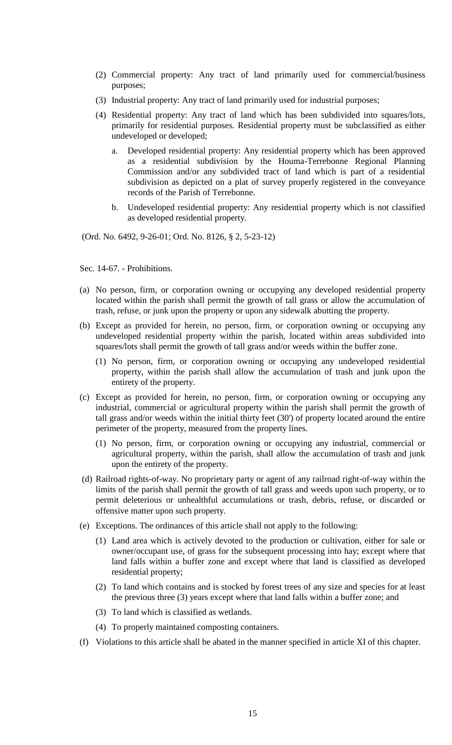(2) Commercial property: Any tract of land primarily used for commercial/business purposes;

(3) Industrial property: Any tract of land primarily used for industrial purposes;

(4) Residential property: Any tract of land which has been subdivided into squares/lots, primarily for residential purposes. Residential property must be subclassified as either undeveloped or developed;

a. Developed residential property: Any residential property which has been approved as a residential subdivision by the Houma-Terrebonne Regional Planning Commission and/or any subdivided tract of land which is part of a residential subdivision as depicted on a plat of survey properly registered in the conveyance records of the Parish of Terrebonne.

b. Undeveloped residential property: Any residential property which is not classified as developed residential property.

(Ord. No. 6492, 9-26-01; Ord. No. 8126, § 2, 5-23-12)

Sec. 14-67. - Prohibitions.

(a) No person, firm, or corporation owning or occupying any developed residential property located within the parish shall permit the growth of tall grass or allow the accumulation of trash, refuse, or junk upon the property or upon any sidewalk abutting the property.

(b) Except as provided for herein, no person, firm, or corporation owning or occupying any undeveloped residential property within the parish, located within areas subdivided into squares/lots shall permit the growth of tall grass and/or weeds within the buffer zone.

(1) No person, firm, or corporation owning or occupying any undeveloped residential property, within the parish shall allow the accumulation of trash and junk upon the entirety of the property.

(c) Except as provided for herein, no person, firm, or corporation owning or occupying any industrial, commercial or agricultural property within the parish shall permit the growth of tall grass and/or weeds within the initial thirty feet (30') of property located around the entire perimeter of the property, measured from the property lines.

(1) No person, firm, or corporation owning or occupying any industrial, commercial or agricultural property, within the parish, shall allow the accumulation of trash and junk upon the entirety of the property.

(d) Railroad rights-of-way. No proprietary party or agent of any railroad right-of-way within the limits of the parish shall permit the growth of tall grass and weeds upon such property, or to permit deleterious or unhealthful accumulations or trash, debris, refuse, or discarded or offensive matter upon such property.

(e) Exceptions. The ordinances of this article shall not apply to the following:

(1) Land area which is actively devoted to the production or cultivation, either for sale or owner/occupant use, of grass for the subsequent processing into hay; except where that land falls within a buffer zone and except where that land is classified as developed residential property;

(2) To land which contains and is stocked by forest trees of any size and species for at least the previous three (3) years except where that land falls within a buffer zone; and

(3) To land which is classified as wetlands.

(4) To properly maintained composting containers.

(f) Violations to this article shall be abated in the manner specified in article XI of this chapter.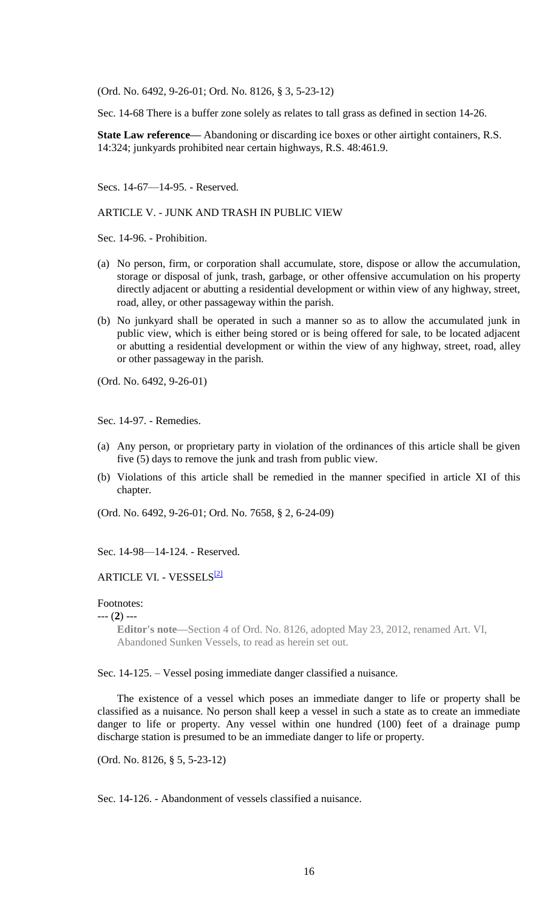(Ord. No. 6492, 9-26-01; Ord. No. 8126, § 3, 5-23-12)

Sec. 14-68 There is a buffer zone solely as relates to tall grass as defined in section 14-26.

**State Law reference—** Abandoning or discarding ice boxes or other airtight containers, R.S. 14:324; junkyards prohibited near certain highways, R.S. 48:461.9.

Secs. 14-67—14-95. - Reserved.

## ARTICLE V. - JUNK AND TRASH IN PUBLIC VIEW

### Sec. 14-96. - Prohibition.

(a) No person, firm, or corporation shall accumulate, store, dispose or allow the accumulation, storage or disposal of junk, trash, garbage, or other offensive accumulation on his property directly adjacent or abutting a residential development or within view of any highway, street, road, alley, or other passageway within the parish.

(b) No junkyard shall be operated in such a manner so as to allow the accumulated junk in public view, which is either being stored or is being offered for sale, to be located adjacent or abutting a residential development or within the view of any highway, street, road, alley or other passageway in the parish.

(Ord. No. 6492, 9-26-01)

### Sec. 14-97. - Remedies.

(a) Any person, or proprietary party in violation of the ordinances of this article shall be given five (5) days to remove the junk and trash from public view.

(b) Violations of this article shall be remedied in the manner specified in article XI of this chapter.

(Ord. No. 6492, 9-26-01; Ord. No. 7658, § 2, 6-24-09)

Sec. 14-98—14-124. - Reserved.

## ARTICLE VI. - VESSELS[2]

Footnotes:

--- (**2**) ---

**Editor's note—**Section 4 of Ord. No. 8126, adopted May 23, 2012, renamed Art. VI, Abandoned Sunken Vessels, to read as herein set out.

### Sec. 14-125. – Vessel posing immediate danger classified a nuisance.

The existence of a vessel which poses an immediate danger to life or property shall be classified as a nuisance. No person shall keep a vessel in such a state as to create an immediate danger to life or property. Any vessel within one hundred (100) feet of a drainage pump discharge station is presumed to be an immediate danger to life or property.

(Ord. No. 8126, § 5, 5-23-12)

### Sec. 14-126. - Abandonment of vessels classified a nuisance.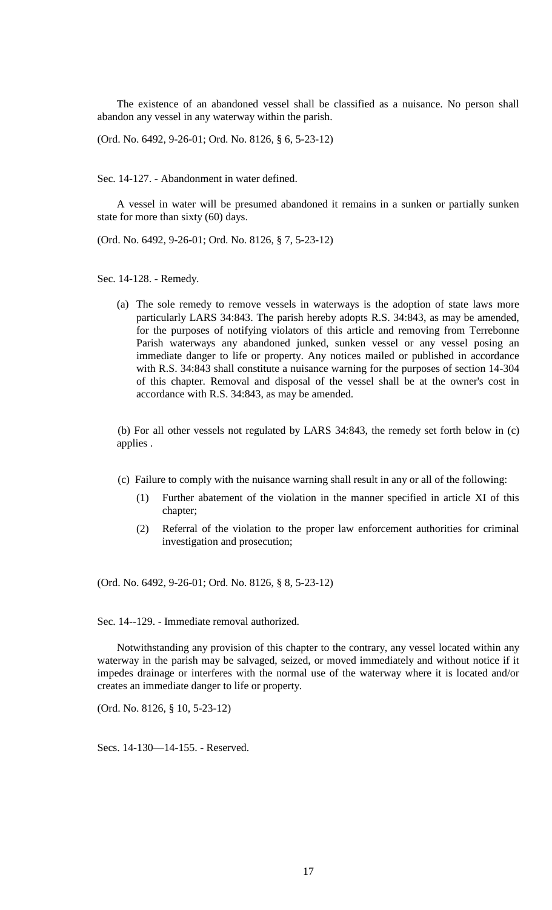The existence of an abandoned vessel shall be classified as a nuisance. No person shall abandon any vessel in any waterway within the parish.

(Ord. No. 6492, 9-26-01; Ord. No. 8126, § 6, 5-23-12)

Sec. 14-127. - Abandonment in water defined.

A vessel in water will be presumed abandoned it remains in a sunken or partially sunken state for more than sixty (60) days.

(Ord. No. 6492, 9-26-01; Ord. No. 8126, § 7, 5-23-12)

Sec. 14-128. - Remedy.

(a) The sole remedy to remove vessels in waterways is the adoption of state laws more particularly LARS 34:843. The parish hereby adopts R.S. 34:843, as may be amended, for the purposes of notifying violators of this article and removing from Terrebonne Parish waterways any abandoned junked, sunken vessel or any vessel posing an immediate danger to life or property. Any notices mailed or published in accordance with R.S. 34:843 shall constitute a nuisance warning for the purposes of section 14-304 of this chapter. Removal and disposal of the vessel shall be at the owner's cost in accordance with R.S. 34:843, as may be amended.

(b) For all other vessels not regulated by LARS 34:843, the remedy set forth below in (c) applies .

(c) Failure to comply with the nuisance warning shall result in any or all of the following:

(1) Further abatement of the violation in the manner specified in article XI of this chapter;

(2) Referral of the violation to the proper law enforcement authorities for criminal investigation and prosecution;

(Ord. No. 6492, 9-26-01; Ord. No. 8126, § 8, 5-23-12)

Sec. 14--129. - Immediate removal authorized.

Notwithstanding any provision of this chapter to the contrary, any vessel located within any waterway in the parish may be salvaged, seized, or moved immediately and without notice if it impedes drainage or interferes with the normal use of the waterway where it is located and/or creates an immediate danger to life or property.

(Ord. No. 8126, § 10, 5-23-12)

Secs. 14-130—14-155. - Reserved.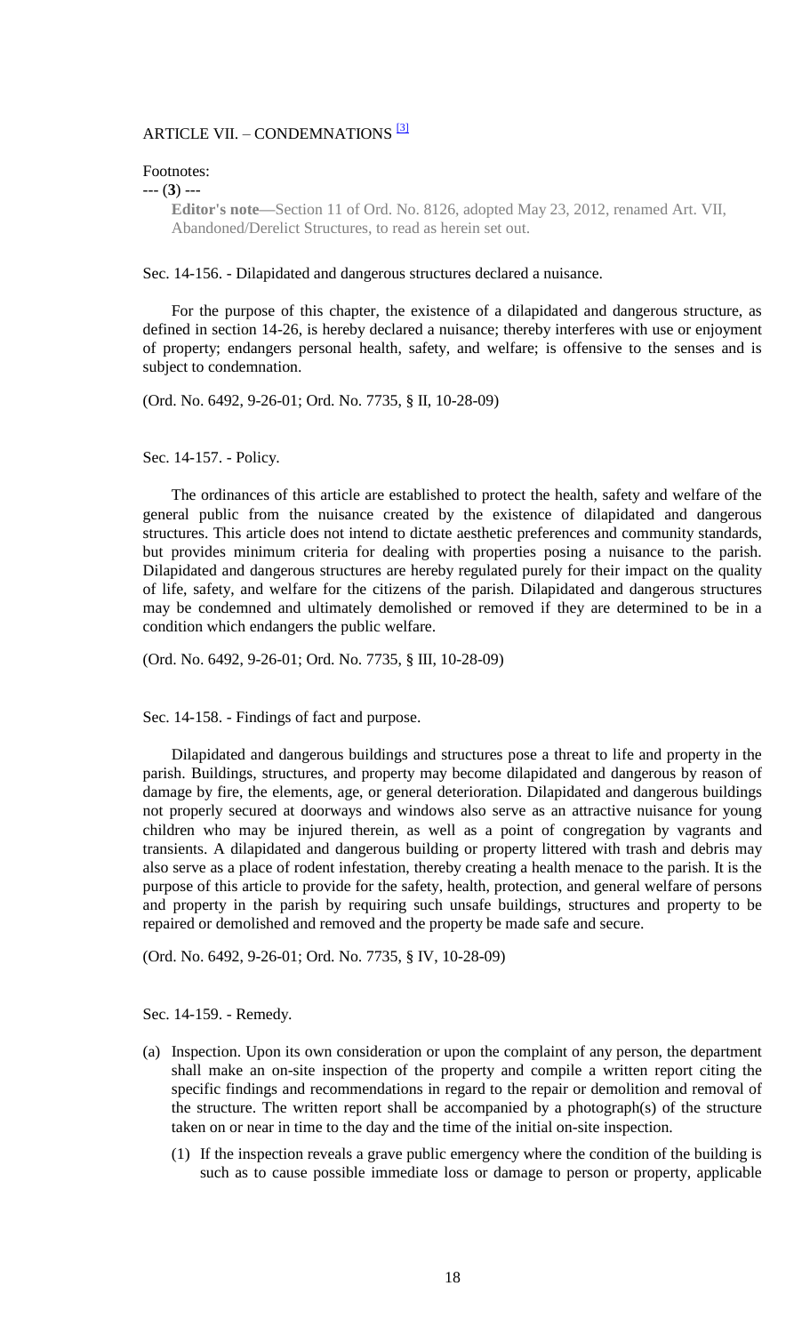## ARTICLE VII. – CONDEMNATIONS [3]

Footnotes:

--- (**3**) ---

**Editor's note—**Section 11 of Ord. No. 8126, adopted May 23, 2012, renamed Art. VII, Abandoned/Derelict Structures, to read as herein set out.

### Sec. 14-156. - Dilapidated and dangerous structures declared a nuisance.

For the purpose of this chapter, the existence of a dilapidated and dangerous structure, as defined in section 14-26, is hereby declared a nuisance; thereby interferes with use or enjoyment of property; endangers personal health, safety, and welfare; is offensive to the senses and is subject to condemnation.

(Ord. No. 6492, 9-26-01; Ord. No. 7735, § II, 10-28-09)

### Sec. 14-157. - Policy.

The ordinances of this article are established to protect the health, safety and welfare of the general public from the nuisance created by the existence of dilapidated and dangerous structures. This article does not intend to dictate aesthetic preferences and community standards, but provides minimum criteria for dealing with properties posing a nuisance to the parish. Dilapidated and dangerous structures are hereby regulated purely for their impact on the quality of life, safety, and welfare for the citizens of the parish. Dilapidated and dangerous structures may be condemned and ultimately demolished or removed if they are determined to be in a condition which endangers the public welfare.

(Ord. No. 6492, 9-26-01; Ord. No. 7735, § III, 10-28-09)

### Sec. 14-158. - Findings of fact and purpose.

Dilapidated and dangerous buildings and structures pose a threat to life and property in the parish. Buildings, structures, and property may become dilapidated and dangerous by reason of damage by fire, the elements, age, or general deterioration. Dilapidated and dangerous buildings not properly secured at doorways and windows also serve as an attractive nuisance for young children who may be injured therein, as well as a point of congregation by vagrants and transients. A dilapidated and dangerous building or property littered with trash and debris may also serve as a place of rodent infestation, thereby creating a health menace to the parish. It is the purpose of this article to provide for the safety, health, protection, and general welfare of persons and property in the parish by requiring such unsafe buildings, structures and property to be repaired or demolished and removed and the property be made safe and secure.

(Ord. No. 6492, 9-26-01; Ord. No. 7735, § IV, 10-28-09)

### Sec. 14-159. - Remedy.

(a) Inspection. Upon its own consideration or upon the complaint of any person, the department shall make an on-site inspection of the property and compile a written report citing the specific findings and recommendations in regard to the repair or demolition and removal of the structure. The written report shall be accompanied by a photograph(s) of the structure taken on or near in time to the day and the time of the initial on-site inspection.

   (1) If the inspection reveals a grave public emergency where the condition of the building is such as to cause possible immediate loss or damage to person or property, applicable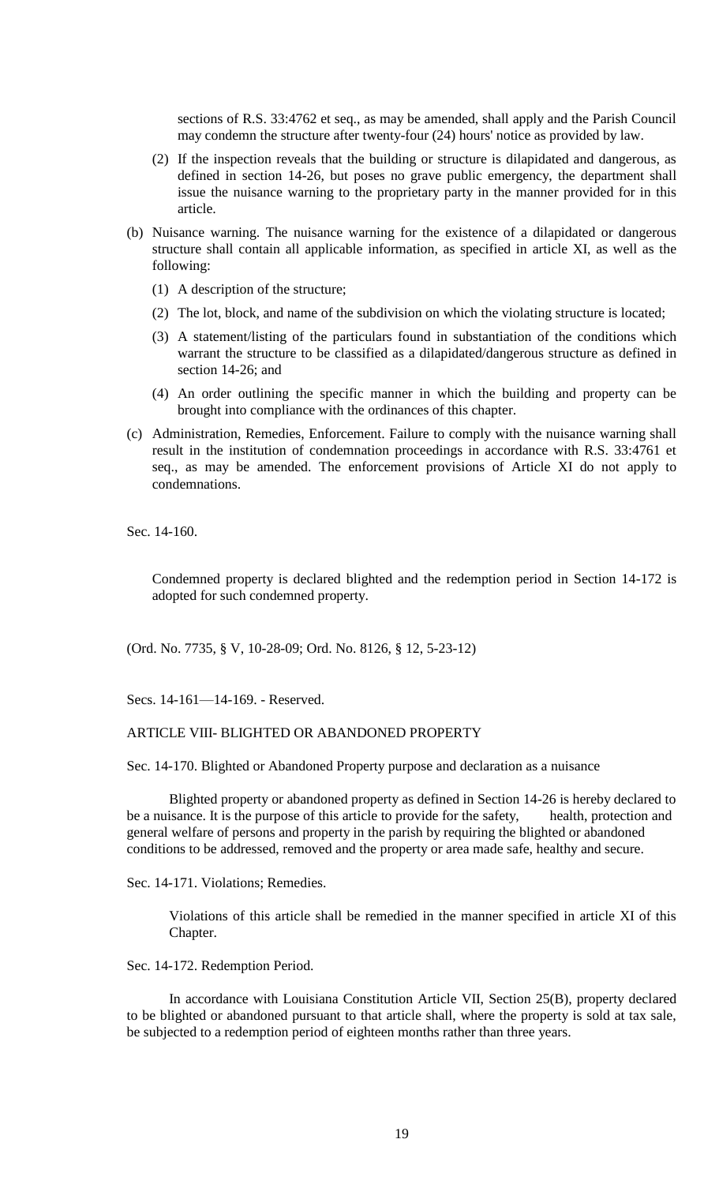sections of R.S. 33:4762 et seq., as may be amended, shall apply and the Parish Council may condemn the structure after twenty-four (24) hours' notice as provided by law.

(2) If the inspection reveals that the building or structure is dilapidated and dangerous, as defined in section 14-26, but poses no grave public emergency, the department shall issue the nuisance warning to the proprietary party in the manner provided for in this article.

(b) Nuisance warning. The nuisance warning for the existence of a dilapidated or dangerous structure shall contain all applicable information, as specified in article XI, as well as the following:

(1) A description of the structure;

(2) The lot, block, and name of the subdivision on which the violating structure is located;

(3) A statement/listing of the particulars found in substantiation of the conditions which warrant the structure to be classified as a dilapidated/dangerous structure as defined in section 14-26; and

(4) An order outlining the specific manner in which the building and property can be brought into compliance with the ordinances of this chapter.

(c) Administration, Remedies, Enforcement. Failure to comply with the nuisance warning shall result in the institution of condemnation proceedings in accordance with R.S. 33:4761 et seq., as may be amended. The enforcement provisions of Article XI do not apply to condemnations.

Sec. 14-160.

Condemned property is declared blighted and the redemption period in Section 14-172 is adopted for such condemned property.

(Ord. No. 7735, § V, 10-28-09; Ord. No. 8126, § 12, 5-23-12)

Secs. 14-161—14-169. - Reserved.

ARTICLE VIII- BLIGHTED OR ABANDONED PROPERTY

Sec. 14-170. Blighted or Abandoned Property purpose and declaration as a nuisance

Blighted property or abandoned property as defined in Section 14-26 is hereby declared to be a nuisance. It is the purpose of this article to provide for the safety, health, protection and general welfare of persons and property in the parish by requiring the blighted or abandoned conditions to be addressed, removed and the property or area made safe, healthy and secure.

Sec. 14-171. Violations; Remedies.

Violations of this article shall be remedied in the manner specified in article XI of this Chapter.

Sec. 14-172. Redemption Period.

In accordance with Louisiana Constitution Article VII, Section 25(B), property declared to be blighted or abandoned pursuant to that article shall, where the property is sold at tax sale, be subjected to a redemption period of eighteen months rather than three years.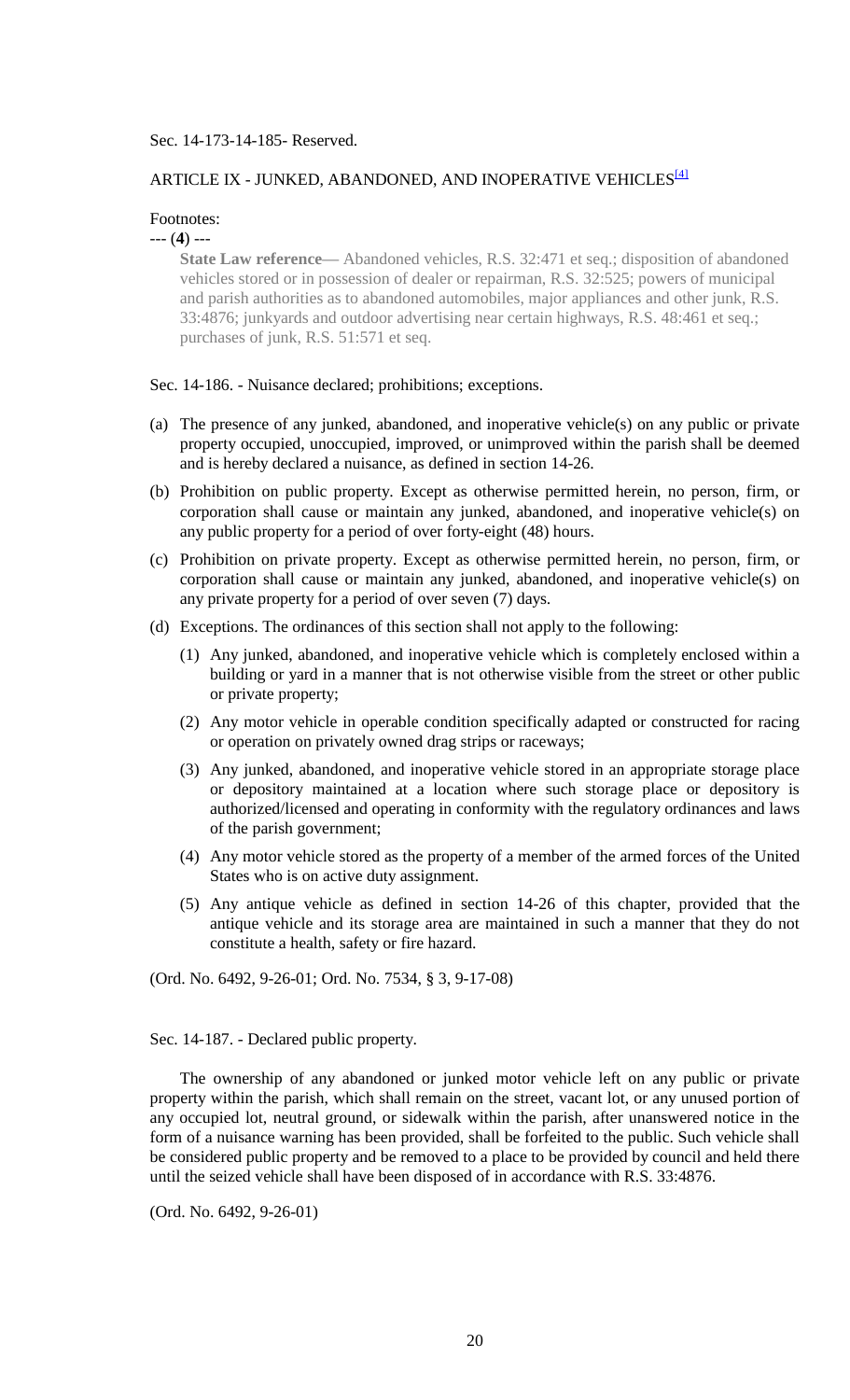Sec. 14-173-14-185- Reserved.

## ARTICLE IX - JUNKED, ABANDONED, AND INOPERATIVE VEHICLES[4]

Footnotes:

--- (**4**) ---

**State Law reference—** Abandoned vehicles, R.S. 32:471 et seq.; disposition of abandoned vehicles stored or in possession of dealer or repairman, R.S. 32:525; powers of municipal and parish authorities as to abandoned automobiles, major appliances and other junk, R.S. 33:4876; junkyards and outdoor advertising near certain highways, R.S. 48:461 et seq.; purchases of junk, R.S. 51:571 et seq.

Sec. 14-186. - Nuisance declared; prohibitions; exceptions.

(a) The presence of any junked, abandoned, and inoperative vehicle(s) on any public or private property occupied, unoccupied, improved, or unimproved within the parish shall be deemed and is hereby declared a nuisance, as defined in section 14-26.

(b) Prohibition on public property. Except as otherwise permitted herein, no person, firm, or corporation shall cause or maintain any junked, abandoned, and inoperative vehicle(s) on any public property for a period of over forty-eight (48) hours.

(c) Prohibition on private property. Except as otherwise permitted herein, no person, firm, or corporation shall cause or maintain any junked, abandoned, and inoperative vehicle(s) on any private property for a period of over seven (7) days.

(d) Exceptions. The ordinances of this section shall not apply to the following:

  (1) Any junked, abandoned, and inoperative vehicle which is completely enclosed within a building or yard in a manner that is not otherwise visible from the street or other public or private property;

  (2) Any motor vehicle in operable condition specifically adapted or constructed for racing or operation on privately owned drag strips or raceways;

  (3) Any junked, abandoned, and inoperative vehicle stored in an appropriate storage place or depository maintained at a location where such storage place or depository is authorized/licensed and operating in conformity with the regulatory ordinances and laws of the parish government;

  (4) Any motor vehicle stored as the property of a member of the armed forces of the United States who is on active duty assignment.

  (5) Any antique vehicle as defined in section 14-26 of this chapter, provided that the antique vehicle and its storage area are maintained in such a manner that they do not constitute a health, safety or fire hazard.

(Ord. No. 6492, 9-26-01; Ord. No. 7534, § 3, 9-17-08)

Sec. 14-187. - Declared public property.

The ownership of any abandoned or junked motor vehicle left on any public or private property within the parish, which shall remain on the street, vacant lot, or any unused portion of any occupied lot, neutral ground, or sidewalk within the parish, after unanswered notice in the form of a nuisance warning has been provided, shall be forfeited to the public. Such vehicle shall be considered public property and be removed to a place to be provided by council and held there until the seized vehicle shall have been disposed of in accordance with R.S. 33:4876.

(Ord. No. 6492, 9-26-01)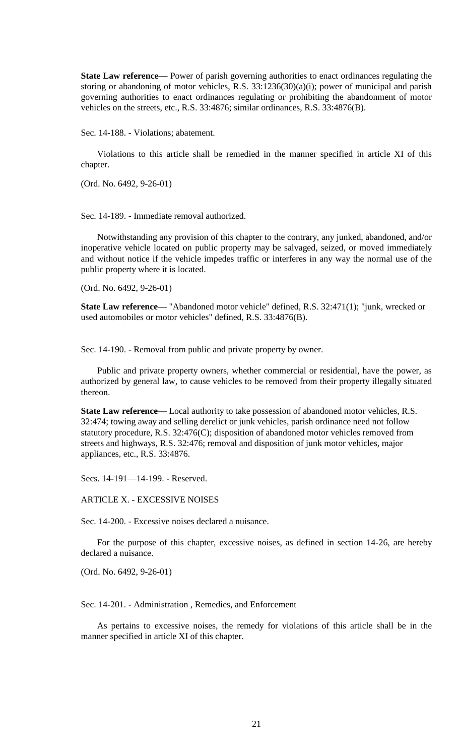**State Law reference—** Power of parish governing authorities to enact ordinances regulating the storing or abandoning of motor vehicles, R.S. 33:1236(30)(a)(i); power of municipal and parish governing authorities to enact ordinances regulating or prohibiting the abandonment of motor vehicles on the streets, etc., R.S. 33:4876; similar ordinances, R.S. 33:4876(B).

Sec. 14-188. - Violations; abatement.

Violations to this article shall be remedied in the manner specified in article XI of this chapter.

(Ord. No. 6492, 9-26-01)

Sec. 14-189. - Immediate removal authorized.

Notwithstanding any provision of this chapter to the contrary, any junked, abandoned, and/or inoperative vehicle located on public property may be salvaged, seized, or moved immediately and without notice if the vehicle impedes traffic or interferes in any way the normal use of the public property where it is located.

(Ord. No. 6492, 9-26-01)

**State Law reference—** "Abandoned motor vehicle" defined, R.S. 32:471(1); "junk, wrecked or used automobiles or motor vehicles" defined, R.S. 33:4876(B).

Sec. 14-190. - Removal from public and private property by owner.

Public and private property owners, whether commercial or residential, have the power, as authorized by general law, to cause vehicles to be removed from their property illegally situated thereon.

**State Law reference—** Local authority to take possession of abandoned motor vehicles, R.S. 32:474; towing away and selling derelict or junk vehicles, parish ordinance need not follow statutory procedure, R.S. 32:476(C); disposition of abandoned motor vehicles removed from streets and highways, R.S. 32:476; removal and disposition of junk motor vehicles, major appliances, etc., R.S. 33:4876.

Secs. 14-191—14-199. - Reserved.

ARTICLE X. - EXCESSIVE NOISES

Sec. 14-200. - Excessive noises declared a nuisance.

For the purpose of this chapter, excessive noises, as defined in section 14-26, are hereby declared a nuisance.

(Ord. No. 6492, 9-26-01)

Sec. 14-201. - Administration , Remedies, and Enforcement

As pertains to excessive noises, the remedy for violations of this article shall be in the manner specified in article XI of this chapter.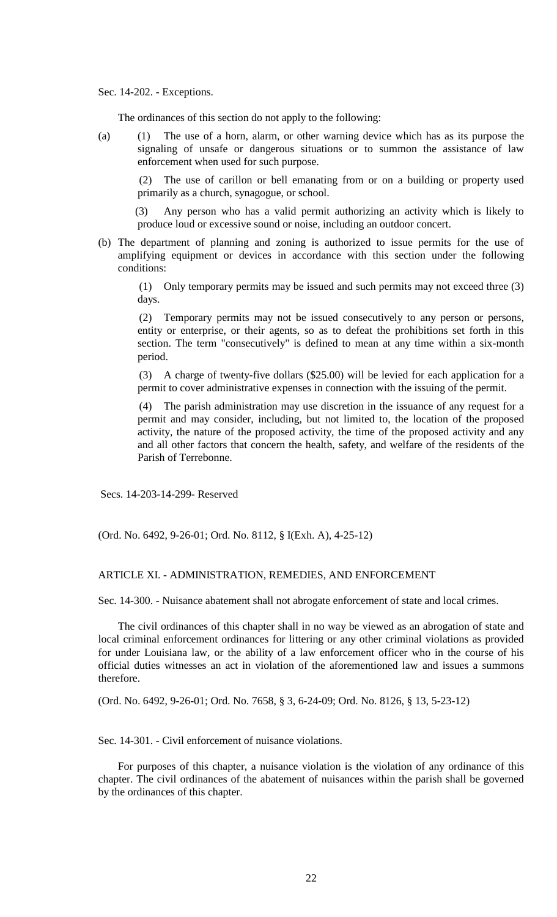Sec. 14-202. - Exceptions.

The ordinances of this section do not apply to the following:

(a) (1) The use of a horn, alarm, or other warning device which has as its purpose the signaling of unsafe or dangerous situations or to summon the assistance of law enforcement when used for such purpose.

(2) The use of carillon or bell emanating from or on a building or property used primarily as a church, synagogue, or school.

(3) Any person who has a valid permit authorizing an activity which is likely to produce loud or excessive sound or noise, including an outdoor concert.

(b) The department of planning and zoning is authorized to issue permits for the use of amplifying equipment or devices in accordance with this section under the following conditions:

(1) Only temporary permits may be issued and such permits may not exceed three (3) days.

(2) Temporary permits may not be issued consecutively to any person or persons, entity or enterprise, or their agents, so as to defeat the prohibitions set forth in this section. The term "consecutively" is defined to mean at any time within a six-month period.

(3) A charge of twenty-five dollars ($25.00) will be levied for each application for a permit to cover administrative expenses in connection with the issuing of the permit.

(4) The parish administration may use discretion in the issuance of any request for a permit and may consider, including, but not limited to, the location of the proposed activity, the nature of the proposed activity, the time of the proposed activity and any and all other factors that concern the health, safety, and welfare of the residents of the Parish of Terrebonne.

Secs. 14-203-14-299- Reserved

(Ord. No. 6492, 9-26-01; Ord. No. 8112, § I(Exh. A), 4-25-12)

## ARTICLE XI. - ADMINISTRATION, REMEDIES, AND ENFORCEMENT

Sec. 14-300. - Nuisance abatement shall not abrogate enforcement of state and local crimes.

The civil ordinances of this chapter shall in no way be viewed as an abrogation of state and local criminal enforcement ordinances for littering or any other criminal violations as provided for under Louisiana law, or the ability of a law enforcement officer who in the course of his official duties witnesses an act in violation of the aforementioned law and issues a summons therefore.

(Ord. No. 6492, 9-26-01; Ord. No. 7658, § 3, 6-24-09; Ord. No. 8126, § 13, 5-23-12)

Sec. 14-301. - Civil enforcement of nuisance violations.

For purposes of this chapter, a nuisance violation is the violation of any ordinance of this chapter. The civil ordinances of the abatement of nuisances within the parish shall be governed by the ordinances of this chapter.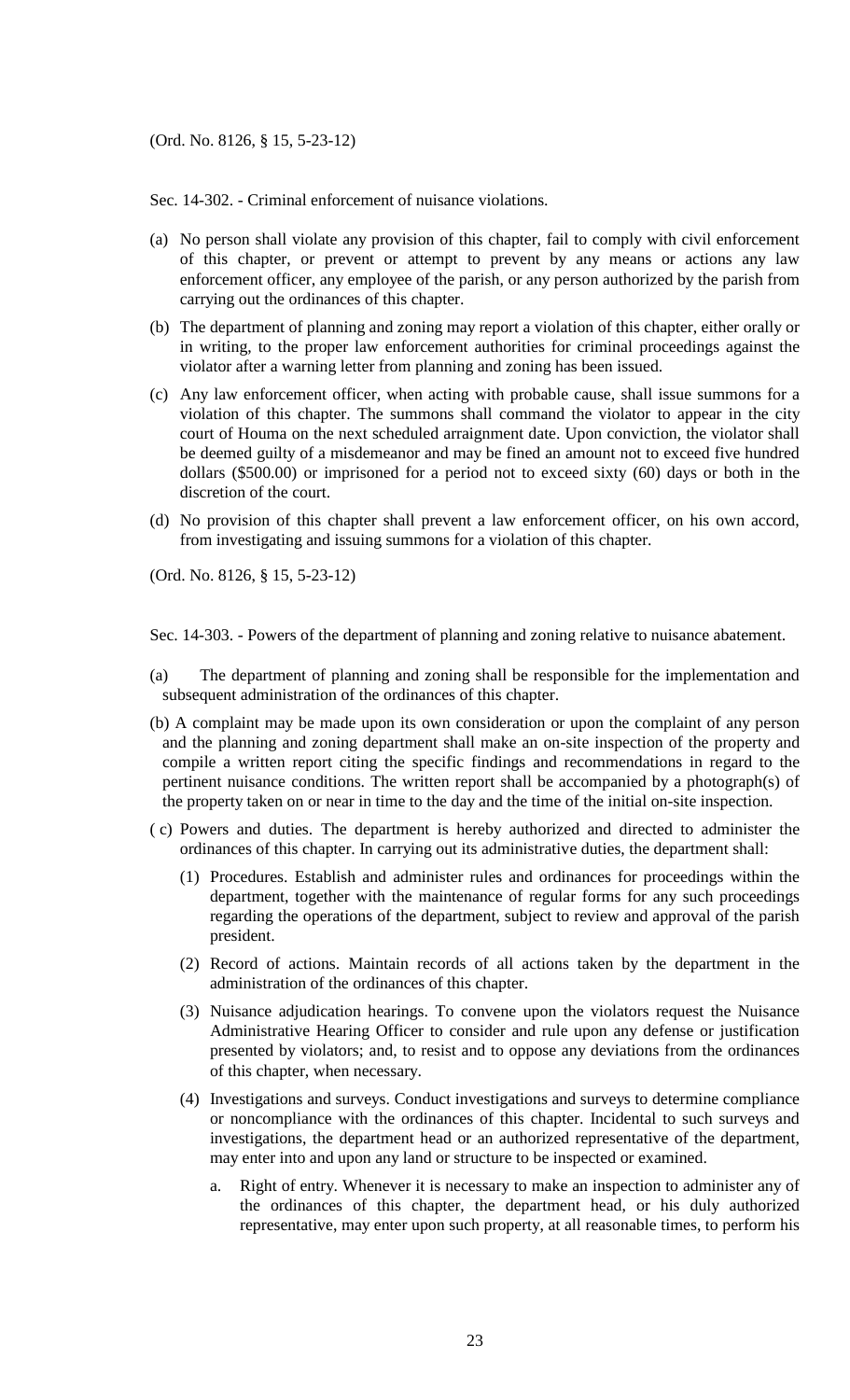(Ord. No. 8126, § 15, 5-23-12)

Sec. 14-302. - Criminal enforcement of nuisance violations.

(a) No person shall violate any provision of this chapter, fail to comply with civil enforcement of this chapter, or prevent or attempt to prevent by any means or actions any law enforcement officer, any employee of the parish, or any person authorized by the parish from carrying out the ordinances of this chapter.

(b) The department of planning and zoning may report a violation of this chapter, either orally or in writing, to the proper law enforcement authorities for criminal proceedings against the violator after a warning letter from planning and zoning has been issued.

(c) Any law enforcement officer, when acting with probable cause, shall issue summons for a violation of this chapter. The summons shall command the violator to appear in the city court of Houma on the next scheduled arraignment date. Upon conviction, the violator shall be deemed guilty of a misdemeanor and may be fined an amount not to exceed five hundred dollars ($500.00) or imprisoned for a period not to exceed sixty (60) days or both in the discretion of the court.

(d) No provision of this chapter shall prevent a law enforcement officer, on his own accord, from investigating and issuing summons for a violation of this chapter.

(Ord. No. 8126, § 15, 5-23-12)

Sec. 14-303. - Powers of the department of planning and zoning relative to nuisance abatement.

(a) The department of planning and zoning shall be responsible for the implementation and subsequent administration of the ordinances of this chapter.

(b) A complaint may be made upon its own consideration or upon the complaint of any person and the planning and zoning department shall make an on-site inspection of the property and compile a written report citing the specific findings and recommendations in regard to the pertinent nuisance conditions. The written report shall be accompanied by a photograph(s) of the property taken on or near in time to the day and the time of the initial on-site inspection.

( c) Powers and duties. The department is hereby authorized and directed to administer the ordinances of this chapter. In carrying out its administrative duties, the department shall:

   (1) Procedures. Establish and administer rules and ordinances for proceedings within the department, together with the maintenance of regular forms for any such proceedings regarding the operations of the department, subject to review and approval of the parish president.

   (2) Record of actions. Maintain records of all actions taken by the department in the administration of the ordinances of this chapter.

   (3) Nuisance adjudication hearings. To convene upon the violators request the Nuisance Administrative Hearing Officer to consider and rule upon any defense or justification presented by violators; and, to resist and to oppose any deviations from the ordinances of this chapter, when necessary.

   (4) Investigations and surveys. Conduct investigations and surveys to determine compliance or noncompliance with the ordinances of this chapter. Incidental to such surveys and investigations, the department head or an authorized representative of the department, may enter into and upon any land or structure to be inspected or examined.

      a. Right of entry. Whenever it is necessary to make an inspection to administer any of the ordinances of this chapter, the department head, or his duly authorized representative, may enter upon such property, at all reasonable times, to perform his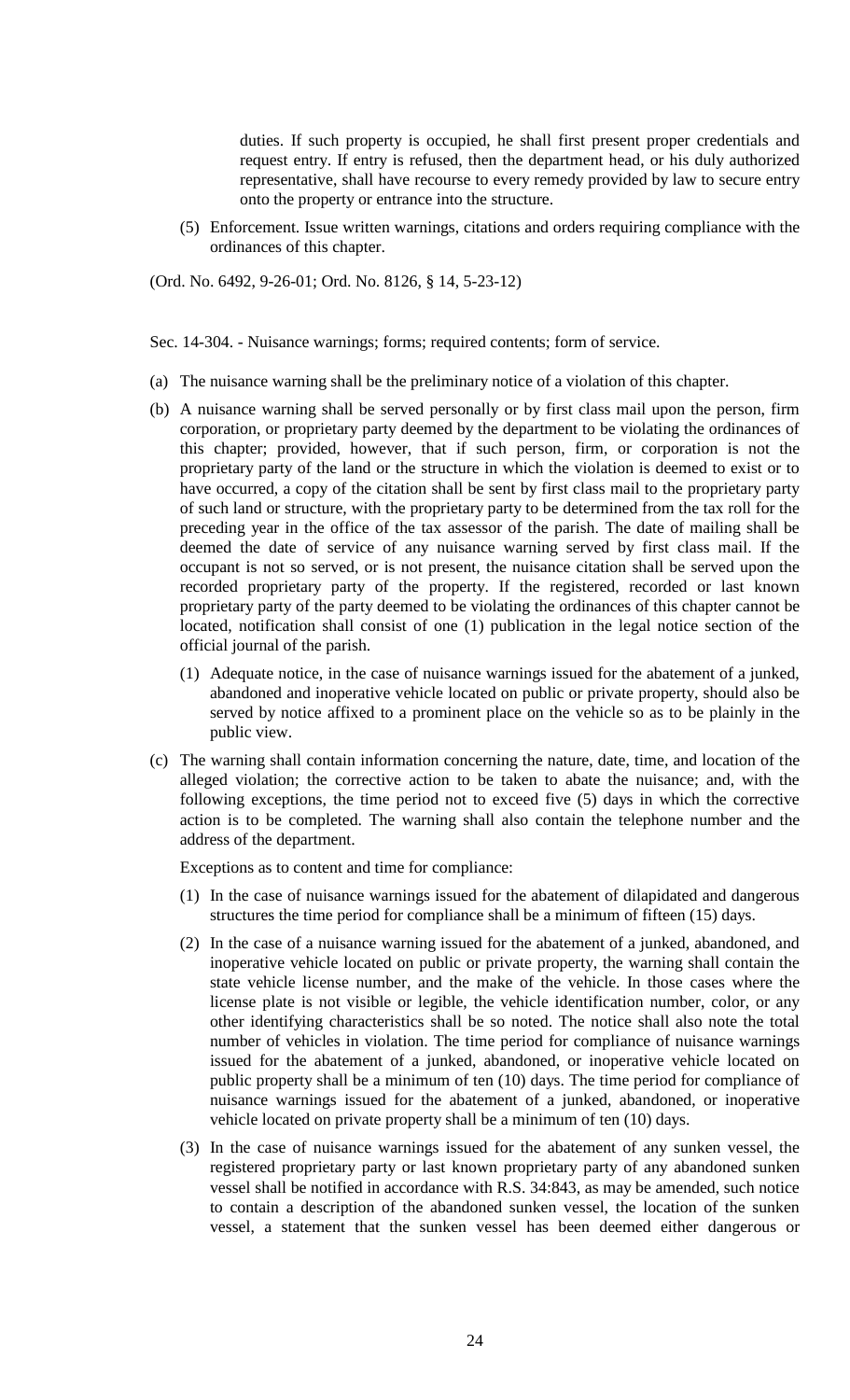duties. If such property is occupied, he shall first present proper credentials and request entry. If entry is refused, then the department head, or his duly authorized representative, shall have recourse to every remedy provided by law to secure entry onto the property or entrance into the structure.

(5) Enforcement. Issue written warnings, citations and orders requiring compliance with the ordinances of this chapter.

(Ord. No. 6492, 9-26-01; Ord. No. 8126, § 14, 5-23-12)

Sec. 14-304. - Nuisance warnings; forms; required contents; form of service.

(a) The nuisance warning shall be the preliminary notice of a violation of this chapter.

(b) A nuisance warning shall be served personally or by first class mail upon the person, firm corporation, or proprietary party deemed by the department to be violating the ordinances of this chapter; provided, however, that if such person, firm, or corporation is not the proprietary party of the land or the structure in which the violation is deemed to exist or to have occurred, a copy of the citation shall be sent by first class mail to the proprietary party of such land or structure, with the proprietary party to be determined from the tax roll for the preceding year in the office of the tax assessor of the parish. The date of mailing shall be deemed the date of service of any nuisance warning served by first class mail. If the occupant is not so served, or is not present, the nuisance citation shall be served upon the recorded proprietary party of the property. If the registered, recorded or last known proprietary party of the party deemed to be violating the ordinances of this chapter cannot be located, notification shall consist of one (1) publication in the legal notice section of the official journal of the parish.

   (1) Adequate notice, in the case of nuisance warnings issued for the abatement of a junked, abandoned and inoperative vehicle located on public or private property, should also be served by notice affixed to a prominent place on the vehicle so as to be plainly in the public view.

(c) The warning shall contain information concerning the nature, date, time, and location of the alleged violation; the corrective action to be taken to abate the nuisance; and, with the following exceptions, the time period not to exceed five (5) days in which the corrective action is to be completed. The warning shall also contain the telephone number and the address of the department.

   Exceptions as to content and time for compliance:

   (1) In the case of nuisance warnings issued for the abatement of dilapidated and dangerous structures the time period for compliance shall be a minimum of fifteen (15) days.

   (2) In the case of a nuisance warning issued for the abatement of a junked, abandoned, and inoperative vehicle located on public or private property, the warning shall contain the state vehicle license number, and the make of the vehicle. In those cases where the license plate is not visible or legible, the vehicle identification number, color, or any other identifying characteristics shall be so noted. The notice shall also note the total number of vehicles in violation. The time period for compliance of nuisance warnings issued for the abatement of a junked, abandoned, or inoperative vehicle located on public property shall be a minimum of ten (10) days. The time period for compliance of nuisance warnings issued for the abatement of a junked, abandoned, or inoperative vehicle located on private property shall be a minimum of ten (10) days.

   (3) In the case of nuisance warnings issued for the abatement of any sunken vessel, the registered proprietary party or last known proprietary party of any abandoned sunken vessel shall be notified in accordance with R.S. 34:843, as may be amended, such notice to contain a description of the abandoned sunken vessel, the location of the sunken vessel, a statement that the sunken vessel has been deemed either dangerous or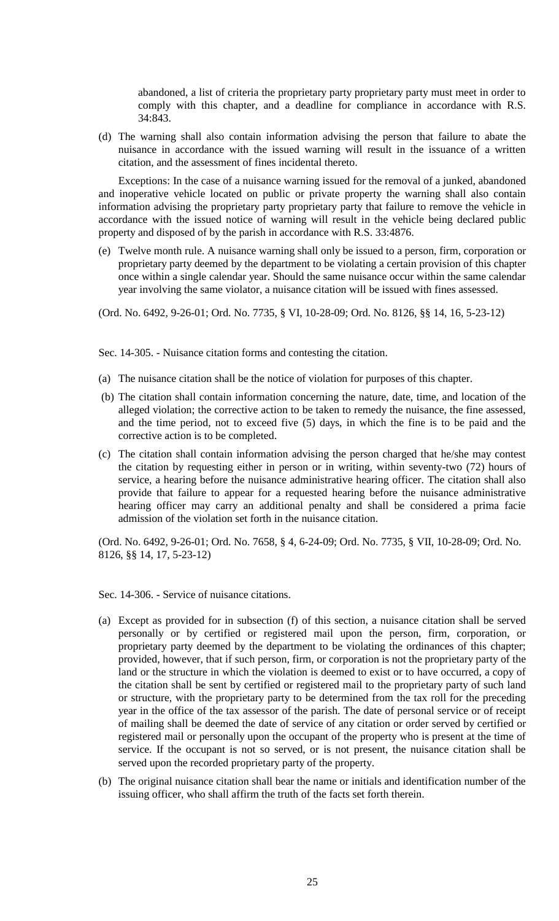abandoned, a list of criteria the proprietary party proprietary party must meet in order to comply with this chapter, and a deadline for compliance in accordance with R.S. 34:843.

(d) The warning shall also contain information advising the person that failure to abate the nuisance in accordance with the issued warning will result in the issuance of a written citation, and the assessment of fines incidental thereto.

Exceptions: In the case of a nuisance warning issued for the removal of a junked, abandoned and inoperative vehicle located on public or private property the warning shall also contain information advising the proprietary party proprietary party that failure to remove the vehicle in accordance with the issued notice of warning will result in the vehicle being declared public property and disposed of by the parish in accordance with R.S. 33:4876.

(e) Twelve month rule. A nuisance warning shall only be issued to a person, firm, corporation or proprietary party deemed by the department to be violating a certain provision of this chapter once within a single calendar year. Should the same nuisance occur within the same calendar year involving the same violator, a nuisance citation will be issued with fines assessed.

(Ord. No. 6492, 9-26-01; Ord. No. 7735, § VI, 10-28-09; Ord. No. 8126, §§ 14, 16, 5-23-12)

Sec. 14-305. - Nuisance citation forms and contesting the citation.

(a) The nuisance citation shall be the notice of violation for purposes of this chapter.

(b) The citation shall contain information concerning the nature, date, time, and location of the alleged violation; the corrective action to be taken to remedy the nuisance, the fine assessed, and the time period, not to exceed five (5) days, in which the fine is to be paid and the corrective action is to be completed.

(c) The citation shall contain information advising the person charged that he/she may contest the citation by requesting either in person or in writing, within seventy-two (72) hours of service, a hearing before the nuisance administrative hearing officer. The citation shall also provide that failure to appear for a requested hearing before the nuisance administrative hearing officer may carry an additional penalty and shall be considered a prima facie admission of the violation set forth in the nuisance citation.

(Ord. No. 6492, 9-26-01; Ord. No. 7658, § 4, 6-24-09; Ord. No. 7735, § VII, 10-28-09; Ord. No. 8126, §§ 14, 17, 5-23-12)

Sec. 14-306. - Service of nuisance citations.

(a) Except as provided for in subsection (f) of this section, a nuisance citation shall be served personally or by certified or registered mail upon the person, firm, corporation, or proprietary party deemed by the department to be violating the ordinances of this chapter; provided, however, that if such person, firm, or corporation is not the proprietary party of the land or the structure in which the violation is deemed to exist or to have occurred, a copy of the citation shall be sent by certified or registered mail to the proprietary party of such land or structure, with the proprietary party to be determined from the tax roll for the preceding year in the office of the tax assessor of the parish. The date of personal service or of receipt of mailing shall be deemed the date of service of any citation or order served by certified or registered mail or personally upon the occupant of the property who is present at the time of service. If the occupant is not so served, or is not present, the nuisance citation shall be served upon the recorded proprietary party of the property.

(b) The original nuisance citation shall bear the name or initials and identification number of the issuing officer, who shall affirm the truth of the facts set forth therein.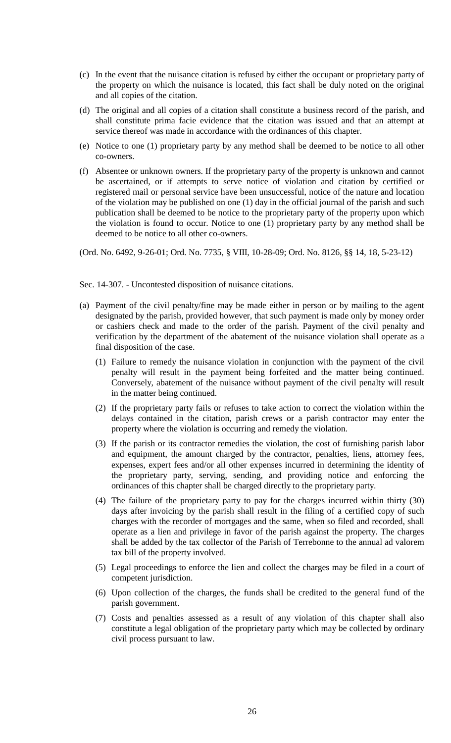(c) In the event that the nuisance citation is refused by either the occupant or proprietary party of the property on which the nuisance is located, this fact shall be duly noted on the original and all copies of the citation.

(d) The original and all copies of a citation shall constitute a business record of the parish, and shall constitute prima facie evidence that the citation was issued and that an attempt at service thereof was made in accordance with the ordinances of this chapter.

(e) Notice to one (1) proprietary party by any method shall be deemed to be notice to all other co-owners.

(f) Absentee or unknown owners. If the proprietary party of the property is unknown and cannot be ascertained, or if attempts to serve notice of violation and citation by certified or registered mail or personal service have been unsuccessful, notice of the nature and location of the violation may be published on one (1) day in the official journal of the parish and such publication shall be deemed to be notice to the proprietary party of the property upon which the violation is found to occur. Notice to one (1) proprietary party by any method shall be deemed to be notice to all other co-owners.

(Ord. No. 6492, 9-26-01; Ord. No. 7735, § VIII, 10-28-09; Ord. No. 8126, §§ 14, 18, 5-23-12)

Sec. 14-307. - Uncontested disposition of nuisance citations.

(a) Payment of the civil penalty/fine may be made either in person or by mailing to the agent designated by the parish, provided however, that such payment is made only by money order or cashiers check and made to the order of the parish. Payment of the civil penalty and verification by the department of the abatement of the nuisance violation shall operate as a final disposition of the case.

   (1) Failure to remedy the nuisance violation in conjunction with the payment of the civil penalty will result in the payment being forfeited and the matter being continued. Conversely, abatement of the nuisance without payment of the civil penalty will result in the matter being continued.

   (2) If the proprietary party fails or refuses to take action to correct the violation within the delays contained in the citation, parish crews or a parish contractor may enter the property where the violation is occurring and remedy the violation.

   (3) If the parish or its contractor remedies the violation, the cost of furnishing parish labor and equipment, the amount charged by the contractor, penalties, liens, attorney fees, expenses, expert fees and/or all other expenses incurred in determining the identity of the proprietary party, serving, sending, and providing notice and enforcing the ordinances of this chapter shall be charged directly to the proprietary party.

   (4) The failure of the proprietary party to pay for the charges incurred within thirty (30) days after invoicing by the parish shall result in the filing of a certified copy of such charges with the recorder of mortgages and the same, when so filed and recorded, shall operate as a lien and privilege in favor of the parish against the property. The charges shall be added by the tax collector of the Parish of Terrebonne to the annual ad valorem tax bill of the property involved.

   (5) Legal proceedings to enforce the lien and collect the charges may be filed in a court of competent jurisdiction.

   (6) Upon collection of the charges, the funds shall be credited to the general fund of the parish government.

   (7) Costs and penalties assessed as a result of any violation of this chapter shall also constitute a legal obligation of the proprietary party which may be collected by ordinary civil process pursuant to law.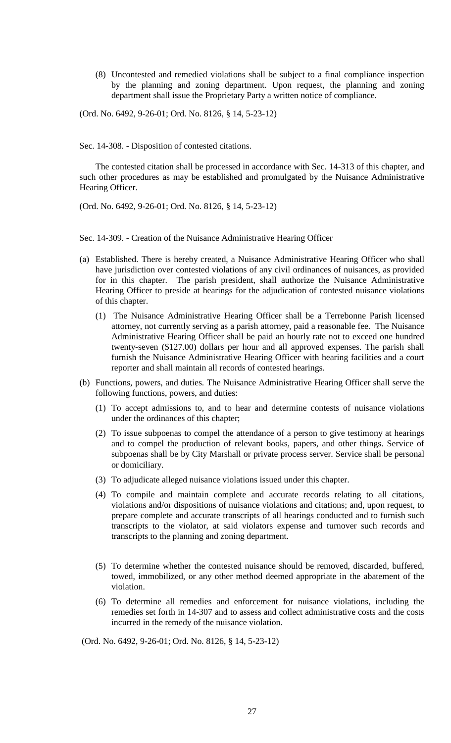(8) Uncontested and remedied violations shall be subject to a final compliance inspection by the planning and zoning department. Upon request, the planning and zoning department shall issue the Proprietary Party a written notice of compliance.

(Ord. No. 6492, 9-26-01; Ord. No. 8126, § 14, 5-23-12)

Sec. 14-308. - Disposition of contested citations.

The contested citation shall be processed in accordance with Sec. 14-313 of this chapter, and such other procedures as may be established and promulgated by the Nuisance Administrative Hearing Officer.

(Ord. No. 6492, 9-26-01; Ord. No. 8126, § 14, 5-23-12)

Sec. 14-309. - Creation of the Nuisance Administrative Hearing Officer

(a) Established. There is hereby created, a Nuisance Administrative Hearing Officer who shall have jurisdiction over contested violations of any civil ordinances of nuisances, as provided for in this chapter. The parish president, shall authorize the Nuisance Administrative Hearing Officer to preside at hearings for the adjudication of contested nuisance violations of this chapter.

   (1) The Nuisance Administrative Hearing Officer shall be a Terrebonne Parish licensed attorney, not currently serving as a parish attorney, paid a reasonable fee. The Nuisance Administrative Hearing Officer shall be paid an hourly rate not to exceed one hundred twenty-seven (\$127.00) dollars per hour and all approved expenses. The parish shall furnish the Nuisance Administrative Hearing Officer with hearing facilities and a court reporter and shall maintain all records of contested hearings.

(b) Functions, powers, and duties. The Nuisance Administrative Hearing Officer shall serve the following functions, powers, and duties:

   (1) To accept admissions to, and to hear and determine contests of nuisance violations under the ordinances of this chapter;

   (2) To issue subpoenas to compel the attendance of a person to give testimony at hearings and to compel the production of relevant books, papers, and other things. Service of subpoenas shall be by City Marshall or private process server. Service shall be personal or domiciliary.

   (3) To adjudicate alleged nuisance violations issued under this chapter.

   (4) To compile and maintain complete and accurate records relating to all citations, violations and/or dispositions of nuisance violations and citations; and, upon request, to prepare complete and accurate transcripts of all hearings conducted and to furnish such transcripts to the violator, at said violators expense and turnover such records and transcripts to the planning and zoning department.

   (5) To determine whether the contested nuisance should be removed, discarded, buffered, towed, immobilized, or any other method deemed appropriate in the abatement of the violation.

   (6) To determine all remedies and enforcement for nuisance violations, including the remedies set forth in 14-307 and to assess and collect administrative costs and the costs incurred in the remedy of the nuisance violation.

(Ord. No. 6492, 9-26-01; Ord. No. 8126, § 14, 5-23-12)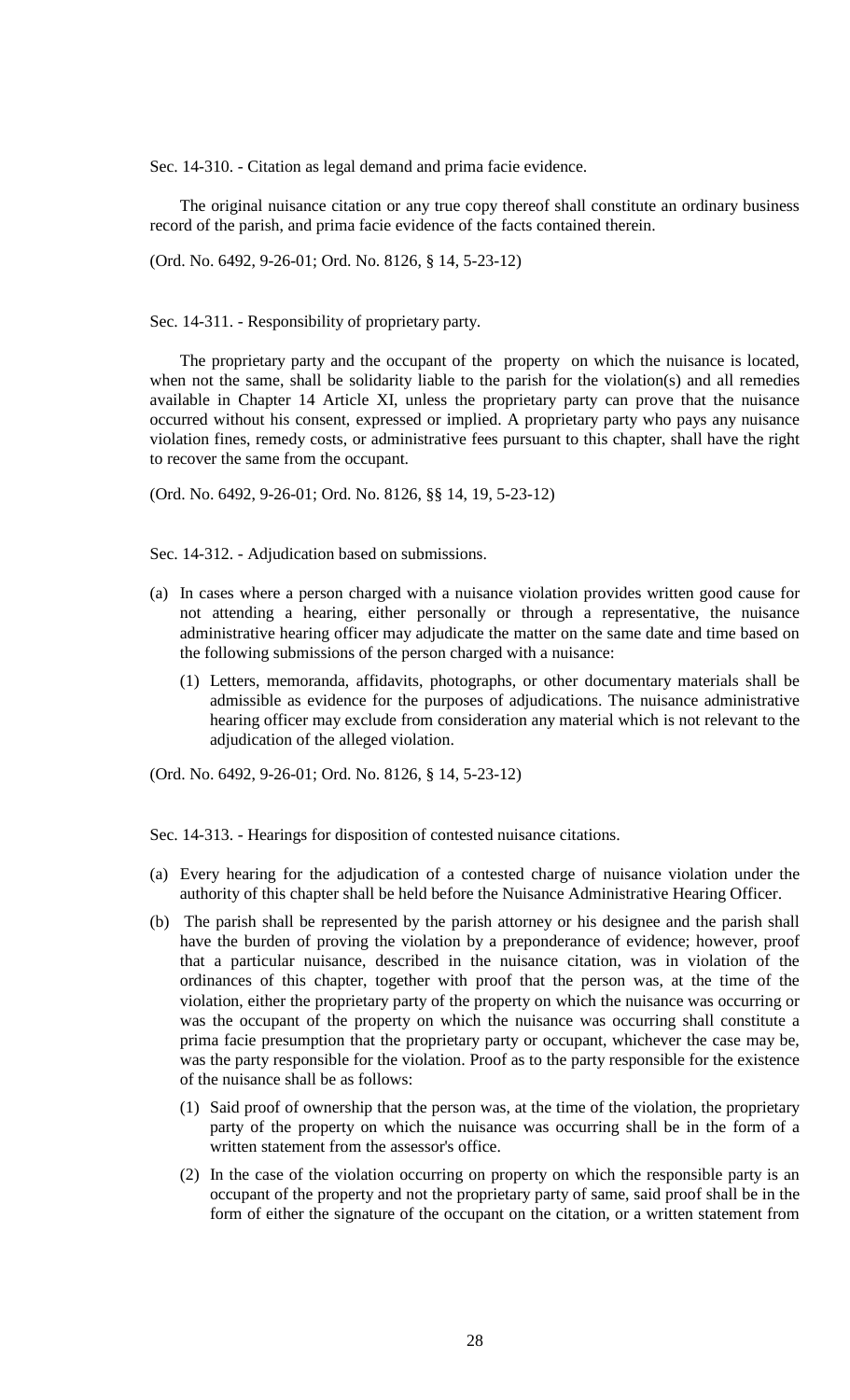Sec. 14-310. - Citation as legal demand and prima facie evidence.

The original nuisance citation or any true copy thereof shall constitute an ordinary business record of the parish, and prima facie evidence of the facts contained therein.

(Ord. No. 6492, 9-26-01; Ord. No. 8126, § 14, 5-23-12)

Sec. 14-311. - Responsibility of proprietary party.

The proprietary party and the occupant of the property on which the nuisance is located, when not the same, shall be solidarity liable to the parish for the violation(s) and all remedies available in Chapter 14 Article XI, unless the proprietary party can prove that the nuisance occurred without his consent, expressed or implied. A proprietary party who pays any nuisance violation fines, remedy costs, or administrative fees pursuant to this chapter, shall have the right to recover the same from the occupant.

(Ord. No. 6492, 9-26-01; Ord. No. 8126, §§ 14, 19, 5-23-12)

Sec. 14-312. - Adjudication based on submissions.

(a) In cases where a person charged with a nuisance violation provides written good cause for not attending a hearing, either personally or through a representative, the nuisance administrative hearing officer may adjudicate the matter on the same date and time based on the following submissions of the person charged with a nuisance:

   (1) Letters, memoranda, affidavits, photographs, or other documentary materials shall be admissible as evidence for the purposes of adjudications. The nuisance administrative hearing officer may exclude from consideration any material which is not relevant to the adjudication of the alleged violation.

(Ord. No. 6492, 9-26-01; Ord. No. 8126, § 14, 5-23-12)

Sec. 14-313. - Hearings for disposition of contested nuisance citations.

(a) Every hearing for the adjudication of a contested charge of nuisance violation under the authority of this chapter shall be held before the Nuisance Administrative Hearing Officer.

(b) The parish shall be represented by the parish attorney or his designee and the parish shall have the burden of proving the violation by a preponderance of evidence; however, proof that a particular nuisance, described in the nuisance citation, was in violation of the ordinances of this chapter, together with proof that the person was, at the time of the violation, either the proprietary party of the property on which the nuisance was occurring or was the occupant of the property on which the nuisance was occurring shall constitute a prima facie presumption that the proprietary party or occupant, whichever the case may be, was the party responsible for the violation. Proof as to the party responsible for the existence of the nuisance shall be as follows:

   (1) Said proof of ownership that the person was, at the time of the violation, the proprietary party of the property on which the nuisance was occurring shall be in the form of a written statement from the assessor's office.

   (2) In the case of the violation occurring on property on which the responsible party is an occupant of the property and not the proprietary party of same, said proof shall be in the form of either the signature of the occupant on the citation, or a written statement from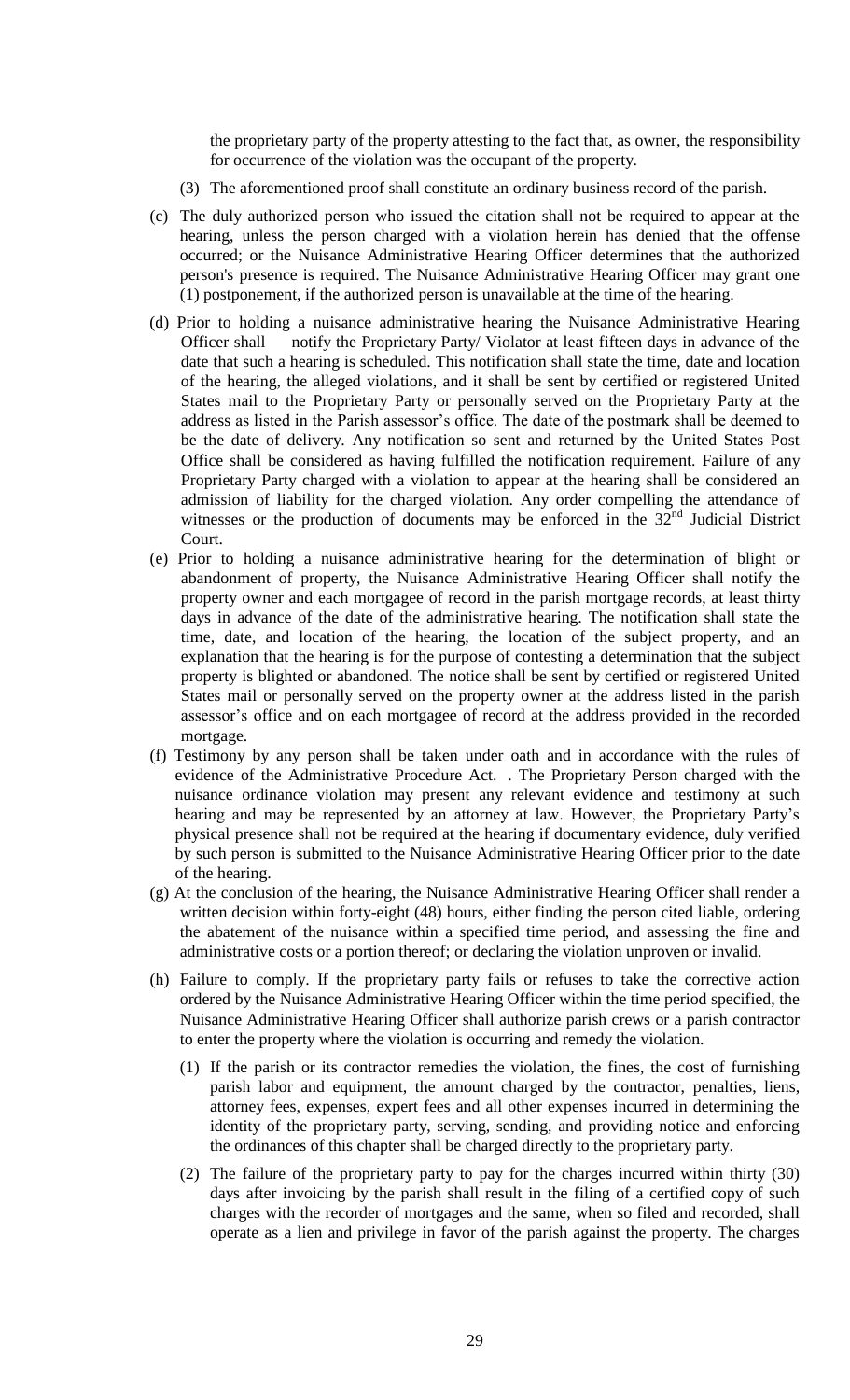the proprietary party of the property attesting to the fact that, as owner, the responsibility for occurrence of the violation was the occupant of the property.

(3) The aforementioned proof shall constitute an ordinary business record of the parish.

(c) The duly authorized person who issued the citation shall not be required to appear at the hearing, unless the person charged with a violation herein has denied that the offense occurred; or the Nuisance Administrative Hearing Officer determines that the authorized person's presence is required. The Nuisance Administrative Hearing Officer may grant one (1) postponement, if the authorized person is unavailable at the time of the hearing.

(d) Prior to holding a nuisance administrative hearing the Nuisance Administrative Hearing Officer shall notify the Proprietary Party/ Violator at least fifteen days in advance of the date that such a hearing is scheduled. This notification shall state the time, date and location of the hearing, the alleged violations, and it shall be sent by certified or registered United States mail to the Proprietary Party or personally served on the Proprietary Party at the address as listed in the Parish assessor's office. The date of the postmark shall be deemed to be the date of delivery. Any notification so sent and returned by the United States Post Office shall be considered as having fulfilled the notification requirement. Failure of any Proprietary Party charged with a violation to appear at the hearing shall be considered an admission of liability for the charged violation. Any order compelling the attendance of witnesses or the production of documents may be enforced in the 32nd Judicial District Court.

(e) Prior to holding a nuisance administrative hearing for the determination of blight or abandonment of property, the Nuisance Administrative Hearing Officer shall notify the property owner and each mortgagee of record in the parish mortgage records, at least thirty days in advance of the date of the administrative hearing. The notification shall state the time, date, and location of the hearing, the location of the subject property, and an explanation that the hearing is for the purpose of contesting a determination that the subject property is blighted or abandoned. The notice shall be sent by certified or registered United States mail or personally served on the property owner at the address listed in the parish assessor's office and on each mortgagee of record at the address provided in the recorded mortgage.

(f) Testimony by any person shall be taken under oath and in accordance with the rules of evidence of the Administrative Procedure Act. . The Proprietary Person charged with the nuisance ordinance violation may present any relevant evidence and testimony at such hearing and may be represented by an attorney at law. However, the Proprietary Party's physical presence shall not be required at the hearing if documentary evidence, duly verified by such person is submitted to the Nuisance Administrative Hearing Officer prior to the date of the hearing.

(g) At the conclusion of the hearing, the Nuisance Administrative Hearing Officer shall render a written decision within forty-eight (48) hours, either finding the person cited liable, ordering the abatement of the nuisance within a specified time period, and assessing the fine and administrative costs or a portion thereof; or declaring the violation unproven or invalid.

(h) Failure to comply. If the proprietary party fails or refuses to take the corrective action ordered by the Nuisance Administrative Hearing Officer within the time period specified, the Nuisance Administrative Hearing Officer shall authorize parish crews or a parish contractor to enter the property where the violation is occurring and remedy the violation.

(1) If the parish or its contractor remedies the violation, the fines, the cost of furnishing parish labor and equipment, the amount charged by the contractor, penalties, liens, attorney fees, expenses, expert fees and all other expenses incurred in determining the identity of the proprietary party, serving, sending, and providing notice and enforcing the ordinances of this chapter shall be charged directly to the proprietary party.

(2) The failure of the proprietary party to pay for the charges incurred within thirty (30) days after invoicing by the parish shall result in the filing of a certified copy of such charges with the recorder of mortgages and the same, when so filed and recorded, shall operate as a lien and privilege in favor of the parish against the property. The charges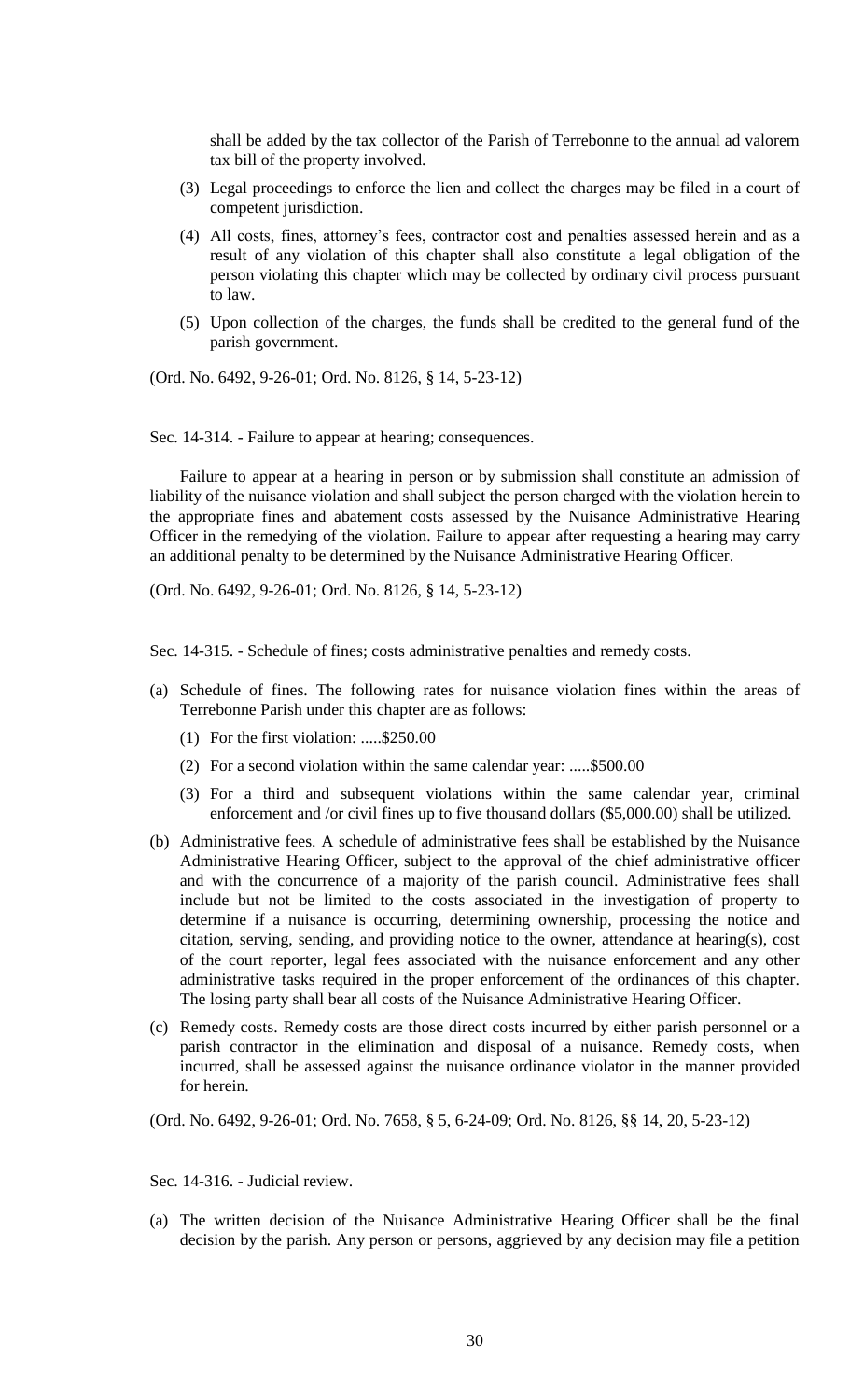shall be added by the tax collector of the Parish of Terrebonne to the annual ad valorem tax bill of the property involved.

(3) Legal proceedings to enforce the lien and collect the charges may be filed in a court of competent jurisdiction.

(4) All costs, fines, attorney's fees, contractor cost and penalties assessed herein and as a result of any violation of this chapter shall also constitute a legal obligation of the person violating this chapter which may be collected by ordinary civil process pursuant to law.

(5) Upon collection of the charges, the funds shall be credited to the general fund of the parish government.

(Ord. No. 6492, 9-26-01; Ord. No. 8126, § 14, 5-23-12)

Sec. 14-314. - Failure to appear at hearing; consequences.

Failure to appear at a hearing in person or by submission shall constitute an admission of liability of the nuisance violation and shall subject the person charged with the violation herein to the appropriate fines and abatement costs assessed by the Nuisance Administrative Hearing Officer in the remedying of the violation. Failure to appear after requesting a hearing may carry an additional penalty to be determined by the Nuisance Administrative Hearing Officer.

(Ord. No. 6492, 9-26-01; Ord. No. 8126, § 14, 5-23-12)

Sec. 14-315. - Schedule of fines; costs administrative penalties and remedy costs.

(a) Schedule of fines. The following rates for nuisance violation fines within the areas of Terrebonne Parish under this chapter are as follows:

   (1) For the first violation: .....$250.00

   (2) For a second violation within the same calendar year: .....$500.00

   (3) For a third and subsequent violations within the same calendar year, criminal enforcement and /or civil fines up to five thousand dollars ($5,000.00) shall be utilized.

(b) Administrative fees. A schedule of administrative fees shall be established by the Nuisance Administrative Hearing Officer, subject to the approval of the chief administrative officer and with the concurrence of a majority of the parish council. Administrative fees shall include but not be limited to the costs associated in the investigation of property to determine if a nuisance is occurring, determining ownership, processing the notice and citation, serving, sending, and providing notice to the owner, attendance at hearing(s), cost of the court reporter, legal fees associated with the nuisance enforcement and any other administrative tasks required in the proper enforcement of the ordinances of this chapter. The losing party shall bear all costs of the Nuisance Administrative Hearing Officer.

(c) Remedy costs. Remedy costs are those direct costs incurred by either parish personnel or a parish contractor in the elimination and disposal of a nuisance. Remedy costs, when incurred, shall be assessed against the nuisance ordinance violator in the manner provided for herein.

(Ord. No. 6492, 9-26-01; Ord. No. 7658, § 5, 6-24-09; Ord. No. 8126, §§ 14, 20, 5-23-12)

Sec. 14-316. - Judicial review.

(a) The written decision of the Nuisance Administrative Hearing Officer shall be the final decision by the parish. Any person or persons, aggrieved by any decision may file a petition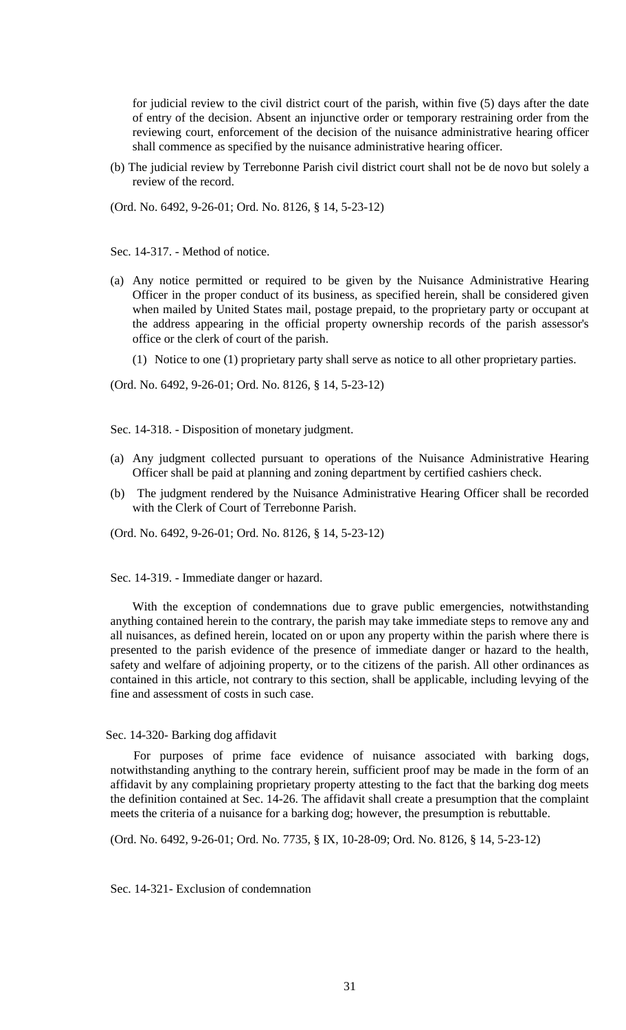for judicial review to the civil district court of the parish, within five (5) days after the date of entry of the decision. Absent an injunctive order or temporary restraining order from the reviewing court, enforcement of the decision of the nuisance administrative hearing officer shall commence as specified by the nuisance administrative hearing officer.

(b) The judicial review by Terrebonne Parish civil district court shall not be de novo but solely a review of the record.

(Ord. No. 6492, 9-26-01; Ord. No. 8126, § 14, 5-23-12)

Sec. 14-317. - Method of notice.

(a) Any notice permitted or required to be given by the Nuisance Administrative Hearing Officer in the proper conduct of its business, as specified herein, shall be considered given when mailed by United States mail, postage prepaid, to the proprietary party or occupant at the address appearing in the official property ownership records of the parish assessor's office or the clerk of court of the parish.

  (1) Notice to one (1) proprietary party shall serve as notice to all other proprietary parties.

(Ord. No. 6492, 9-26-01; Ord. No. 8126, § 14, 5-23-12)

Sec. 14-318. - Disposition of monetary judgment.

(a) Any judgment collected pursuant to operations of the Nuisance Administrative Hearing Officer shall be paid at planning and zoning department by certified cashiers check.

(b) The judgment rendered by the Nuisance Administrative Hearing Officer shall be recorded with the Clerk of Court of Terrebonne Parish.

(Ord. No. 6492, 9-26-01; Ord. No. 8126, § 14, 5-23-12)

Sec. 14-319. - Immediate danger or hazard.

With the exception of condemnations due to grave public emergencies, notwithstanding anything contained herein to the contrary, the parish may take immediate steps to remove any and all nuisances, as defined herein, located on or upon any property within the parish where there is presented to the parish evidence of the presence of immediate danger or hazard to the health, safety and welfare of adjoining property, or to the citizens of the parish. All other ordinances as contained in this article, not contrary to this section, shall be applicable, including levying of the fine and assessment of costs in such case.

Sec. 14-320- Barking dog affidavit

For purposes of prime face evidence of nuisance associated with barking dogs, notwithstanding anything to the contrary herein, sufficient proof may be made in the form of an affidavit by any complaining proprietary property attesting to the fact that the barking dog meets the definition contained at Sec. 14-26. The affidavit shall create a presumption that the complaint meets the criteria of a nuisance for a barking dog; however, the presumption is rebuttable.

(Ord. No. 6492, 9-26-01; Ord. No. 7735, § IX, 10-28-09; Ord. No. 8126, § 14, 5-23-12)

Sec. 14-321- Exclusion of condemnation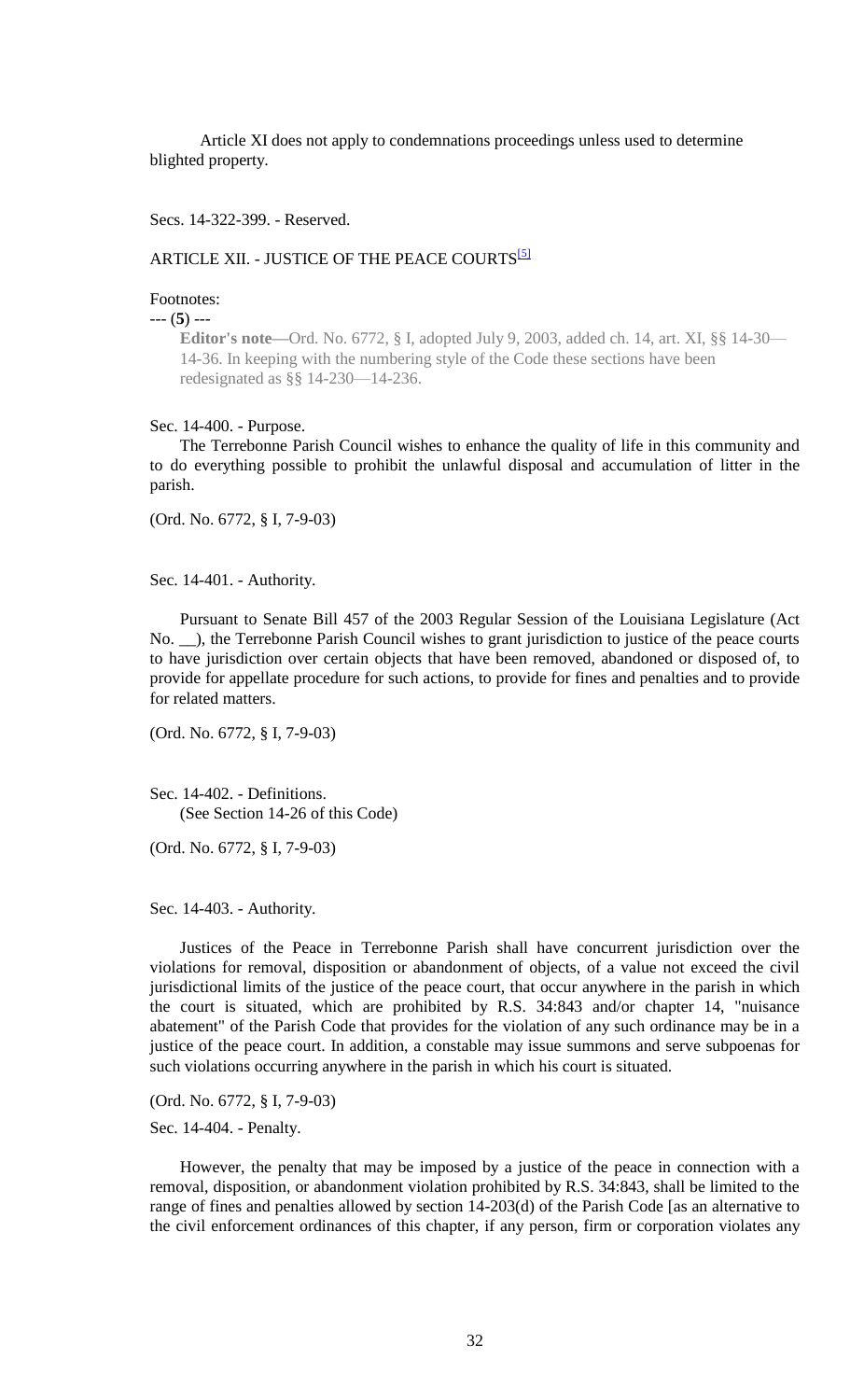Article XI does not apply to condemnations proceedings unless used to determine blighted property.

Secs. 14-322-399. - Reserved.

## ARTICLE XII. - JUSTICE OF THE PEACE COURTS[5]

Footnotes:

--- (**5**) ---

**Editor's note—**Ord. No. 6772, § I, adopted July 9, 2003, added ch. 14, art. XI, §§ 14-30—14-36. In keeping with the numbering style of the Code these sections have been redesignated as §§ 14-230—14-236.

Sec. 14-400. - Purpose.

The Terrebonne Parish Council wishes to enhance the quality of life in this community and to do everything possible to prohibit the unlawful disposal and accumulation of litter in the parish.

(Ord. No. 6772, § I, 7-9-03)

Sec. 14-401. - Authority.

Pursuant to Senate Bill 457 of the 2003 Regular Session of the Louisiana Legislature (Act No. __), the Terrebonne Parish Council wishes to grant jurisdiction to justice of the peace courts to have jurisdiction over certain objects that have been removed, abandoned or disposed of, to provide for appellate procedure for such actions, to provide for fines and penalties and to provide for related matters.

(Ord. No. 6772, § I, 7-9-03)

Sec. 14-402. - Definitions.

(See Section 14-26 of this Code)

(Ord. No. 6772, § I, 7-9-03)

Sec. 14-403. - Authority.

Justices of the Peace in Terrebonne Parish shall have concurrent jurisdiction over the violations for removal, disposition or abandonment of objects, of a value not exceed the civil jurisdictional limits of the justice of the peace court, that occur anywhere in the parish in which the court is situated, which are prohibited by R.S. 34:843 and/or chapter 14, "nuisance abatement" of the Parish Code that provides for the violation of any such ordinance may be in a justice of the peace court. In addition, a constable may issue summons and serve subpoenas for such violations occurring anywhere in the parish in which his court is situated.

(Ord. No. 6772, § I, 7-9-03)

Sec. 14-404. - Penalty.

However, the penalty that may be imposed by a justice of the peace in connection with a removal, disposition, or abandonment violation prohibited by R.S. 34:843, shall be limited to the range of fines and penalties allowed by section 14-203(d) of the Parish Code [as an alternative to the civil enforcement ordinances of this chapter, if any person, firm or corporation violates any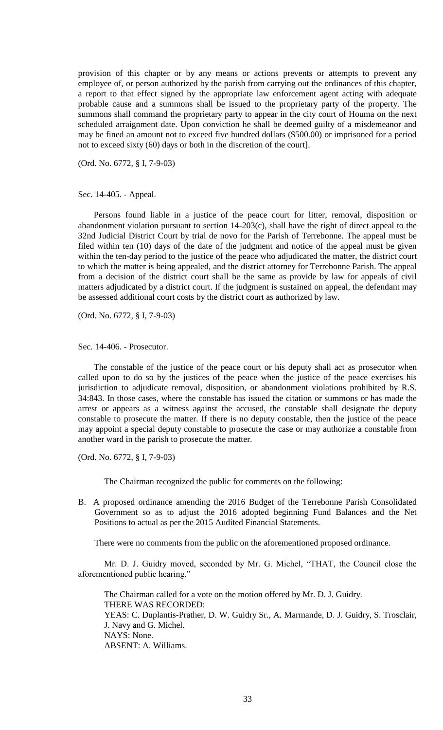provision of this chapter or by any means or actions prevents or attempts to prevent any employee of, or person authorized by the parish from carrying out the ordinances of this chapter, a report to that effect signed by the appropriate law enforcement agent acting with adequate probable cause and a summons shall be issued to the proprietary party of the property. The summons shall command the proprietary party to appear in the city court of Houma on the next scheduled arraignment date. Upon conviction he shall be deemed guilty of a misdemeanor and may be fined an amount not to exceed five hundred dollars ($500.00) or imprisoned for a period not to exceed sixty (60) days or both in the discretion of the court].

(Ord. No. 6772, § I, 7-9-03)

Sec. 14-405. - Appeal.

Persons found liable in a justice of the peace court for litter, removal, disposition or abandonment violation pursuant to section 14-203(c), shall have the right of direct appeal to the 32nd Judicial District Court by trial de novo for the Parish of Terrebonne. The appeal must be filed within ten (10) days of the date of the judgment and notice of the appeal must be given within the ten-day period to the justice of the peace who adjudicated the matter, the district court to which the matter is being appealed, and the district attorney for Terrebonne Parish. The appeal from a decision of the district court shall be the same as provide by law for appeals of civil matters adjudicated by a district court. If the judgment is sustained on appeal, the defendant may be assessed additional court costs by the district court as authorized by law.

(Ord. No. 6772, § I, 7-9-03)

Sec. 14-406. - Prosecutor.

The constable of the justice of the peace court or his deputy shall act as prosecutor when called upon to do so by the justices of the peace when the justice of the peace exercises his jurisdiction to adjudicate removal, disposition, or abandonment violations prohibited by R.S. 34:843. In those cases, where the constable has issued the citation or summons or has made the arrest or appears as a witness against the accused, the constable shall designate the deputy constable to prosecute the matter. If there is no deputy constable, then the justice of the peace may appoint a special deputy constable to prosecute the case or may authorize a constable from another ward in the parish to prosecute the matter.

(Ord. No. 6772, § I, 7-9-03)

The Chairman recognized the public for comments on the following:

B. A proposed ordinance amending the 2016 Budget of the Terrebonne Parish Consolidated Government so as to adjust the 2016 adopted beginning Fund Balances and the Net Positions to actual as per the 2015 Audited Financial Statements.

There were no comments from the public on the aforementioned proposed ordinance.

Mr. D. J. Guidry moved, seconded by Mr. G. Michel, "THAT, the Council close the aforementioned public hearing."

The Chairman called for a vote on the motion offered by Mr. D. J. Guidry.
THERE WAS RECORDED:
YEAS: C. Duplantis-Prather, D. W. Guidry Sr., A. Marmande, D. J. Guidry, S. Trosclair, J. Navy and G. Michel.
NAYS: None.
ABSENT: A. Williams.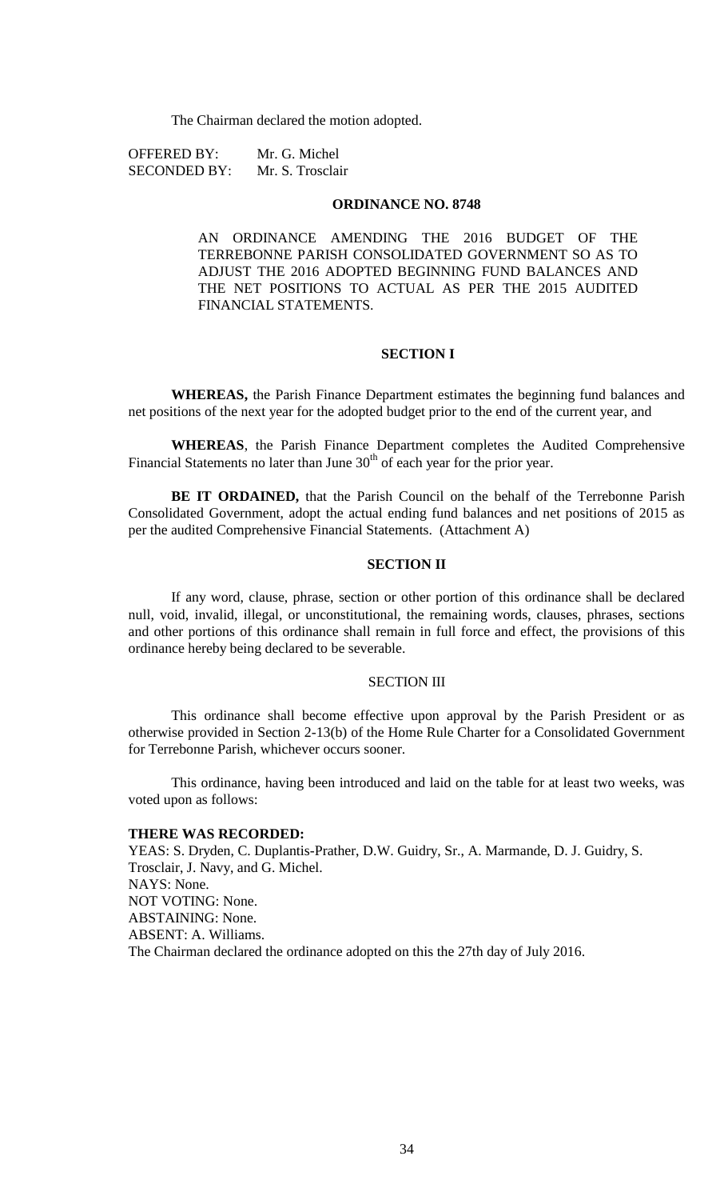The Chairman declared the motion adopted.

OFFERED BY: Mr. G. Michel
SECONDED BY: Mr. S. Trosclair

**ORDINANCE NO. 8748**

AN ORDINANCE AMENDING THE 2016 BUDGET OF THE TERREBONNE PARISH CONSOLIDATED GOVERNMENT SO AS TO ADJUST THE 2016 ADOPTED BEGINNING FUND BALANCES AND THE NET POSITIONS TO ACTUAL AS PER THE 2015 AUDITED FINANCIAL STATEMENTS.

**SECTION I**

**WHEREAS,** the Parish Finance Department estimates the beginning fund balances and net positions of the next year for the adopted budget prior to the end of the current year, and

**WHEREAS**, the Parish Finance Department completes the Audited Comprehensive Financial Statements no later than June 30th of each year for the prior year.

**BE IT ORDAINED,** that the Parish Council on the behalf of the Terrebonne Parish Consolidated Government, adopt the actual ending fund balances and net positions of 2015 as per the audited Comprehensive Financial Statements. (Attachment A)

**SECTION II**

If any word, clause, phrase, section or other portion of this ordinance shall be declared null, void, invalid, illegal, or unconstitutional, the remaining words, clauses, phrases, sections and other portions of this ordinance shall remain in full force and effect, the provisions of this ordinance hereby being declared to be severable.

SECTION III

This ordinance shall become effective upon approval by the Parish President or as otherwise provided in Section 2-13(b) of the Home Rule Charter for a Consolidated Government for Terrebonne Parish, whichever occurs sooner.

This ordinance, having been introduced and laid on the table for at least two weeks, was voted upon as follows:

**THERE WAS RECORDED:**
YEAS: S. Dryden, C. Duplantis-Prather, D.W. Guidry, Sr., A. Marmande, D. J. Guidry, S. Trosclair, J. Navy, and G. Michel.
NAYS: None.
NOT VOTING: None.
ABSTAINING: None.
ABSENT: A. Williams.
The Chairman declared the ordinance adopted on this the 27th day of July 2016.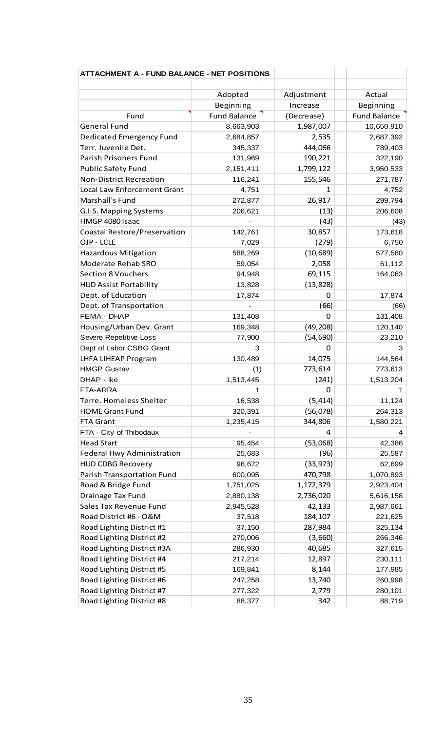## ATTACHMENT A - FUND BALANCE - NET POSITIONS

| Fund | Adopted Beginning Fund Balance | Adjustment Increase (Decrease) | Actual Beginning Fund Balance |
|---|---|---|---|
| General Fund | 8,663,903 | 1,987,007 | 10,650,910 |
| Dedicated Emergency Fund | 2,684,857 | 2,535 | 2,687,392 |
| Terr. Juvenile Det. | 345,337 | 444,066 | 789,403 |
| Parish Prisoners Fund | 131,969 | 190,221 | 322,190 |
| Public Safety Fund | 2,151,411 | 1,799,122 | 3,950,533 |
| Non-District Recreation | 116,241 | 155,546 | 271,787 |
| Local Law Enforcement Grant | 4,751 | 1 | 4,752 |
| Marshall's Fund | 272,877 | 26,917 | 299,794 |
| G.I.S. Mapping Systems | 206,621 | (13) | 206,608 |
| HMGP 4080 Isaac | - | (43) | (43) |
| Coastal Restore/Preservation | 142,761 | 30,857 | 173,618 |
| OJP - LCLE | 7,029 | (279) | 6,750 |
| Hazardous Mitigation | 588,269 | (10,689) | 577,580 |
| Moderate Rehab SRO | 59,054 | 2,058 | 61,112 |
| Section 8 Vouchers | 94,948 | 69,115 | 164,063 |
| HUD Assist Portability | 13,828 | (13,828) | |
| Dept. of Education | 17,874 | 0 | 17,874 |
| Dept. of Transportation | - | (66) | (66) |
| FEMA - DHAP | 131,408 | 0 | 131,408 |
| Housing/Urban Dev. Grant | 169,348 | (49,208) | 120,140 |
| Severe Repetitive Loss | 77,900 | (54,690) | 23,210 |
| Dept of Labor CSBG Grant | 3 | 0 | 3 |
| LHFA LIHEAP Program | 130,489 | 14,075 | 144,564 |
| HMGP Gustav | (1) | 773,614 | 773,613 |
| DHAP - Ike | 1,513,445 | (241) | 1,513,204 |
| FTA-ARRA | 1 | 0 | 1 |
| Terre. Homeless Shelter | 16,538 | (5,414) | 11,124 |
| HOME Grant Fund | 320,391 | (56,078) | 264,313 |
| FTA Grant | 1,235,415 | 344,806 | 1,580,221 |
| FTA - City of Thibodaux | - | 4 | 4 |
| Head Start | 95,454 | (53,068) | 42,386 |
| Federal Hwy Administration | 25,683 | (96) | 25,587 |
| HUD CDBG Recovery | 96,672 | (33,973) | 62,699 |
| Parish Transportation Fund | 600,095 | 470,798 | 1,070,893 |
| Road & Bridge Fund | 1,751,025 | 1,172,379 | 2,923,404 |
| Drainage Tax Fund | 2,880,138 | 2,736,020 | 5,616,158 |
| Sales Tax Revenue Fund | 2,945,528 | 42,133 | 2,987,661 |
| Road District #6 - O&M | 37,518 | 184,107 | 221,625 |
| Road Lighting District #1 | 37,150 | 287,984 | 325,134 |
| Road Lighting District #2 | 270,006 | (3,660) | 266,346 |
| Road Lighting District #3A | 286,930 | 40,685 | 327,615 |
| Road Lighting District #4 | 217,214 | 12,897 | 230,111 |
| Road Lighting District #5 | 169,841 | 8,144 | 177,985 |
| Road Lighting District #6 | 247,258 | 13,740 | 260,998 |
| Road Lighting District #7 | 277,322 | 2,779 | 280,101 |
| Road Lighting District #8 | 88,377 | 342 | 88,719 |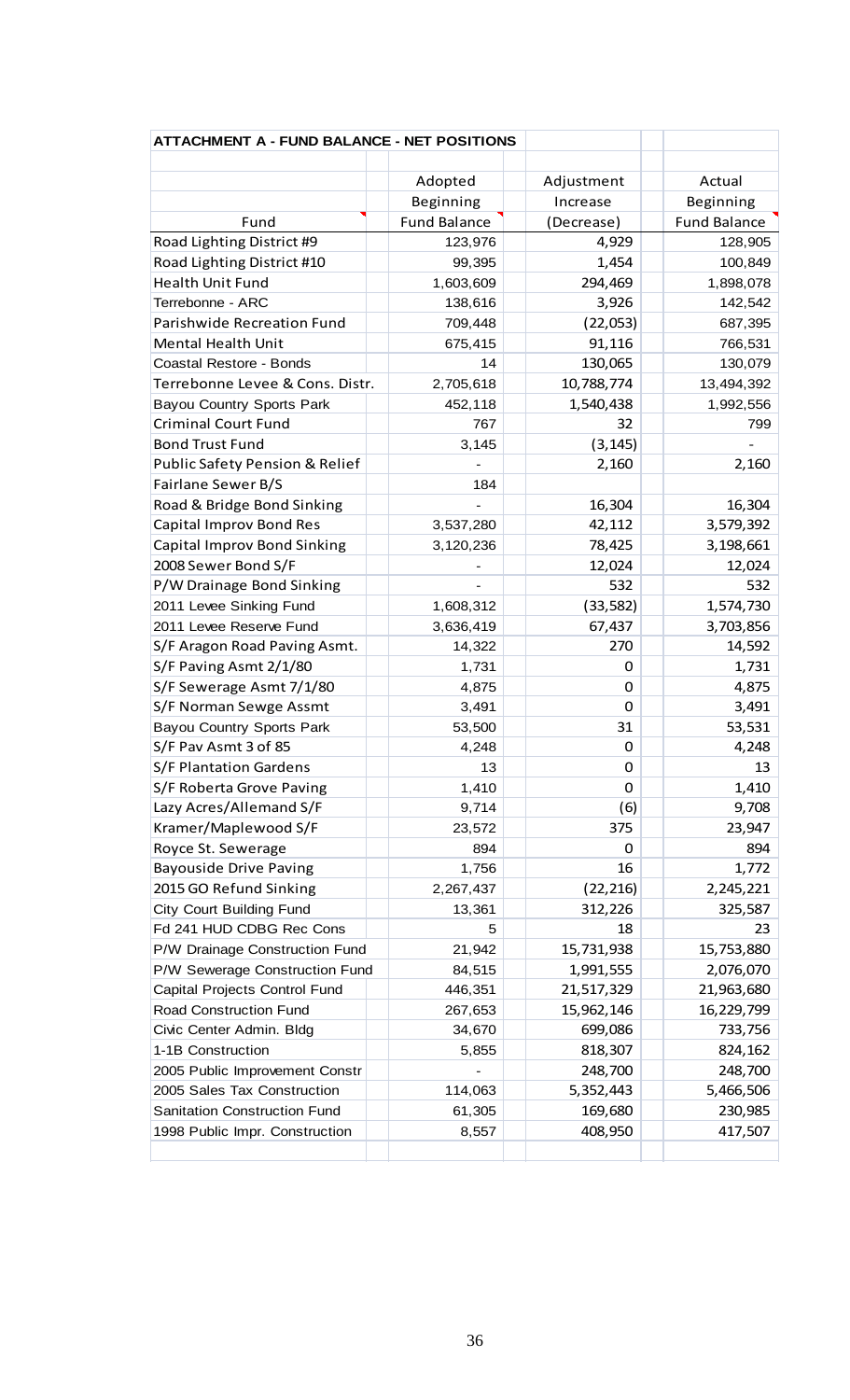**ATTACHMENT A - FUND BALANCE - NET POSITIONS**

| Fund | Adopted Beginning Fund Balance | Adjustment Increase (Decrease) | Actual Beginning Fund Balance |
|---|---|---|---|
| Road Lighting District #9 | 123,976 | 4,929 | 128,905 |
| Road Lighting District #10 | 99,395 | 1,454 | 100,849 |
| Health Unit Fund | 1,603,609 | 294,469 | 1,898,078 |
| Terrebonne - ARC | 138,616 | 3,926 | 142,542 |
| Parishwide Recreation Fund | 709,448 | (22,053) | 687,395 |
| Mental Health Unit | 675,415 | 91,116 | 766,531 |
| Coastal Restore - Bonds | 14 | 130,065 | 130,079 |
| Terrebonne Levee & Cons. Distr. | 2,705,618 | 10,788,774 | 13,494,392 |
| Bayou Country Sports Park | 452,118 | 1,540,438 | 1,992,556 |
| Criminal Court Fund | 767 | 32 | 799 |
| Bond Trust Fund | 3,145 | (3,145) | - |
| Public Safety Pension & Relief | - | 2,160 | 2,160 |
| Fairlane Sewer B/S | 184 | | |
| Road & Bridge Bond Sinking | - | 16,304 | 16,304 |
| Capital Improv Bond Res | 3,537,280 | 42,112 | 3,579,392 |
| Capital Improv Bond Sinking | 3,120,236 | 78,425 | 3,198,661 |
| 2008 Sewer Bond S/F | - | 12,024 | 12,024 |
| P/W Drainage Bond Sinking | - | 532 | 532 |
| 2011 Levee Sinking Fund | 1,608,312 | (33,582) | 1,574,730 |
| 2011 Levee Reserve Fund | 3,636,419 | 67,437 | 3,703,856 |
| S/F Aragon Road Paving Asmt. | 14,322 | 270 | 14,592 |
| S/F Paving Asmt 2/1/80 | 1,731 | 0 | 1,731 |
| S/F Sewerage Asmt 7/1/80 | 4,875 | 0 | 4,875 |
| S/F Norman Sewge Assmt | 3,491 | 0 | 3,491 |
| Bayou Country Sports Park | 53,500 | 31 | 53,531 |
| S/F Pav Asmt 3 of 85 | 4,248 | 0 | 4,248 |
| S/F Plantation Gardens | 13 | 0 | 13 |
| S/F Roberta Grove Paving | 1,410 | 0 | 1,410 |
| Lazy Acres/Allemand S/F | 9,714 | (6) | 9,708 |
| Kramer/Maplewood S/F | 23,572 | 375 | 23,947 |
| Royce St. Sewerage | 894 | 0 | 894 |
| Bayouside Drive Paving | 1,756 | 16 | 1,772 |
| 2015 GO Refund Sinking | 2,267,437 | (22,216) | 2,245,221 |
| City Court Building Fund | 13,361 | 312,226 | 325,587 |
| Fd 241 HUD CDBG Rec Cons | 5 | 18 | 23 |
| P/W Drainage Construction Fund | 21,942 | 15,731,938 | 15,753,880 |
| P/W Sewerage Construction Fund | 84,515 | 1,991,555 | 2,076,070 |
| Capital Projects Control Fund | 446,351 | 21,517,329 | 21,963,680 |
| Road Construction Fund | 267,653 | 15,962,146 | 16,229,799 |
| Civic Center Admin. Bldg | 34,670 | 699,086 | 733,756 |
| 1-1B Construction | 5,855 | 818,307 | 824,162 |
| 2005 Public Improvement Constr | - | 248,700 | 248,700 |
| 2005 Sales Tax Construction | 114,063 | 5,352,443 | 5,466,506 |
| Sanitation Construction Fund | 61,305 | 169,680 | 230,985 |
| 1998 Public Impr. Construction | 8,557 | 408,950 | 417,507 |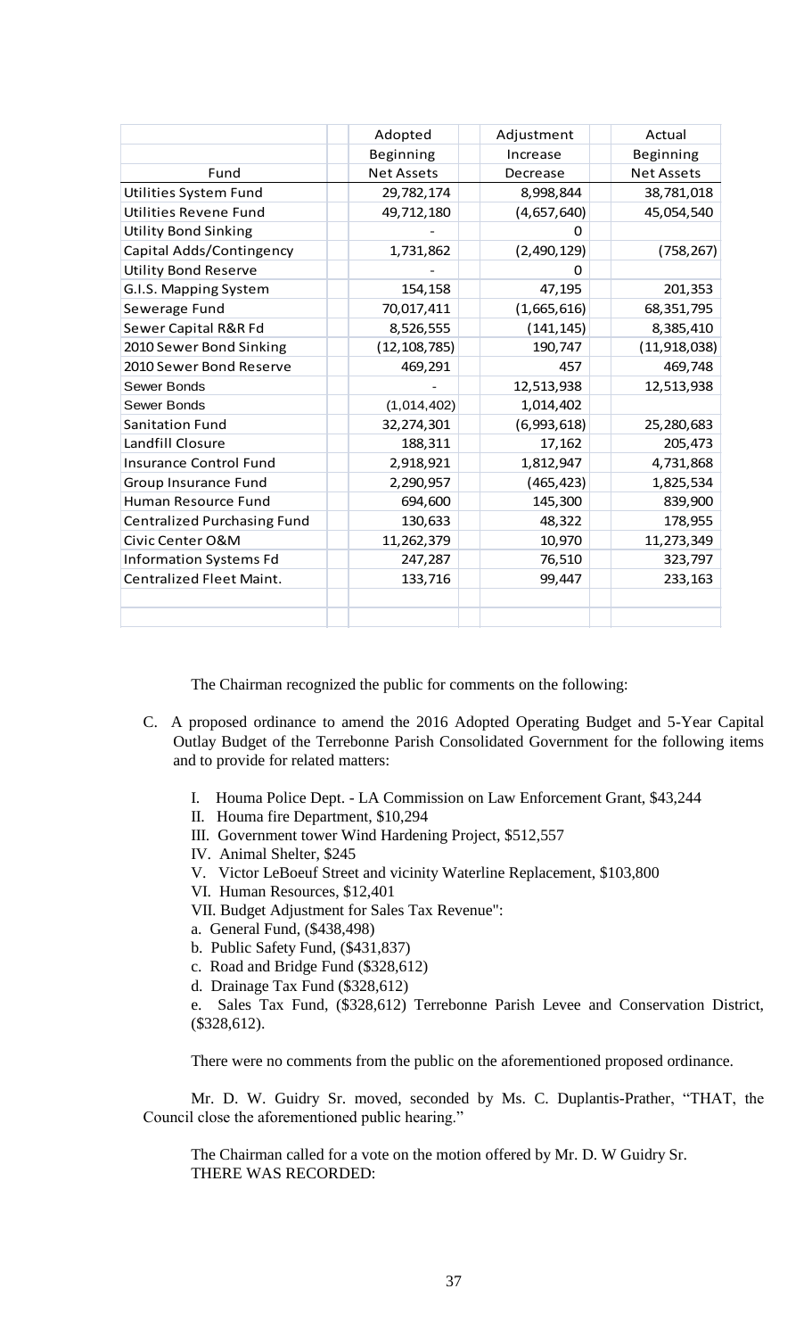| Fund | Adopted Beginning Net Assets | Adjustment Increase Decrease | Actual Beginning Net Assets |
|---|---|---|---|
| Utilities System Fund | 29,782,174 | 8,998,844 | 38,781,018 |
| Utilities Revene Fund | 49,712,180 | (4,657,640) | 45,054,540 |
| Utility Bond Sinking | - | 0 | |
| Capital Adds/Contingency | 1,731,862 | (2,490,129) | (758,267) |
| Utility Bond Reserve | - | 0 | |
| G.I.S. Mapping System | 154,158 | 47,195 | 201,353 |
| Sewerage Fund | 70,017,411 | (1,665,616) | 68,351,795 |
| Sewer Capital R&R Fd | 8,526,555 | (141,145) | 8,385,410 |
| 2010 Sewer Bond Sinking | (12,108,785) | 190,747 | (11,918,038) |
| 2010 Sewer Bond Reserve | 469,291 | 457 | 469,748 |
| Sewer Bonds | - | 12,513,938 | 12,513,938 |
| Sewer Bonds | (1,014,402) | 1,014,402 | |
| Sanitation Fund | 32,274,301 | (6,993,618) | 25,280,683 |
| Landfill Closure | 188,311 | 17,162 | 205,473 |
| Insurance Control Fund | 2,918,921 | 1,812,947 | 4,731,868 |
| Group Insurance Fund | 2,290,957 | (465,423) | 1,825,534 |
| Human Resource Fund | 694,600 | 145,300 | 839,900 |
| Centralized Purchasing Fund | 130,633 | 48,322 | 178,955 |
| Civic Center O&M | 11,262,379 | 10,970 | 11,273,349 |
| Information Systems Fd | 247,287 | 76,510 | 323,797 |
| Centralized Fleet Maint. | 133,716 | 99,447 | 233,163 |

The Chairman recognized the public for comments on the following:

C. A proposed ordinance to amend the 2016 Adopted Operating Budget and 5-Year Capital Outlay Budget of the Terrebonne Parish Consolidated Government for the following items and to provide for related matters:

I. Houma Police Dept. - LA Commission on Law Enforcement Grant, $43,244
II. Houma fire Department, $10,294
III. Government tower Wind Hardening Project, $512,557
IV. Animal Shelter, $245
V. Victor LeBoeuf Street and vicinity Waterline Replacement, $103,800
VI. Human Resources, $12,401
VII. Budget Adjustment for Sales Tax Revenue":
a. General Fund, ($438,498)
b. Public Safety Fund, ($431,837)
c. Road and Bridge Fund ($328,612)
d. Drainage Tax Fund ($328,612)
e. Sales Tax Fund, ($328,612) Terrebonne Parish Levee and Conservation District, ($328,612).

There were no comments from the public on the aforementioned proposed ordinance.

Mr. D. W. Guidry Sr. moved, seconded by Ms. C. Duplantis-Prather, "THAT, the Council close the aforementioned public hearing."

The Chairman called for a vote on the motion offered by Mr. D. W Guidry Sr.
THERE WAS RECORDED: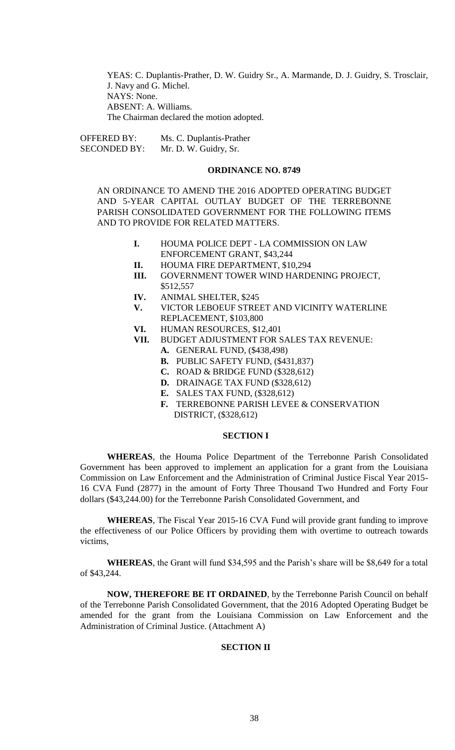YEAS: C. Duplantis-Prather, D. W. Guidry Sr., A. Marmande, D. J. Guidry, S. Trosclair, J. Navy and G. Michel.
NAYS: None.
ABSENT: A. Williams.
The Chairman declared the motion adopted.

OFFERED BY: Ms. C. Duplantis-Prather
SECONDED BY: Mr. D. W. Guidry, Sr.

**ORDINANCE NO. 8749**

AN ORDINANCE TO AMEND THE 2016 ADOPTED OPERATING BUDGET AND 5-YEAR CAPITAL OUTLAY BUDGET OF THE TERREBONNE PARISH CONSOLIDATED GOVERNMENT FOR THE FOLLOWING ITEMS AND TO PROVIDE FOR RELATED MATTERS.

- **I.** HOUMA POLICE DEPT - LA COMMISSION ON LAW ENFORCEMENT GRANT, $43,244
- **II.** HOUMA FIRE DEPARTMENT, $10,294
- **III.** GOVERNMENT TOWER WIND HARDENING PROJECT, $512,557
- **IV.** ANIMAL SHELTER, $245
- **V.** VICTOR LEBOEUF STREET AND VICINITY WATERLINE REPLACEMENT, $103,800
- **VI.** HUMAN RESOURCES, $12,401
- **VII.** BUDGET ADJUSTMENT FOR SALES TAX REVENUE:
  - **A.** GENERAL FUND, ($438,498)
  - **B.** PUBLIC SAFETY FUND, ($431,837)
  - **C.** ROAD & BRIDGE FUND ($328,612)
  - **D.** DRAINAGE TAX FUND ($328,612)
  - **E.** SALES TAX FUND, ($328,612)
  - **F.** TERREBONNE PARISH LEVEE & CONSERVATION DISTRICT, ($328,612)

**SECTION I**

**WHEREAS**, the Houma Police Department of the Terrebonne Parish Consolidated Government has been approved to implement an application for a grant from the Louisiana Commission on Law Enforcement and the Administration of Criminal Justice Fiscal Year 2015-16 CVA Fund (2877) in the amount of Forty Three Thousand Two Hundred and Forty Four dollars ($43,244.00) for the Terrebonne Parish Consolidated Government, and

**WHEREAS**, The Fiscal Year 2015-16 CVA Fund will provide grant funding to improve the effectiveness of our Police Officers by providing them with overtime to outreach towards victims,

**WHEREAS**, the Grant will fund $34,595 and the Parish's share will be $8,649 for a total of $43,244.

**NOW, THEREFORE BE IT ORDAINED**, by the Terrebonne Parish Council on behalf of the Terrebonne Parish Consolidated Government, that the 2016 Adopted Operating Budget be amended for the grant from the Louisiana Commission on Law Enforcement and the Administration of Criminal Justice. (Attachment A)

**SECTION II**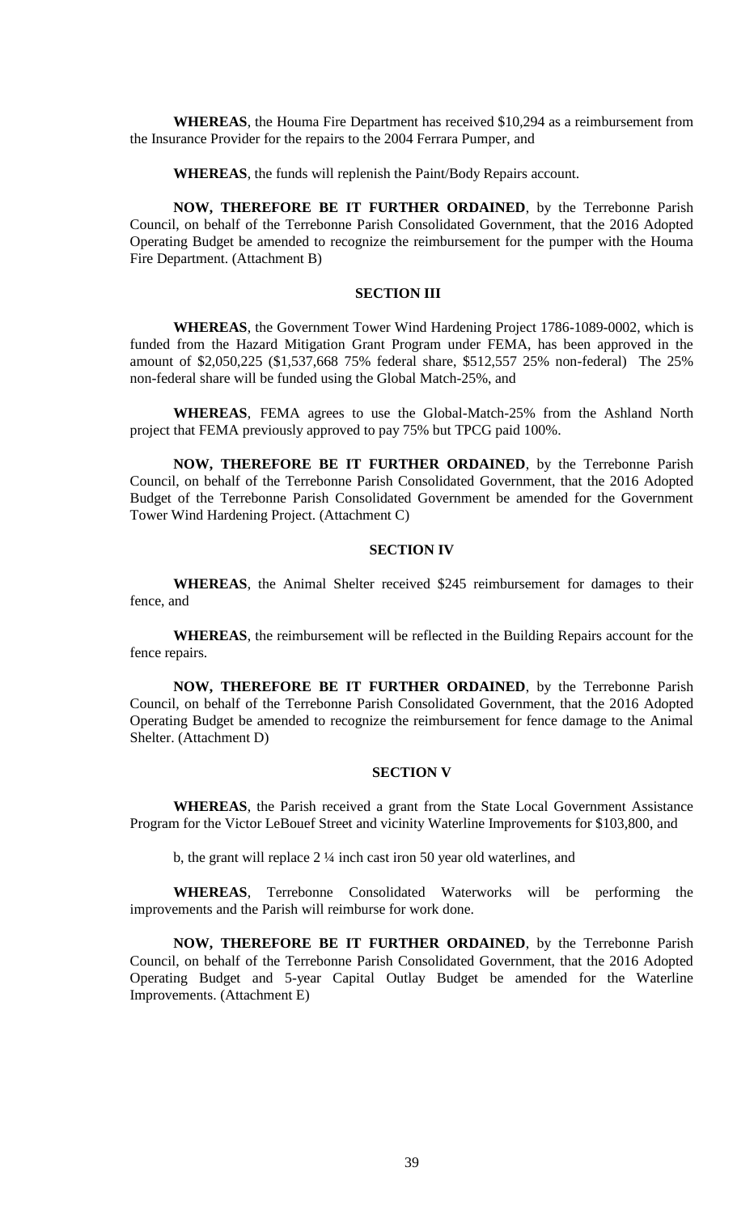**WHEREAS**, the Houma Fire Department has received $10,294 as a reimbursement from the Insurance Provider for the repairs to the 2004 Ferrara Pumper, and

**WHEREAS**, the funds will replenish the Paint/Body Repairs account.

**NOW, THEREFORE BE IT FURTHER ORDAINED**, by the Terrebonne Parish Council, on behalf of the Terrebonne Parish Consolidated Government, that the 2016 Adopted Operating Budget be amended to recognize the reimbursement for the pumper with the Houma Fire Department. (Attachment B)

**SECTION III**

**WHEREAS**, the Government Tower Wind Hardening Project 1786-1089-0002, which is funded from the Hazard Mitigation Grant Program under FEMA, has been approved in the amount of $2,050,225 ($1,537,668 75% federal share, $512,557 25% non-federal) The 25% non-federal share will be funded using the Global Match-25%, and

**WHEREAS**, FEMA agrees to use the Global-Match-25% from the Ashland North project that FEMA previously approved to pay 75% but TPCG paid 100%.

**NOW, THEREFORE BE IT FURTHER ORDAINED**, by the Terrebonne Parish Council, on behalf of the Terrebonne Parish Consolidated Government, that the 2016 Adopted Budget of the Terrebonne Parish Consolidated Government be amended for the Government Tower Wind Hardening Project. (Attachment C)

**SECTION IV**

**WHEREAS**, the Animal Shelter received $245 reimbursement for damages to their fence, and

**WHEREAS**, the reimbursement will be reflected in the Building Repairs account for the fence repairs.

**NOW, THEREFORE BE IT FURTHER ORDAINED**, by the Terrebonne Parish Council, on behalf of the Terrebonne Parish Consolidated Government, that the 2016 Adopted Operating Budget be amended to recognize the reimbursement for fence damage to the Animal Shelter. (Attachment D)

**SECTION V**

**WHEREAS**, the Parish received a grant from the State Local Government Assistance Program for the Victor LeBouef Street and vicinity Waterline Improvements for $103,800, and

b, the grant will replace 2 ¼ inch cast iron 50 year old waterlines, and

**WHEREAS**, Terrebonne Consolidated Waterworks will be performing the improvements and the Parish will reimburse for work done.

**NOW, THEREFORE BE IT FURTHER ORDAINED**, by the Terrebonne Parish Council, on behalf of the Terrebonne Parish Consolidated Government, that the 2016 Adopted Operating Budget and 5-year Capital Outlay Budget be amended for the Waterline Improvements. (Attachment E)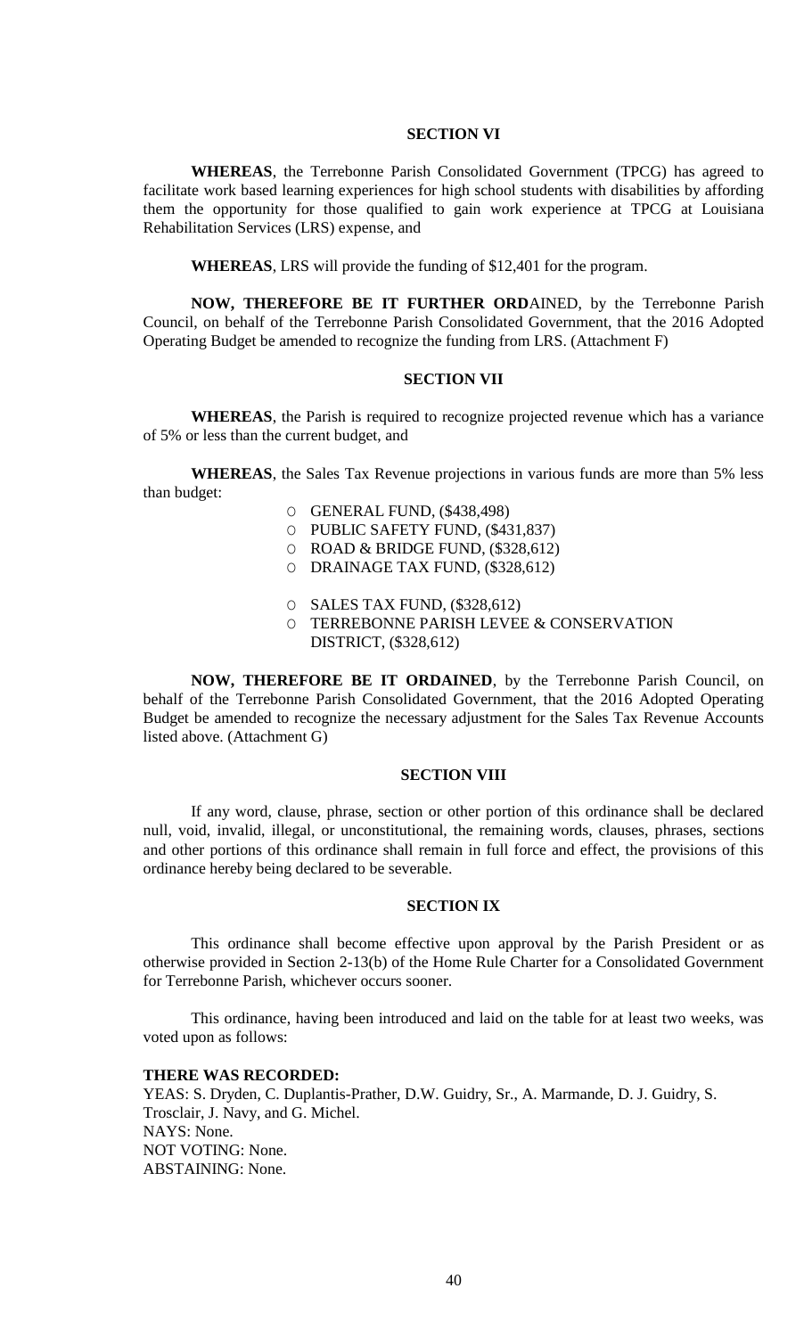### SECTION VI

**WHEREAS**, the Terrebonne Parish Consolidated Government (TPCG) has agreed to facilitate work based learning experiences for high school students with disabilities by affording them the opportunity for those qualified to gain work experience at TPCG at Louisiana Rehabilitation Services (LRS) expense, and

**WHEREAS**, LRS will provide the funding of $12,401 for the program.

**NOW, THEREFORE BE IT FURTHER ORD**AINED, by the Terrebonne Parish Council, on behalf of the Terrebonne Parish Consolidated Government, that the 2016 Adopted Operating Budget be amended to recognize the funding from LRS. (Attachment F)

### SECTION VII

**WHEREAS**, the Parish is required to recognize projected revenue which has a variance of 5% or less than the current budget, and

**WHEREAS**, the Sales Tax Revenue projections in various funds are more than 5% less than budget:

- GENERAL FUND, ($438,498)
- PUBLIC SAFETY FUND, ($431,837)
- ROAD & BRIDGE FUND, ($328,612)
- DRAINAGE TAX FUND, ($328,612)
- SALES TAX FUND, ($328,612)
- TERREBONNE PARISH LEVEE & CONSERVATION DISTRICT, ($328,612)

**NOW, THEREFORE BE IT ORDAINED**, by the Terrebonne Parish Council, on behalf of the Terrebonne Parish Consolidated Government, that the 2016 Adopted Operating Budget be amended to recognize the necessary adjustment for the Sales Tax Revenue Accounts listed above. (Attachment G)

### SECTION VIII

If any word, clause, phrase, section or other portion of this ordinance shall be declared null, void, invalid, illegal, or unconstitutional, the remaining words, clauses, phrases, sections and other portions of this ordinance shall remain in full force and effect, the provisions of this ordinance hereby being declared to be severable.

### SECTION IX

This ordinance shall become effective upon approval by the Parish President or as otherwise provided in Section 2-13(b) of the Home Rule Charter for a Consolidated Government for Terrebonne Parish, whichever occurs sooner.

This ordinance, having been introduced and laid on the table for at least two weeks, was voted upon as follows:

**THERE WAS RECORDED:**
YEAS: S. Dryden, C. Duplantis-Prather, D.W. Guidry, Sr., A. Marmande, D. J. Guidry, S. Trosclair, J. Navy, and G. Michel.
NAYS: None.
NOT VOTING: None.
ABSTAINING: None.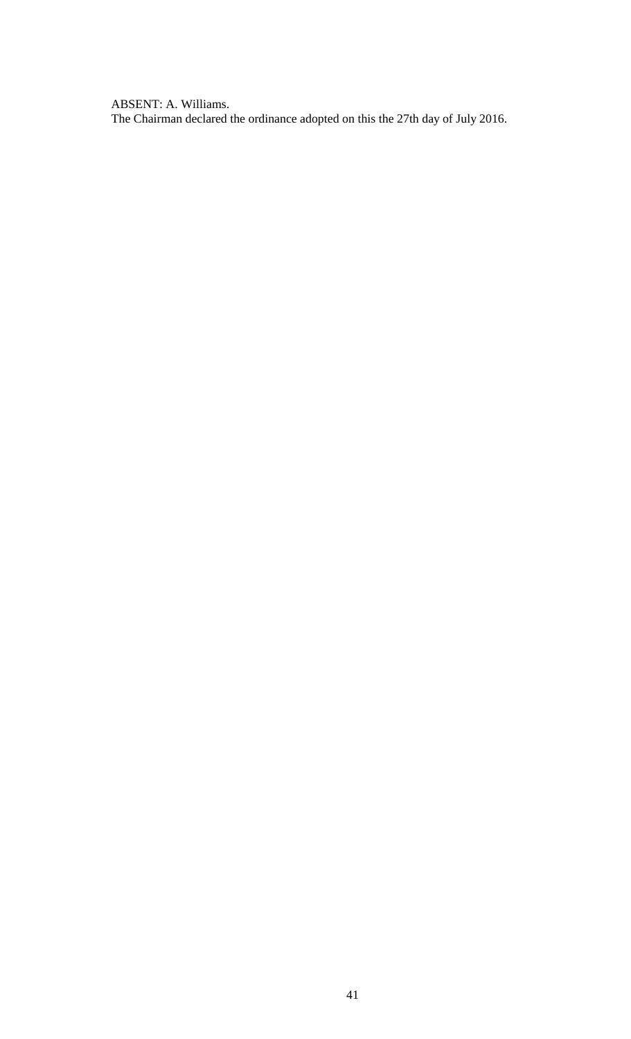ABSENT: A. Williams.

The Chairman declared the ordinance adopted on this the 27th day of July 2016.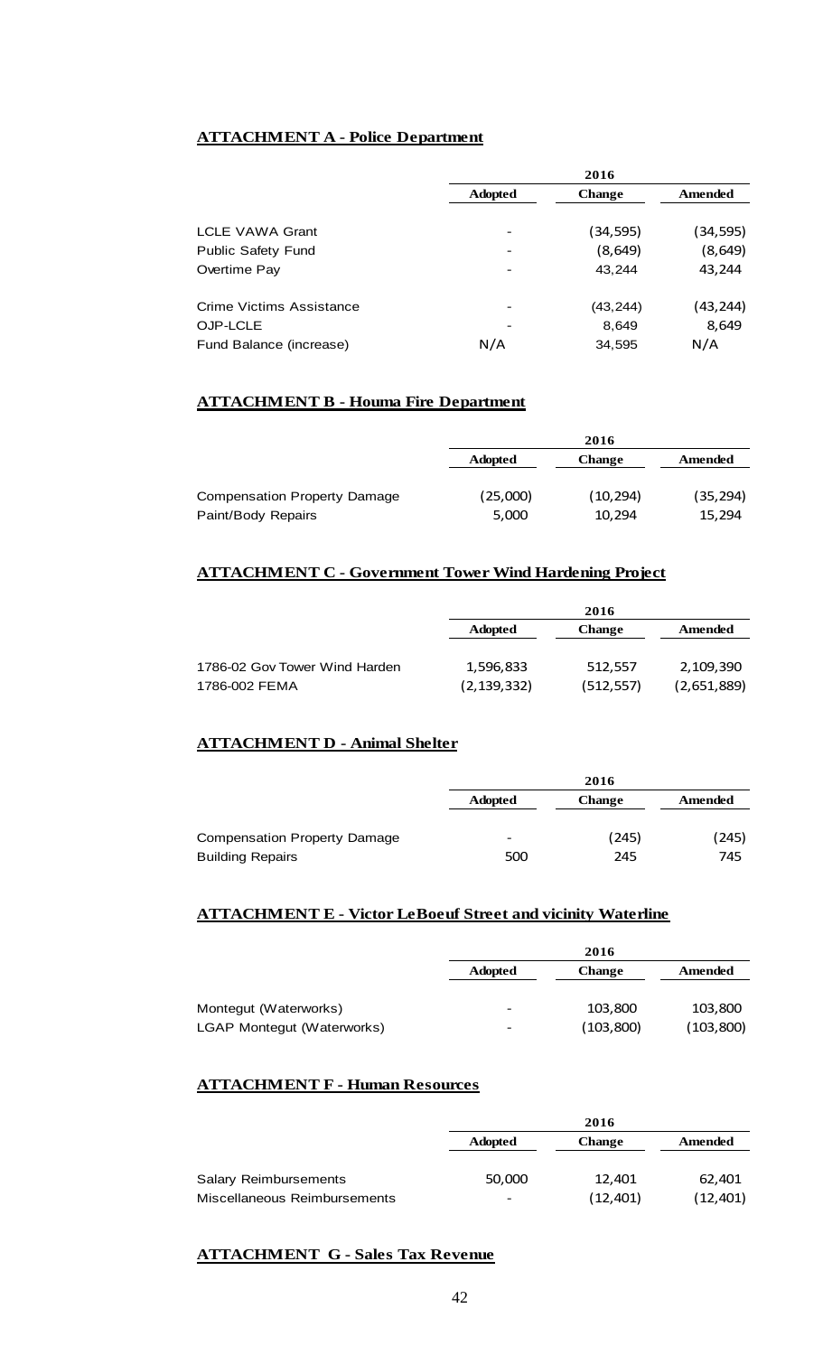**ATTACHMENT A - Police Department**

| | 2016 | | |
|---|---|---|---|
| | **Adopted** | **Change** | **Amended** |
| LCLE VAWA Grant | - | (34,595) | (34,595) |
| Public Safety Fund | - | (8,649) | (8,649) |
| Overtime Pay | - | 43,244 | 43,244 |
| Crime Victims Assistance | - | (43,244) | (43,244) |
| OJP-LCLE | - | 8,649 | 8,649 |
| Fund Balance (increase) | N/A | 34,595 | N/A |

**ATTACHMENT B - Houma Fire Department**

| | 2016 | | |
|---|---|---|---|
| | **Adopted** | **Change** | **Amended** |
| Compensation Property Damage | (25,000) | (10,294) | (35,294) |
| Paint/Body Repairs | 5,000 | 10,294 | 15,294 |

**ATTACHMENT C - Government Tower Wind Hardening Project**

| | 2016 | | |
|---|---|---|---|
| | **Adopted** | **Change** | **Amended** |
| 1786-02 Gov Tower Wind Harden | 1,596,833 | 512,557 | 2,109,390 |
| 1786-002 FEMA | (2,139,332) | (512,557) | (2,651,889) |

**ATTACHMENT D - Animal Shelter**

| | 2016 | | |
|---|---|---|---|
| | **Adopted** | **Change** | **Amended** |
| Compensation Property Damage | - | (245) | (245) |
| Building Repairs | 500 | 245 | 745 |

**ATTACHMENT E - Victor LeBoeuf Street and vicinity Waterline**

| | 2016 | | |
|---|---|---|---|
| | **Adopted** | **Change** | **Amended** |
| Montegut (Waterworks) | - | 103,800 | 103,800 |
| LGAP Montegut (Waterworks) | - | (103,800) | (103,800) |

**ATTACHMENT F - Human Resources**

| | 2016 | | |
|---|---|---|---|
| | **Adopted** | **Change** | **Amended** |
| Salary Reimbursements | 50,000 | 12,401 | 62,401 |
| Miscellaneous Reimbursements | - | (12,401) | (12,401) |

**ATTACHMENT G - Sales Tax Revenue**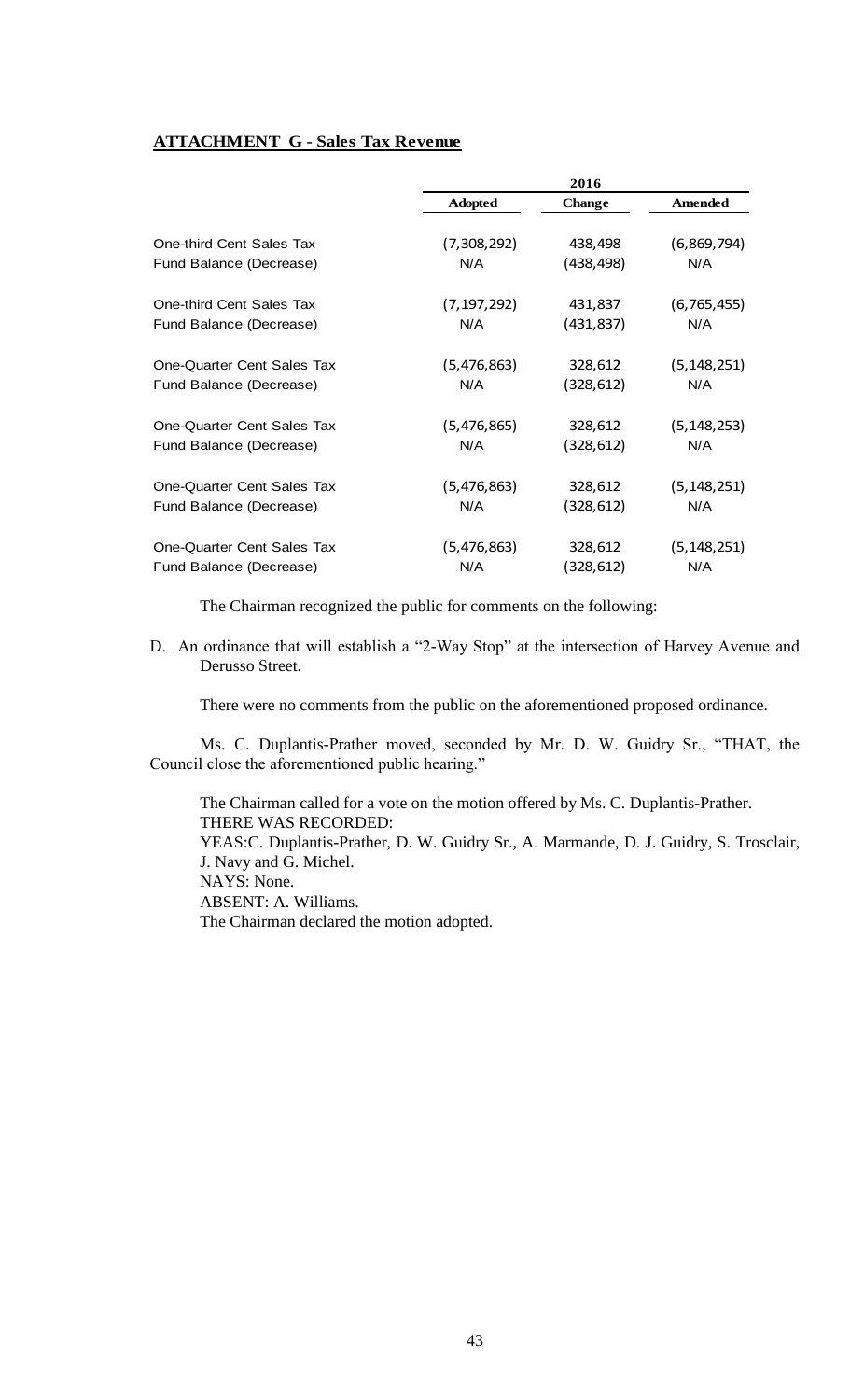**ATTACHMENT G - Sales Tax Revenue**

| | 2016 | | |
|---|---|---|---|
| | **Adopted** | **Change** | **Amended** |
| One-third Cent Sales Tax | (7,308,292) | 438,498 | (6,869,794) |
| Fund Balance (Decrease) | N/A | (438,498) | N/A |
| One-third Cent Sales Tax | (7,197,292) | 431,837 | (6,765,455) |
| Fund Balance (Decrease) | N/A | (431,837) | N/A |
| One-Quarter Cent Sales Tax | (5,476,863) | 328,612 | (5,148,251) |
| Fund Balance (Decrease) | N/A | (328,612) | N/A |
| One-Quarter Cent Sales Tax | (5,476,865) | 328,612 | (5,148,253) |
| Fund Balance (Decrease) | N/A | (328,612) | N/A |
| One-Quarter Cent Sales Tax | (5,476,863) | 328,612 | (5,148,251) |
| Fund Balance (Decrease) | N/A | (328,612) | N/A |
| One-Quarter Cent Sales Tax | (5,476,863) | 328,612 | (5,148,251) |
| Fund Balance (Decrease) | N/A | (328,612) | N/A |

The Chairman recognized the public for comments on the following:

D. An ordinance that will establish a "2-Way Stop" at the intersection of Harvey Avenue and Derusso Street.

There were no comments from the public on the aforementioned proposed ordinance.

Ms. C. Duplantis-Prather moved, seconded by Mr. D. W. Guidry Sr., "THAT, the Council close the aforementioned public hearing."

The Chairman called for a vote on the motion offered by Ms. C. Duplantis-Prather.
THERE WAS RECORDED:
YEAS:C. Duplantis-Prather, D. W. Guidry Sr., A. Marmande, D. J. Guidry, S. Trosclair, J. Navy and G. Michel.
NAYS: None.
ABSENT: A. Williams.
The Chairman declared the motion adopted.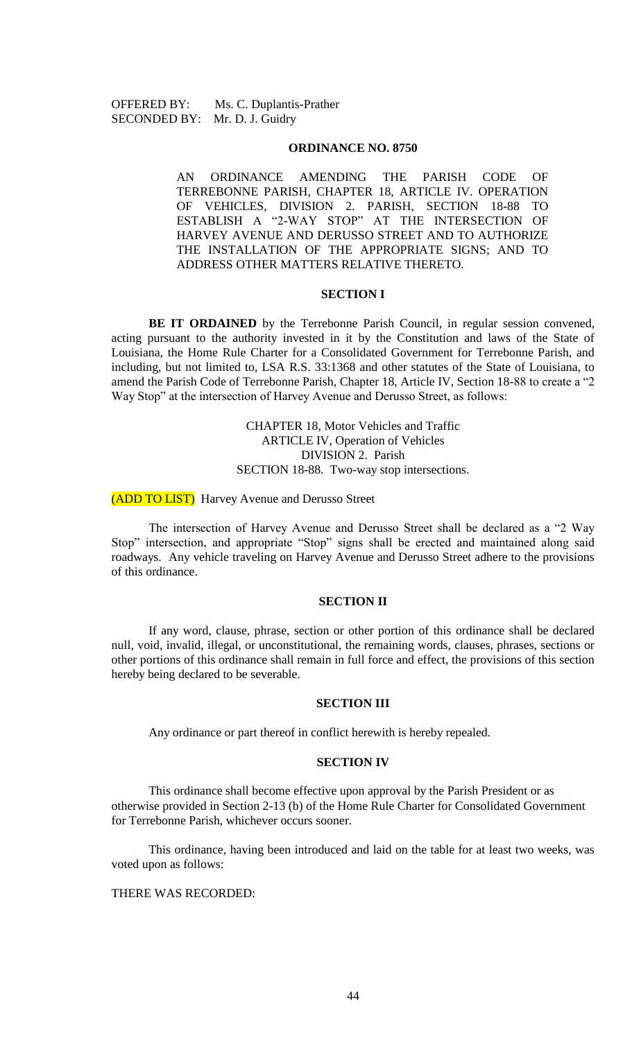OFFERED BY: Ms. C. Duplantis-Prather
SECONDED BY: Mr. D. J. Guidry

**ORDINANCE NO. 8750**

AN ORDINANCE AMENDING THE PARISH CODE OF TERREBONNE PARISH, CHAPTER 18, ARTICLE IV. OPERATION OF VEHICLES, DIVISION 2. PARISH, SECTION 18-88 TO ESTABLISH A "2-WAY STOP" AT THE INTERSECTION OF HARVEY AVENUE AND DERUSSO STREET AND TO AUTHORIZE THE INSTALLATION OF THE APPROPRIATE SIGNS; AND TO ADDRESS OTHER MATTERS RELATIVE THERETO.

**SECTION I**

**BE IT ORDAINED** by the Terrebonne Parish Council, in regular session convened, acting pursuant to the authority invested in it by the Constitution and laws of the State of Louisiana, the Home Rule Charter for a Consolidated Government for Terrebonne Parish, and including, but not limited to, LSA R.S. 33:1368 and other statutes of the State of Louisiana, to amend the Parish Code of Terrebonne Parish, Chapter 18, Article IV, Section 18-88 to create a "2 Way Stop" at the intersection of Harvey Avenue and Derusso Street, as follows:

CHAPTER 18, Motor Vehicles and Traffic
ARTICLE IV, Operation of Vehicles
DIVISION 2. Parish
SECTION 18-88. Two-way stop intersections.

(ADD TO LIST) Harvey Avenue and Derusso Street

The intersection of Harvey Avenue and Derusso Street shall be declared as a "2 Way Stop" intersection, and appropriate "Stop" signs shall be erected and maintained along said roadways. Any vehicle traveling on Harvey Avenue and Derusso Street adhere to the provisions of this ordinance.

**SECTION II**

If any word, clause, phrase, section or other portion of this ordinance shall be declared null, void, invalid, illegal, or unconstitutional, the remaining words, clauses, phrases, sections or other portions of this ordinance shall remain in full force and effect, the provisions of this section hereby being declared to be severable.

**SECTION III**

Any ordinance or part thereof in conflict herewith is hereby repealed.

**SECTION IV**

This ordinance shall become effective upon approval by the Parish President or as otherwise provided in Section 2-13 (b) of the Home Rule Charter for Consolidated Government for Terrebonne Parish, whichever occurs sooner.

This ordinance, having been introduced and laid on the table for at least two weeks, was voted upon as follows:

THERE WAS RECORDED: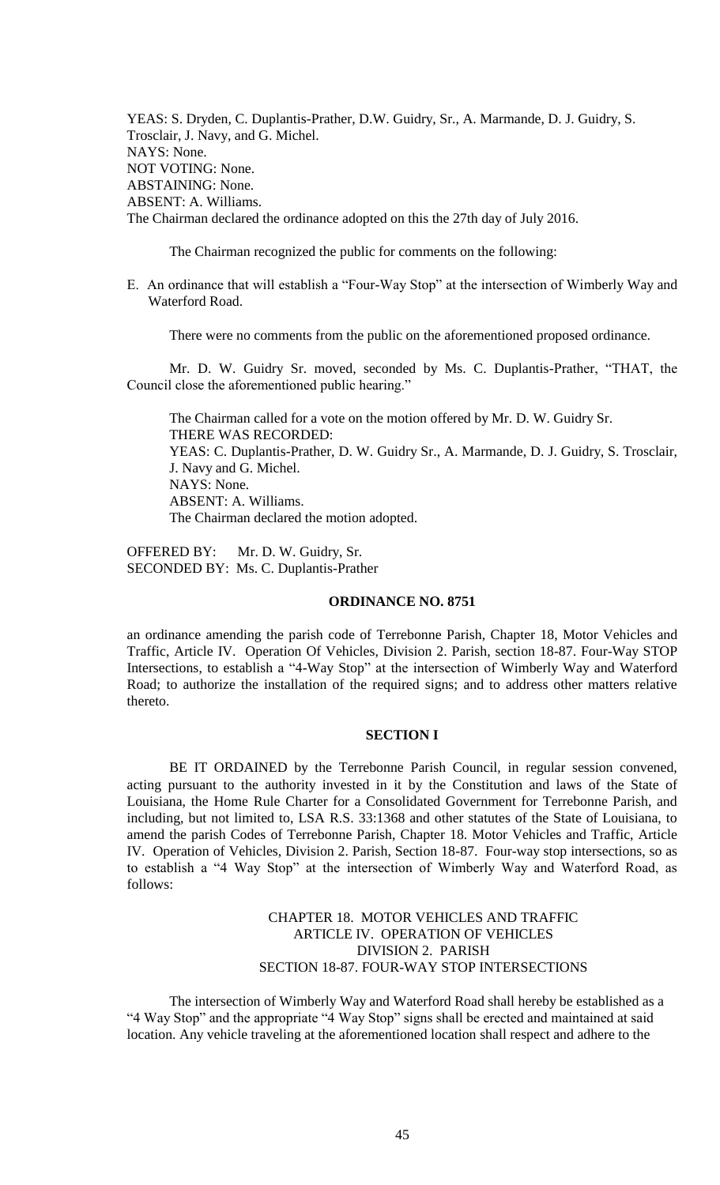YEAS: S. Dryden, C. Duplantis-Prather, D.W. Guidry, Sr., A. Marmande, D. J. Guidry, S. Trosclair, J. Navy, and G. Michel.
NAYS: None.
NOT VOTING: None.
ABSTAINING: None.
ABSENT: A. Williams.
The Chairman declared the ordinance adopted on this the 27th day of July 2016.

The Chairman recognized the public for comments on the following:

E. An ordinance that will establish a "Four-Way Stop" at the intersection of Wimberly Way and Waterford Road.

There were no comments from the public on the aforementioned proposed ordinance.

Mr. D. W. Guidry Sr. moved, seconded by Ms. C. Duplantis-Prather, "THAT, the Council close the aforementioned public hearing."

The Chairman called for a vote on the motion offered by Mr. D. W. Guidry Sr.
THERE WAS RECORDED:
YEAS: C. Duplantis-Prather, D. W. Guidry Sr., A. Marmande, D. J. Guidry, S. Trosclair, J. Navy and G. Michel.
NAYS: None.
ABSENT: A. Williams.
The Chairman declared the motion adopted.

OFFERED BY: Mr. D. W. Guidry, Sr.
SECONDED BY: Ms. C. Duplantis-Prather

**ORDINANCE NO. 8751**

an ordinance amending the parish code of Terrebonne Parish, Chapter 18, Motor Vehicles and Traffic, Article IV. Operation Of Vehicles, Division 2. Parish, section 18-87. Four-Way STOP Intersections, to establish a "4-Way Stop" at the intersection of Wimberly Way and Waterford Road; to authorize the installation of the required signs; and to address other matters relative thereto.

**SECTION I**

BE IT ORDAINED by the Terrebonne Parish Council, in regular session convened, acting pursuant to the authority invested in it by the Constitution and laws of the State of Louisiana, the Home Rule Charter for a Consolidated Government for Terrebonne Parish, and including, but not limited to, LSA R.S. 33:1368 and other statutes of the State of Louisiana, to amend the parish Codes of Terrebonne Parish, Chapter 18. Motor Vehicles and Traffic, Article IV. Operation of Vehicles, Division 2. Parish, Section 18-87. Four-way stop intersections, so as to establish a "4 Way Stop" at the intersection of Wimberly Way and Waterford Road, as follows:

CHAPTER 18. MOTOR VEHICLES AND TRAFFIC
ARTICLE IV. OPERATION OF VEHICLES
DIVISION 2. PARISH
SECTION 18-87. FOUR-WAY STOP INTERSECTIONS

The intersection of Wimberly Way and Waterford Road shall hereby be established as a "4 Way Stop" and the appropriate "4 Way Stop" signs shall be erected and maintained at said location. Any vehicle traveling at the aforementioned location shall respect and adhere to the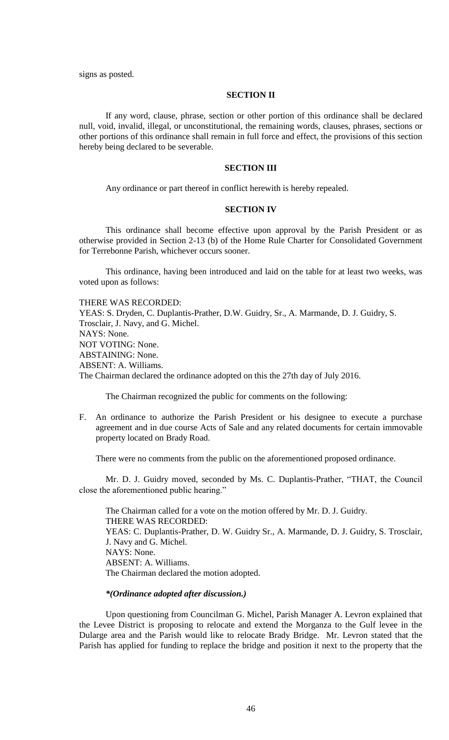signs as posted.

**SECTION II**

If any word, clause, phrase, section or other portion of this ordinance shall be declared null, void, invalid, illegal, or unconstitutional, the remaining words, clauses, phrases, sections or other portions of this ordinance shall remain in full force and effect, the provisions of this section hereby being declared to be severable.

**SECTION III**

Any ordinance or part thereof in conflict herewith is hereby repealed.

**SECTION IV**

This ordinance shall become effective upon approval by the Parish President or as otherwise provided in Section 2-13 (b) of the Home Rule Charter for Consolidated Government for Terrebonne Parish, whichever occurs sooner.

This ordinance, having been introduced and laid on the table for at least two weeks, was voted upon as follows:

THERE WAS RECORDED:
YEAS: S. Dryden, C. Duplantis-Prather, D.W. Guidry, Sr., A. Marmande, D. J. Guidry, S. Trosclair, J. Navy, and G. Michel.
NAYS: None.
NOT VOTING: None.
ABSTAINING: None.
ABSENT: A. Williams.
The Chairman declared the ordinance adopted on this the 27th day of July 2016.

The Chairman recognized the public for comments on the following:

F. An ordinance to authorize the Parish President or his designee to execute a purchase agreement and in due course Acts of Sale and any related documents for certain immovable property located on Brady Road.

There were no comments from the public on the aforementioned proposed ordinance.

Mr. D. J. Guidry moved, seconded by Ms. C. Duplantis-Prather, "THAT, the Council close the aforementioned public hearing."

The Chairman called for a vote on the motion offered by Mr. D. J. Guidry.
THERE WAS RECORDED:
YEAS: C. Duplantis-Prather, D. W. Guidry Sr., A. Marmande, D. J. Guidry, S. Trosclair, J. Navy and G. Michel.
NAYS: None.
ABSENT: A. Williams.
The Chairman declared the motion adopted.

***(Ordinance adopted after discussion.)***

Upon questioning from Councilman G. Michel, Parish Manager A. Levron explained that the Levee District is proposing to relocate and extend the Morganza to the Gulf levee in the Dularge area and the Parish would like to relocate Brady Bridge. Mr. Levron stated that the Parish has applied for funding to replace the bridge and position it next to the property that the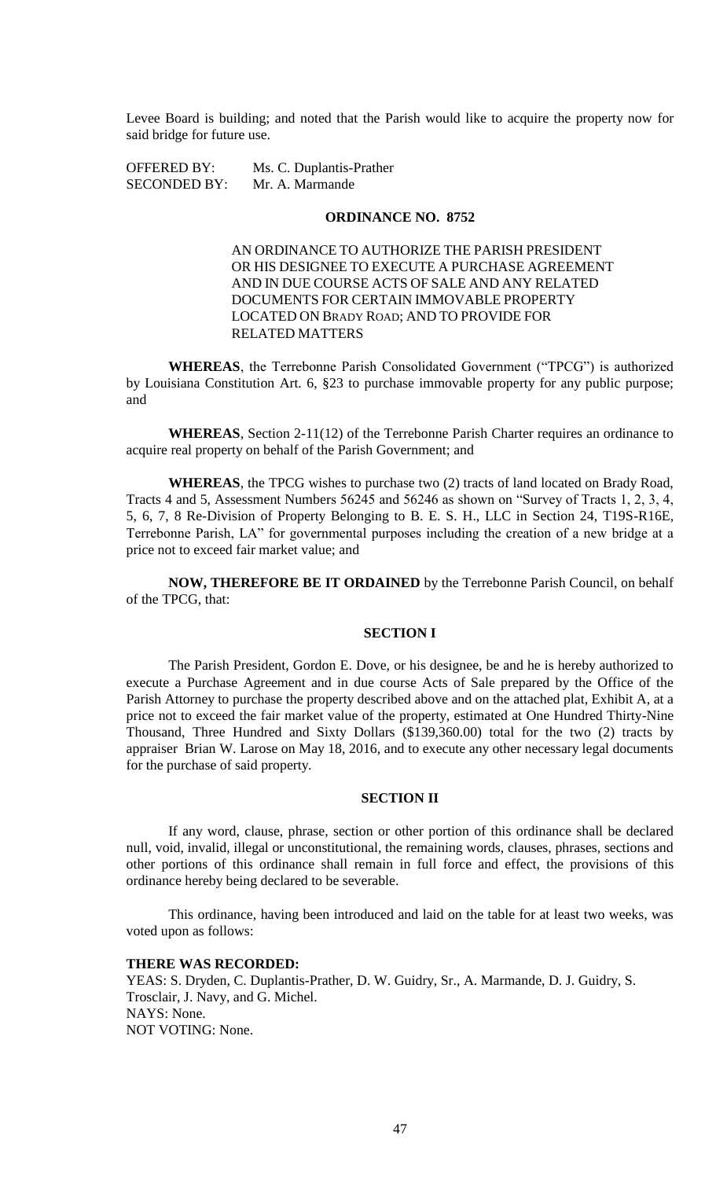Levee Board is building; and noted that the Parish would like to acquire the property now for said bridge for future use.

OFFERED BY: Ms. C. Duplantis-Prather
SECONDED BY: Mr. A. Marmande

**ORDINANCE NO. 8752**

AN ORDINANCE TO AUTHORIZE THE PARISH PRESIDENT OR HIS DESIGNEE TO EXECUTE A PURCHASE AGREEMENT AND IN DUE COURSE ACTS OF SALE AND ANY RELATED DOCUMENTS FOR CERTAIN IMMOVABLE PROPERTY LOCATED ON BRADY ROAD; AND TO PROVIDE FOR RELATED MATTERS

**WHEREAS**, the Terrebonne Parish Consolidated Government ("TPCG") is authorized by Louisiana Constitution Art. 6, §23 to purchase immovable property for any public purpose; and

**WHEREAS**, Section 2-11(12) of the Terrebonne Parish Charter requires an ordinance to acquire real property on behalf of the Parish Government; and

**WHEREAS**, the TPCG wishes to purchase two (2) tracts of land located on Brady Road, Tracts 4 and 5, Assessment Numbers 56245 and 56246 as shown on "Survey of Tracts 1, 2, 3, 4, 5, 6, 7, 8 Re-Division of Property Belonging to B. E. S. H., LLC in Section 24, T19S-R16E, Terrebonne Parish, LA" for governmental purposes including the creation of a new bridge at a price not to exceed fair market value; and

**NOW, THEREFORE BE IT ORDAINED** by the Terrebonne Parish Council, on behalf of the TPCG, that:

**SECTION I**

The Parish President, Gordon E. Dove, or his designee, be and he is hereby authorized to execute a Purchase Agreement and in due course Acts of Sale prepared by the Office of the Parish Attorney to purchase the property described above and on the attached plat, Exhibit A, at a price not to exceed the fair market value of the property, estimated at One Hundred Thirty-Nine Thousand, Three Hundred and Sixty Dollars ($139,360.00) total for the two (2) tracts by appraiser Brian W. Larose on May 18, 2016, and to execute any other necessary legal documents for the purchase of said property.

**SECTION II**

If any word, clause, phrase, section or other portion of this ordinance shall be declared null, void, invalid, illegal or unconstitutional, the remaining words, clauses, phrases, sections and other portions of this ordinance shall remain in full force and effect, the provisions of this ordinance hereby being declared to be severable.

This ordinance, having been introduced and laid on the table for at least two weeks, was voted upon as follows:

**THERE WAS RECORDED:**
YEAS: S. Dryden, C. Duplantis-Prather, D. W. Guidry, Sr., A. Marmande, D. J. Guidry, S. Trosclair, J. Navy, and G. Michel.
NAYS: None.
NOT VOTING: None.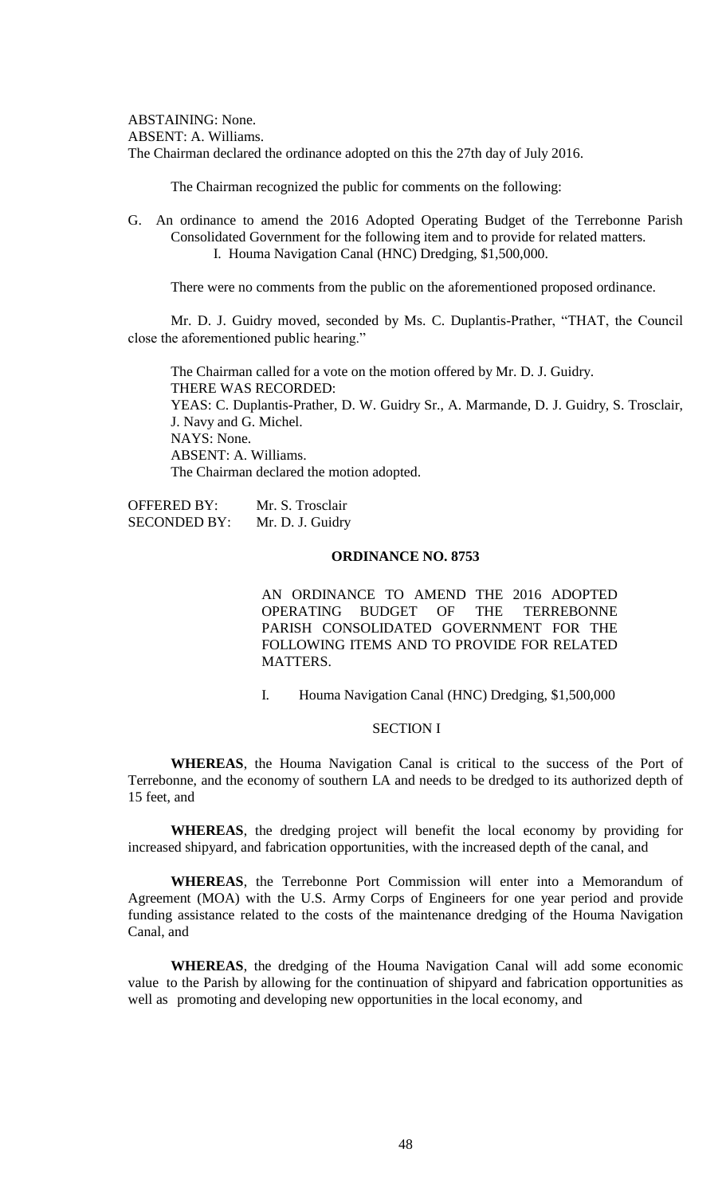ABSTAINING: None.
ABSENT: A. Williams.
The Chairman declared the ordinance adopted on this the 27th day of July 2016.

The Chairman recognized the public for comments on the following:

G. An ordinance to amend the 2016 Adopted Operating Budget of the Terrebonne Parish Consolidated Government for the following item and to provide for related matters.
   I. Houma Navigation Canal (HNC) Dredging, $1,500,000.

There were no comments from the public on the aforementioned proposed ordinance.

Mr. D. J. Guidry moved, seconded by Ms. C. Duplantis-Prather, "THAT, the Council close the aforementioned public hearing."

The Chairman called for a vote on the motion offered by Mr. D. J. Guidry.
THERE WAS RECORDED:
YEAS: C. Duplantis-Prather, D. W. Guidry Sr., A. Marmande, D. J. Guidry, S. Trosclair, J. Navy and G. Michel.
NAYS: None.
ABSENT: A. Williams.
The Chairman declared the motion adopted.

OFFERED BY: Mr. S. Trosclair
SECONDED BY: Mr. D. J. Guidry

**ORDINANCE NO. 8753**

AN ORDINANCE TO AMEND THE 2016 ADOPTED OPERATING BUDGET OF THE TERREBONNE PARISH CONSOLIDATED GOVERNMENT FOR THE FOLLOWING ITEMS AND TO PROVIDE FOR RELATED MATTERS.

I. Houma Navigation Canal (HNC) Dredging, $1,500,000

SECTION I

**WHEREAS**, the Houma Navigation Canal is critical to the success of the Port of Terrebonne, and the economy of southern LA and needs to be dredged to its authorized depth of 15 feet, and

**WHEREAS**, the dredging project will benefit the local economy by providing for increased shipyard, and fabrication opportunities, with the increased depth of the canal, and

**WHEREAS**, the Terrebonne Port Commission will enter into a Memorandum of Agreement (MOA) with the U.S. Army Corps of Engineers for one year period and provide funding assistance related to the costs of the maintenance dredging of the Houma Navigation Canal, and

**WHEREAS**, the dredging of the Houma Navigation Canal will add some economic value to the Parish by allowing for the continuation of shipyard and fabrication opportunities as well as promoting and developing new opportunities in the local economy, and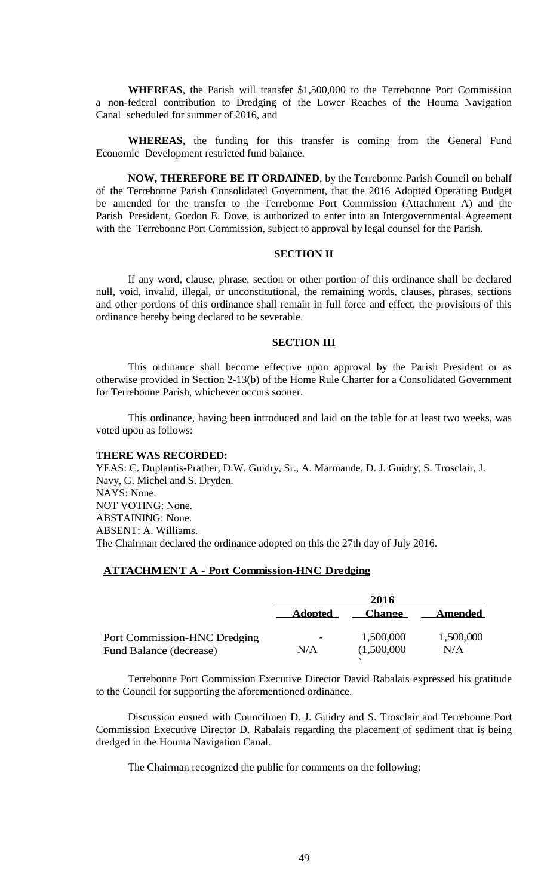**WHEREAS**, the Parish will transfer $1,500,000 to the Terrebonne Port Commission a non-federal contribution to Dredging of the Lower Reaches of the Houma Navigation Canal scheduled for summer of 2016, and

**WHEREAS**, the funding for this transfer is coming from the General Fund Economic Development restricted fund balance.

**NOW, THEREFORE BE IT ORDAINED**, by the Terrebonne Parish Council on behalf of the Terrebonne Parish Consolidated Government, that the 2016 Adopted Operating Budget be amended for the transfer to the Terrebonne Port Commission (Attachment A) and the Parish President, Gordon E. Dove, is authorized to enter into an Intergovernmental Agreement with the Terrebonne Port Commission, subject to approval by legal counsel for the Parish.

**SECTION II**

If any word, clause, phrase, section or other portion of this ordinance shall be declared null, void, invalid, illegal, or unconstitutional, the remaining words, clauses, phrases, sections and other portions of this ordinance shall remain in full force and effect, the provisions of this ordinance hereby being declared to be severable.

**SECTION III**

This ordinance shall become effective upon approval by the Parish President or as otherwise provided in Section 2-13(b) of the Home Rule Charter for a Consolidated Government for Terrebonne Parish, whichever occurs sooner.

This ordinance, having been introduced and laid on the table for at least two weeks, was voted upon as follows:

**THERE WAS RECORDED:**
YEAS: C. Duplantis-Prather, D.W. Guidry, Sr., A. Marmande, D. J. Guidry, S. Trosclair, J. Navy, G. Michel and S. Dryden.
NAYS: None.
NOT VOTING: None.
ABSTAINING: None.
ABSENT: A. Williams.
The Chairman declared the ordinance adopted on this the 27th day of July 2016.

**ATTACHMENT A - Port Commission-HNC Dredging**

| | 2016 | | |
|---|---|---|---|
| | **Adopted** | **Change** | **Amended** |
| Port Commission-HNC Dredging | - | 1,500,000 | 1,500,000 |
| Fund Balance (decrease) | N/A | (1,500,000) | N/A |

Terrebonne Port Commission Executive Director David Rabalais expressed his gratitude to the Council for supporting the aforementioned ordinance.

Discussion ensued with Councilmen D. J. Guidry and S. Trosclair and Terrebonne Port Commission Executive Director D. Rabalais regarding the placement of sediment that is being dredged in the Houma Navigation Canal.

The Chairman recognized the public for comments on the following: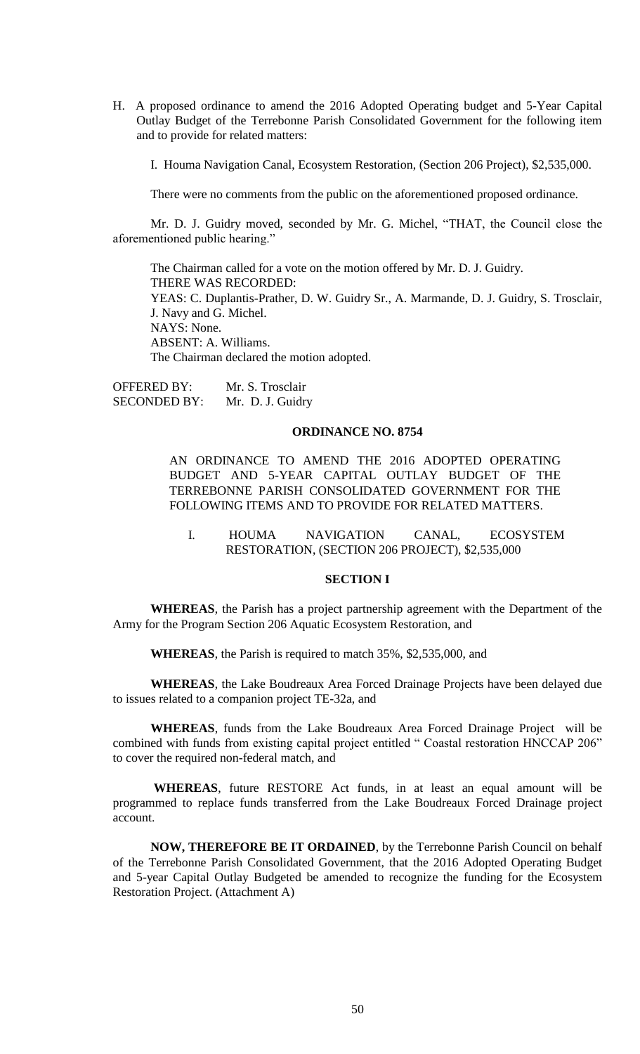H. A proposed ordinance to amend the 2016 Adopted Operating budget and 5-Year Capital Outlay Budget of the Terrebonne Parish Consolidated Government for the following item and to provide for related matters:

I. Houma Navigation Canal, Ecosystem Restoration, (Section 206 Project), $2,535,000.

There were no comments from the public on the aforementioned proposed ordinance.

Mr. D. J. Guidry moved, seconded by Mr. G. Michel, "THAT, the Council close the aforementioned public hearing."

The Chairman called for a vote on the motion offered by Mr. D. J. Guidry.
THERE WAS RECORDED:
YEAS: C. Duplantis-Prather, D. W. Guidry Sr., A. Marmande, D. J. Guidry, S. Trosclair, J. Navy and G. Michel.
NAYS: None.
ABSENT: A. Williams.
The Chairman declared the motion adopted.

OFFERED BY: Mr. S. Trosclair
SECONDED BY: Mr. D. J. Guidry

**ORDINANCE NO. 8754**

AN ORDINANCE TO AMEND THE 2016 ADOPTED OPERATING BUDGET AND 5-YEAR CAPITAL OUTLAY BUDGET OF THE TERREBONNE PARISH CONSOLIDATED GOVERNMENT FOR THE FOLLOWING ITEMS AND TO PROVIDE FOR RELATED MATTERS.

I. HOUMA NAVIGATION CANAL, ECOSYSTEM RESTORATION, (SECTION 206 PROJECT), $2,535,000

**SECTION I**

**WHEREAS**, the Parish has a project partnership agreement with the Department of the Army for the Program Section 206 Aquatic Ecosystem Restoration, and

**WHEREAS**, the Parish is required to match 35%, $2,535,000, and

**WHEREAS**, the Lake Boudreaux Area Forced Drainage Projects have been delayed due to issues related to a companion project TE-32a, and

**WHEREAS**, funds from the Lake Boudreaux Area Forced Drainage Project will be combined with funds from existing capital project entitled " Coastal restoration HNCCAP 206" to cover the required non-federal match, and

**WHEREAS**, future RESTORE Act funds, in at least an equal amount will be programmed to replace funds transferred from the Lake Boudreaux Forced Drainage project account.

**NOW, THEREFORE BE IT ORDAINED**, by the Terrebonne Parish Council on behalf of the Terrebonne Parish Consolidated Government, that the 2016 Adopted Operating Budget and 5-year Capital Outlay Budgeted be amended to recognize the funding for the Ecosystem Restoration Project. (Attachment A)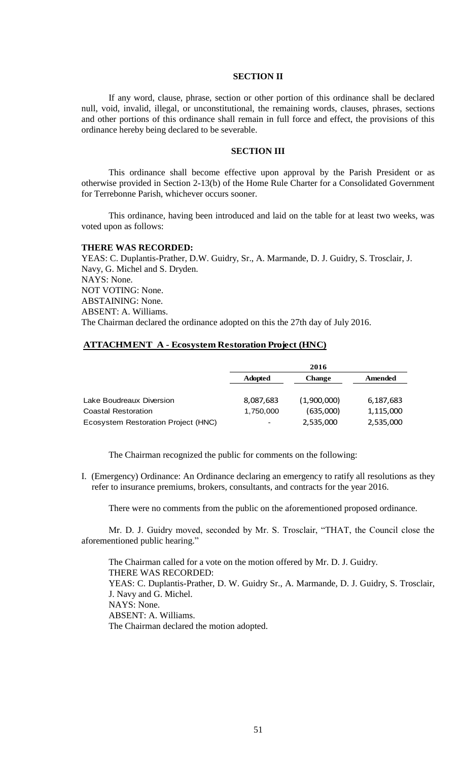**SECTION II**

If any word, clause, phrase, section or other portion of this ordinance shall be declared null, void, invalid, illegal, or unconstitutional, the remaining words, clauses, phrases, sections and other portions of this ordinance shall remain in full force and effect, the provisions of this ordinance hereby being declared to be severable.

**SECTION III**

This ordinance shall become effective upon approval by the Parish President or as otherwise provided in Section 2-13(b) of the Home Rule Charter for a Consolidated Government for Terrebonne Parish, whichever occurs sooner.

This ordinance, having been introduced and laid on the table for at least two weeks, was voted upon as follows:

**THERE WAS RECORDED:**
YEAS: C. Duplantis-Prather, D.W. Guidry, Sr., A. Marmande, D. J. Guidry, S. Trosclair, J. Navy, G. Michel and S. Dryden.
NAYS: None.
NOT VOTING: None.
ABSTAINING: None.
ABSENT: A. Williams.
The Chairman declared the ordinance adopted on this the 27th day of July 2016.

**ATTACHMENT A - Ecosystem Restoration Project (HNC)**

| | 2016 | | |
|---|---|---|---|
| | **Adopted** | **Change** | **Amended** |
| Lake Boudreaux Diversion | 8,087,683 | (1,900,000) | 6,187,683 |
| Coastal Restoration | 1,750,000 | (635,000) | 1,115,000 |
| Ecosystem Restoration Project (HNC) | - | 2,535,000 | 2,535,000 |

The Chairman recognized the public for comments on the following:

I. (Emergency) Ordinance: An Ordinance declaring an emergency to ratify all resolutions as they refer to insurance premiums, brokers, consultants, and contracts for the year 2016.

There were no comments from the public on the aforementioned proposed ordinance.

Mr. D. J. Guidry moved, seconded by Mr. S. Trosclair, "THAT, the Council close the aforementioned public hearing."

The Chairman called for a vote on the motion offered by Mr. D. J. Guidry.
THERE WAS RECORDED:
YEAS: C. Duplantis-Prather, D. W. Guidry Sr., A. Marmande, D. J. Guidry, S. Trosclair, J. Navy and G. Michel.
NAYS: None.
ABSENT: A. Williams.
The Chairman declared the motion adopted.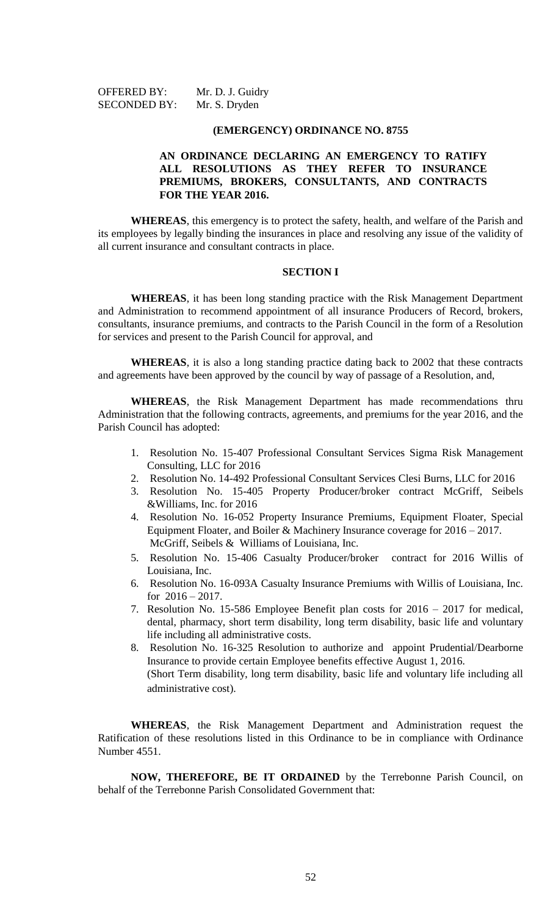OFFERED BY: Mr. D. J. Guidry
SECONDED BY: Mr. S. Dryden

**(EMERGENCY) ORDINANCE NO. 8755**

**AN ORDINANCE DECLARING AN EMERGENCY TO RATIFY ALL RESOLUTIONS AS THEY REFER TO INSURANCE PREMIUMS, BROKERS, CONSULTANTS, AND CONTRACTS FOR THE YEAR 2016.**

**WHEREAS**, this emergency is to protect the safety, health, and welfare of the Parish and its employees by legally binding the insurances in place and resolving any issue of the validity of all current insurance and consultant contracts in place.

**SECTION I**

**WHEREAS**, it has been long standing practice with the Risk Management Department and Administration to recommend appointment of all insurance Producers of Record, brokers, consultants, insurance premiums, and contracts to the Parish Council in the form of a Resolution for services and present to the Parish Council for approval, and

**WHEREAS**, it is also a long standing practice dating back to 2002 that these contracts and agreements have been approved by the council by way of passage of a Resolution, and,

**WHEREAS**, the Risk Management Department has made recommendations thru Administration that the following contracts, agreements, and premiums for the year 2016, and the Parish Council has adopted:

1. Resolution No. 15-407 Professional Consultant Services Sigma Risk Management Consulting, LLC for 2016
2. Resolution No. 14-492 Professional Consultant Services Clesi Burns, LLC for 2016
3. Resolution No. 15-405 Property Producer/broker contract McGriff, Seibels &Williams, Inc. for 2016
4. Resolution No. 16-052 Property Insurance Premiums, Equipment Floater, Special Equipment Floater, and Boiler & Machinery Insurance coverage for 2016 – 2017. McGriff, Seibels & Williams of Louisiana, Inc.
5. Resolution No. 15-406 Casualty Producer/broker contract for 2016 Willis of Louisiana, Inc.
6. Resolution No. 16-093A Casualty Insurance Premiums with Willis of Louisiana, Inc. for 2016 – 2017.
7. Resolution No. 15-586 Employee Benefit plan costs for 2016 – 2017 for medical, dental, pharmacy, short term disability, long term disability, basic life and voluntary life including all administrative costs.
8. Resolution No. 16-325 Resolution to authorize and appoint Prudential/Dearborne Insurance to provide certain Employee benefits effective August 1, 2016. (Short Term disability, long term disability, basic life and voluntary life including all administrative cost).

**WHEREAS**, the Risk Management Department and Administration request the Ratification of these resolutions listed in this Ordinance to be in compliance with Ordinance Number 4551.

**NOW, THEREFORE, BE IT ORDAINED** by the Terrebonne Parish Council, on behalf of the Terrebonne Parish Consolidated Government that: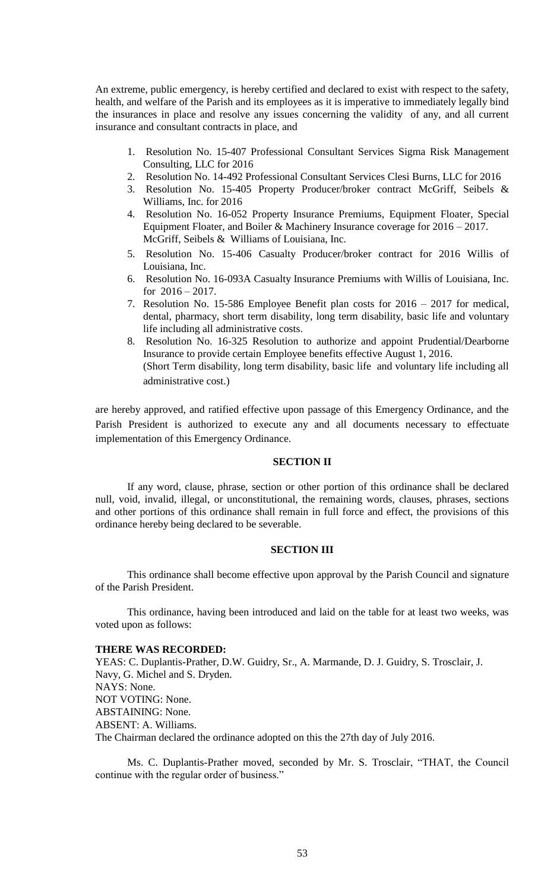An extreme, public emergency, is hereby certified and declared to exist with respect to the safety, health, and welfare of the Parish and its employees as it is imperative to immediately legally bind the insurances in place and resolve any issues concerning the validity of any, and all current insurance and consultant contracts in place, and

1. Resolution No. 15-407 Professional Consultant Services Sigma Risk Management Consulting, LLC for 2016
2. Resolution No. 14-492 Professional Consultant Services Clesi Burns, LLC for 2016
3. Resolution No. 15-405 Property Producer/broker contract McGriff, Seibels & Williams, Inc. for 2016
4. Resolution No. 16-052 Property Insurance Premiums, Equipment Floater, Special Equipment Floater, and Boiler & Machinery Insurance coverage for 2016 – 2017. McGriff, Seibels & Williams of Louisiana, Inc.
5. Resolution No. 15-406 Casualty Producer/broker contract for 2016 Willis of Louisiana, Inc.
6. Resolution No. 16-093A Casualty Insurance Premiums with Willis of Louisiana, Inc. for 2016 – 2017.
7. Resolution No. 15-586 Employee Benefit plan costs for 2016 – 2017 for medical, dental, pharmacy, short term disability, long term disability, basic life and voluntary life including all administrative costs.
8. Resolution No. 16-325 Resolution to authorize and appoint Prudential/Dearborne Insurance to provide certain Employee benefits effective August 1, 2016. (Short Term disability, long term disability, basic life and voluntary life including all administrative cost.)

are hereby approved, and ratified effective upon passage of this Emergency Ordinance, and the Parish President is authorized to execute any and all documents necessary to effectuate implementation of this Emergency Ordinance.

**SECTION II**

If any word, clause, phrase, section or other portion of this ordinance shall be declared null, void, invalid, illegal, or unconstitutional, the remaining words, clauses, phrases, sections and other portions of this ordinance shall remain in full force and effect, the provisions of this ordinance hereby being declared to be severable.

**SECTION III**

This ordinance shall become effective upon approval by the Parish Council and signature of the Parish President.

This ordinance, having been introduced and laid on the table for at least two weeks, was voted upon as follows:

**THERE WAS RECORDED:**
YEAS: C. Duplantis-Prather, D.W. Guidry, Sr., A. Marmande, D. J. Guidry, S. Trosclair, J. Navy, G. Michel and S. Dryden.
NAYS: None.
NOT VOTING: None.
ABSTAINING: None.
ABSENT: A. Williams.
The Chairman declared the ordinance adopted on this the 27th day of July 2016.

Ms. C. Duplantis-Prather moved, seconded by Mr. S. Trosclair, "THAT, the Council continue with the regular order of business."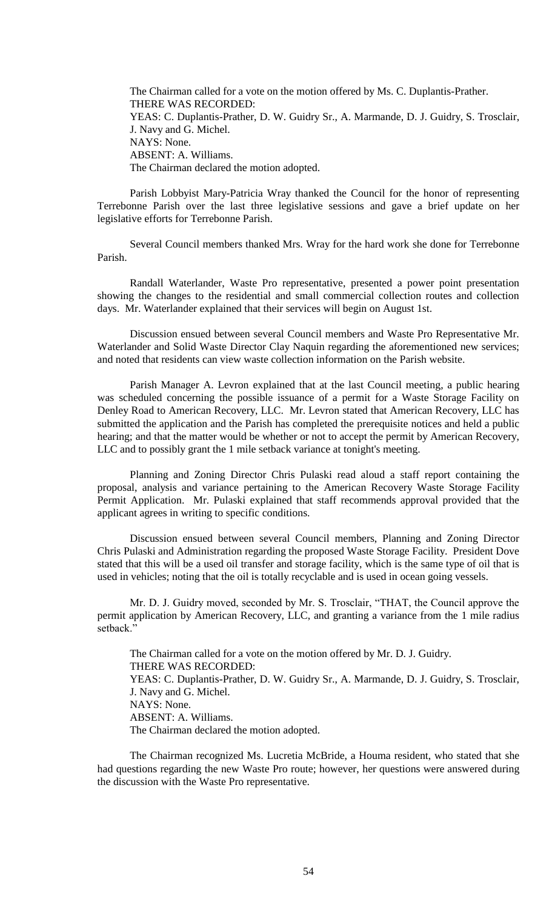The Chairman called for a vote on the motion offered by Ms. C. Duplantis-Prather.
THERE WAS RECORDED:
YEAS: C. Duplantis-Prather, D. W. Guidry Sr., A. Marmande, D. J. Guidry, S. Trosclair, J. Navy and G. Michel.
NAYS: None.
ABSENT: A. Williams.
The Chairman declared the motion adopted.

Parish Lobbyist Mary-Patricia Wray thanked the Council for the honor of representing Terrebonne Parish over the last three legislative sessions and gave a brief update on her legislative efforts for Terrebonne Parish.

Several Council members thanked Mrs. Wray for the hard work she done for Terrebonne Parish.

Randall Waterlander, Waste Pro representative, presented a power point presentation showing the changes to the residential and small commercial collection routes and collection days. Mr. Waterlander explained that their services will begin on August 1st.

Discussion ensued between several Council members and Waste Pro Representative Mr. Waterlander and Solid Waste Director Clay Naquin regarding the aforementioned new services; and noted that residents can view waste collection information on the Parish website.

Parish Manager A. Levron explained that at the last Council meeting, a public hearing was scheduled concerning the possible issuance of a permit for a Waste Storage Facility on Denley Road to American Recovery, LLC. Mr. Levron stated that American Recovery, LLC has submitted the application and the Parish has completed the prerequisite notices and held a public hearing; and that the matter would be whether or not to accept the permit by American Recovery, LLC and to possibly grant the 1 mile setback variance at tonight's meeting.

Planning and Zoning Director Chris Pulaski read aloud a staff report containing the proposal, analysis and variance pertaining to the American Recovery Waste Storage Facility Permit Application. Mr. Pulaski explained that staff recommends approval provided that the applicant agrees in writing to specific conditions.

Discussion ensued between several Council members, Planning and Zoning Director Chris Pulaski and Administration regarding the proposed Waste Storage Facility. President Dove stated that this will be a used oil transfer and storage facility, which is the same type of oil that is used in vehicles; noting that the oil is totally recyclable and is used in ocean going vessels.

Mr. D. J. Guidry moved, seconded by Mr. S. Trosclair, "THAT, the Council approve the permit application by American Recovery, LLC, and granting a variance from the 1 mile radius setback."

The Chairman called for a vote on the motion offered by Mr. D. J. Guidry.
THERE WAS RECORDED:
YEAS: C. Duplantis-Prather, D. W. Guidry Sr., A. Marmande, D. J. Guidry, S. Trosclair, J. Navy and G. Michel.
NAYS: None.
ABSENT: A. Williams.
The Chairman declared the motion adopted.

The Chairman recognized Ms. Lucretia McBride, a Houma resident, who stated that she had questions regarding the new Waste Pro route; however, her questions were answered during the discussion with the Waste Pro representative.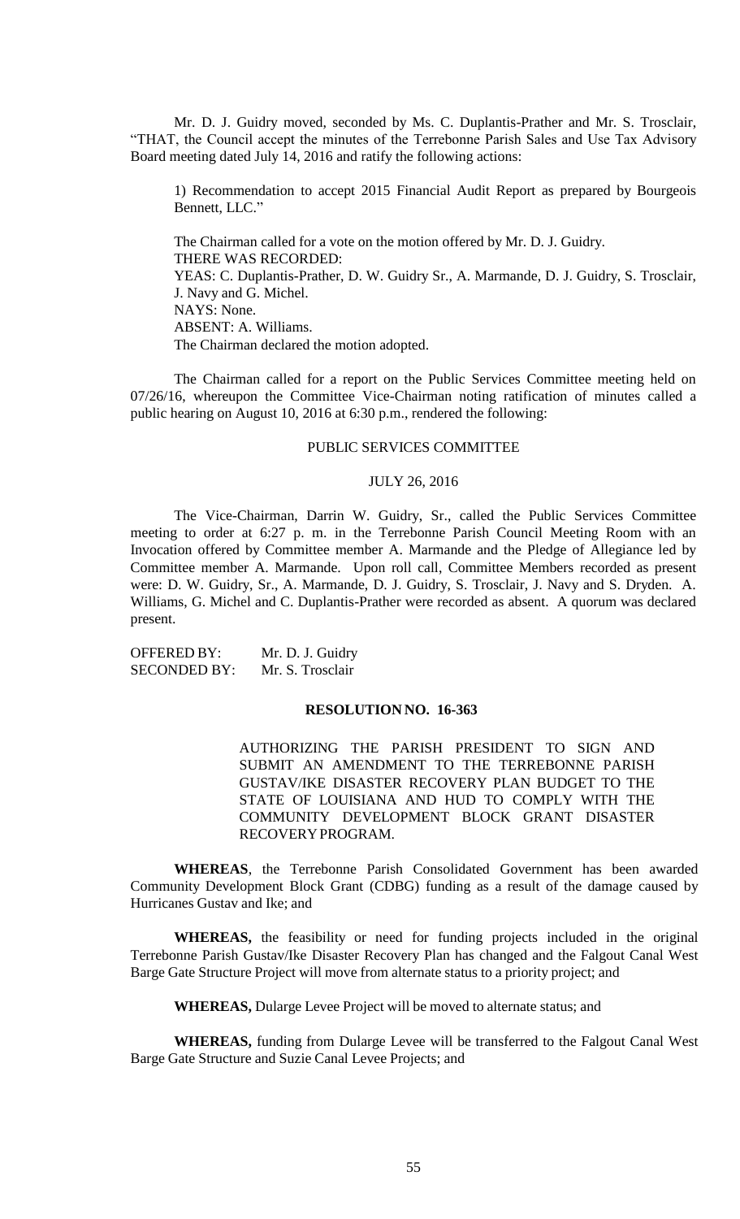Mr. D. J. Guidry moved, seconded by Ms. C. Duplantis-Prather and Mr. S. Trosclair, "THAT, the Council accept the minutes of the Terrebonne Parish Sales and Use Tax Advisory Board meeting dated July 14, 2016 and ratify the following actions:

1) Recommendation to accept 2015 Financial Audit Report as prepared by Bourgeois Bennett, LLC."

The Chairman called for a vote on the motion offered by Mr. D. J. Guidry.
THERE WAS RECORDED:
YEAS: C. Duplantis-Prather, D. W. Guidry Sr., A. Marmande, D. J. Guidry, S. Trosclair, J. Navy and G. Michel.
NAYS: None.
ABSENT: A. Williams.
The Chairman declared the motion adopted.

The Chairman called for a report on the Public Services Committee meeting held on 07/26/16, whereupon the Committee Vice-Chairman noting ratification of minutes called a public hearing on August 10, 2016 at 6:30 p.m., rendered the following:

PUBLIC SERVICES COMMITTEE

JULY 26, 2016

The Vice-Chairman, Darrin W. Guidry, Sr., called the Public Services Committee meeting to order at 6:27 p. m. in the Terrebonne Parish Council Meeting Room with an Invocation offered by Committee member A. Marmande and the Pledge of Allegiance led by Committee member A. Marmande. Upon roll call, Committee Members recorded as present were: D. W. Guidry, Sr., A. Marmande, D. J. Guidry, S. Trosclair, J. Navy and S. Dryden. A. Williams, G. Michel and C. Duplantis-Prather were recorded as absent. A quorum was declared present.

OFFERED BY: Mr. D. J. Guidry
SECONDED BY: Mr. S. Trosclair

**RESOLUTION NO. 16-363**

AUTHORIZING THE PARISH PRESIDENT TO SIGN AND SUBMIT AN AMENDMENT TO THE TERREBONNE PARISH GUSTAV/IKE DISASTER RECOVERY PLAN BUDGET TO THE STATE OF LOUISIANA AND HUD TO COMPLY WITH THE COMMUNITY DEVELOPMENT BLOCK GRANT DISASTER RECOVERY PROGRAM.

**WHEREAS**, the Terrebonne Parish Consolidated Government has been awarded Community Development Block Grant (CDBG) funding as a result of the damage caused by Hurricanes Gustav and Ike; and

**WHEREAS,** the feasibility or need for funding projects included in the original Terrebonne Parish Gustav/Ike Disaster Recovery Plan has changed and the Falgout Canal West Barge Gate Structure Project will move from alternate status to a priority project; and

**WHEREAS,** Dularge Levee Project will be moved to alternate status; and

**WHEREAS,** funding from Dularge Levee will be transferred to the Falgout Canal West Barge Gate Structure and Suzie Canal Levee Projects; and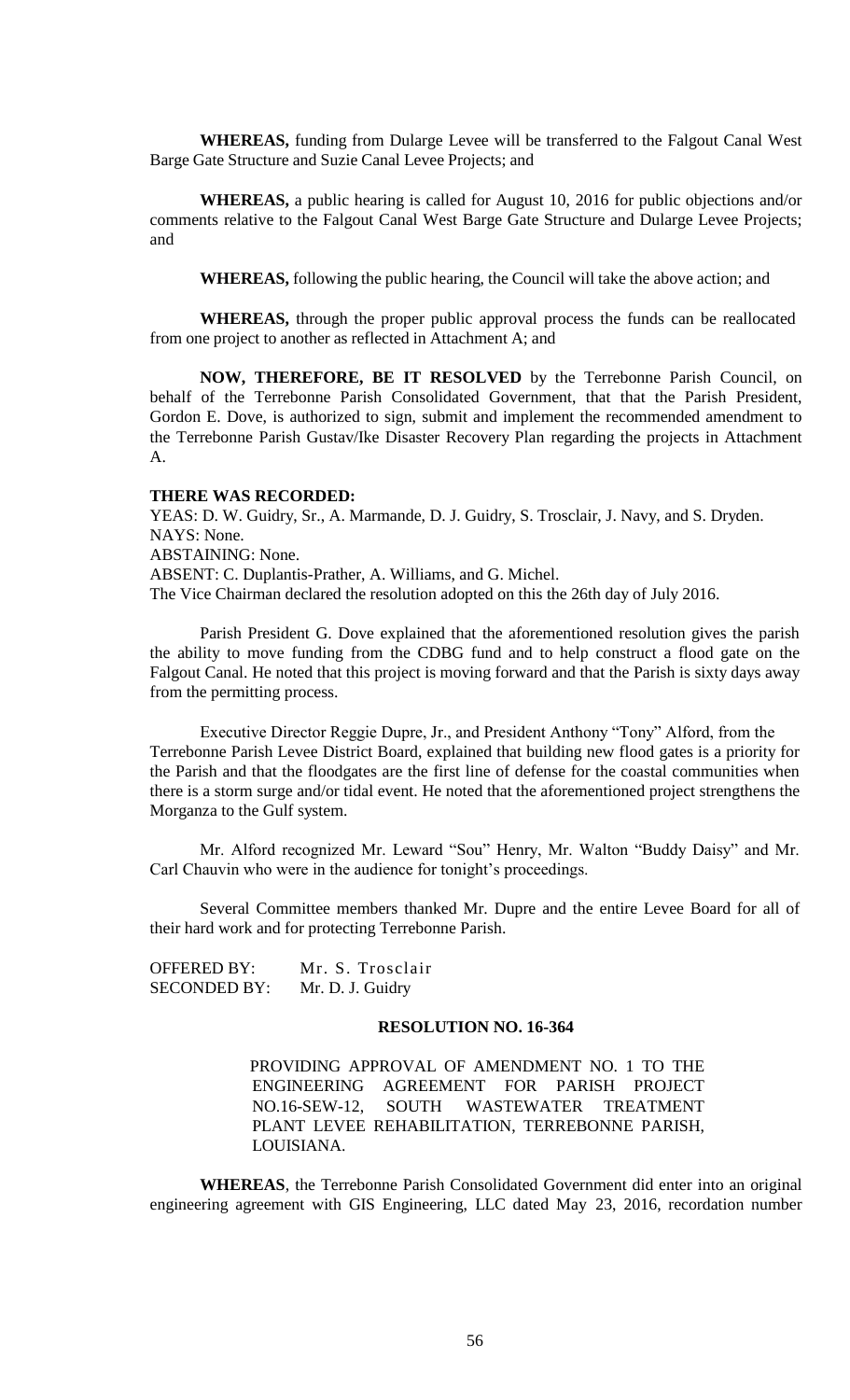**WHEREAS,** funding from Dularge Levee will be transferred to the Falgout Canal West Barge Gate Structure and Suzie Canal Levee Projects; and

**WHEREAS,** a public hearing is called for August 10, 2016 for public objections and/or comments relative to the Falgout Canal West Barge Gate Structure and Dularge Levee Projects; and

**WHEREAS,** following the public hearing, the Council will take the above action; and

**WHEREAS,** through the proper public approval process the funds can be reallocated from one project to another as reflected in Attachment A; and

**NOW, THEREFORE, BE IT RESOLVED** by the Terrebonne Parish Council, on behalf of the Terrebonne Parish Consolidated Government, that that the Parish President, Gordon E. Dove, is authorized to sign, submit and implement the recommended amendment to the Terrebonne Parish Gustav/Ike Disaster Recovery Plan regarding the projects in Attachment A.

**THERE WAS RECORDED:**
YEAS: D. W. Guidry, Sr., A. Marmande, D. J. Guidry, S. Trosclair, J. Navy, and S. Dryden.
NAYS: None.
ABSTAINING: None.
ABSENT: C. Duplantis-Prather, A. Williams, and G. Michel.
The Vice Chairman declared the resolution adopted on this the 26th day of July 2016.

Parish President G. Dove explained that the aforementioned resolution gives the parish the ability to move funding from the CDBG fund and to help construct a flood gate on the Falgout Canal. He noted that this project is moving forward and that the Parish is sixty days away from the permitting process.

Executive Director Reggie Dupre, Jr., and President Anthony "Tony" Alford, from the Terrebonne Parish Levee District Board, explained that building new flood gates is a priority for the Parish and that the floodgates are the first line of defense for the coastal communities when there is a storm surge and/or tidal event. He noted that the aforementioned project strengthens the Morganza to the Gulf system.

Mr. Alford recognized Mr. Leward "Sou" Henry, Mr. Walton "Buddy Daisy" and Mr. Carl Chauvin who were in the audience for tonight's proceedings.

Several Committee members thanked Mr. Dupre and the entire Levee Board for all of their hard work and for protecting Terrebonne Parish.

OFFERED BY: Mr. S. Trosclair
SECONDED BY: Mr. D. J. Guidry

**RESOLUTION NO. 16-364**

PROVIDING APPROVAL OF AMENDMENT NO. 1 TO THE ENGINEERING AGREEMENT FOR PARISH PROJECT NO.16-SEW-12, SOUTH WASTEWATER TREATMENT PLANT LEVEE REHABILITATION, TERREBONNE PARISH, LOUISIANA.

**WHEREAS**, the Terrebonne Parish Consolidated Government did enter into an original engineering agreement with GIS Engineering, LLC dated May 23, 2016, recordation number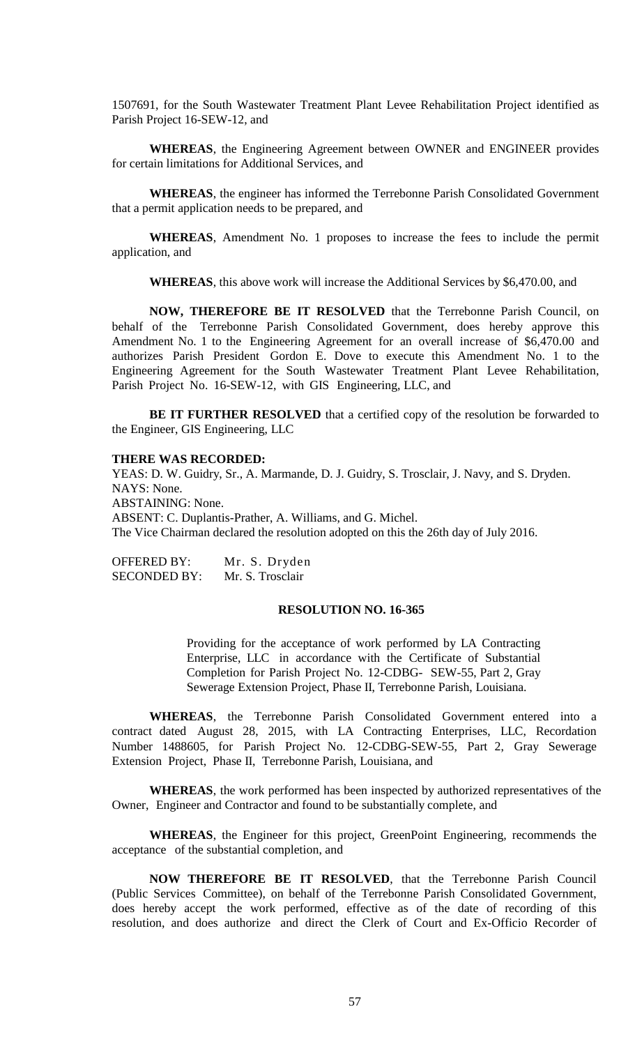1507691, for the South Wastewater Treatment Plant Levee Rehabilitation Project identified as Parish Project 16-SEW-12, and

**WHEREAS**, the Engineering Agreement between OWNER and ENGINEER provides for certain limitations for Additional Services, and

**WHEREAS**, the engineer has informed the Terrebonne Parish Consolidated Government that a permit application needs to be prepared, and

**WHEREAS**, Amendment No. 1 proposes to increase the fees to include the permit application, and

**WHEREAS**, this above work will increase the Additional Services by $6,470.00, and

**NOW, THEREFORE BE IT RESOLVED** that the Terrebonne Parish Council, on behalf of the Terrebonne Parish Consolidated Government, does hereby approve this Amendment No. 1 to the Engineering Agreement for an overall increase of $6,470.00 and authorizes Parish President Gordon E. Dove to execute this Amendment No. 1 to the Engineering Agreement for the South Wastewater Treatment Plant Levee Rehabilitation, Parish Project No. 16-SEW-12, with GIS Engineering, LLC, and

**BE IT FURTHER RESOLVED** that a certified copy of the resolution be forwarded to the Engineer, GIS Engineering, LLC

**THERE WAS RECORDED:**

YEAS: D. W. Guidry, Sr., A. Marmande, D. J. Guidry, S. Trosclair, J. Navy, and S. Dryden.
NAYS: None.
ABSTAINING: None.
ABSENT: C. Duplantis-Prather, A. Williams, and G. Michel.
The Vice Chairman declared the resolution adopted on this the 26th day of July 2016.

OFFERED BY: Mr. S. Dryden
SECONDED BY: Mr. S. Trosclair

**RESOLUTION NO. 16-365**

Providing for the acceptance of work performed by LA Contracting Enterprise, LLC in accordance with the Certificate of Substantial Completion for Parish Project No. 12-CDBG- SEW-55, Part 2, Gray Sewerage Extension Project, Phase II, Terrebonne Parish, Louisiana.

**WHEREAS**, the Terrebonne Parish Consolidated Government entered into a contract dated August 28, 2015, with LA Contracting Enterprises, LLC, Recordation Number 1488605, for Parish Project No. 12-CDBG-SEW-55, Part 2, Gray Sewerage Extension Project, Phase II, Terrebonne Parish, Louisiana, and

**WHEREAS**, the work performed has been inspected by authorized representatives of the Owner, Engineer and Contractor and found to be substantially complete, and

**WHEREAS**, the Engineer for this project, GreenPoint Engineering, recommends the acceptance of the substantial completion, and

**NOW THEREFORE BE IT RESOLVED**, that the Terrebonne Parish Council (Public Services Committee), on behalf of the Terrebonne Parish Consolidated Government, does hereby accept the work performed, effective as of the date of recording of this resolution, and does authorize and direct the Clerk of Court and Ex-Officio Recorder of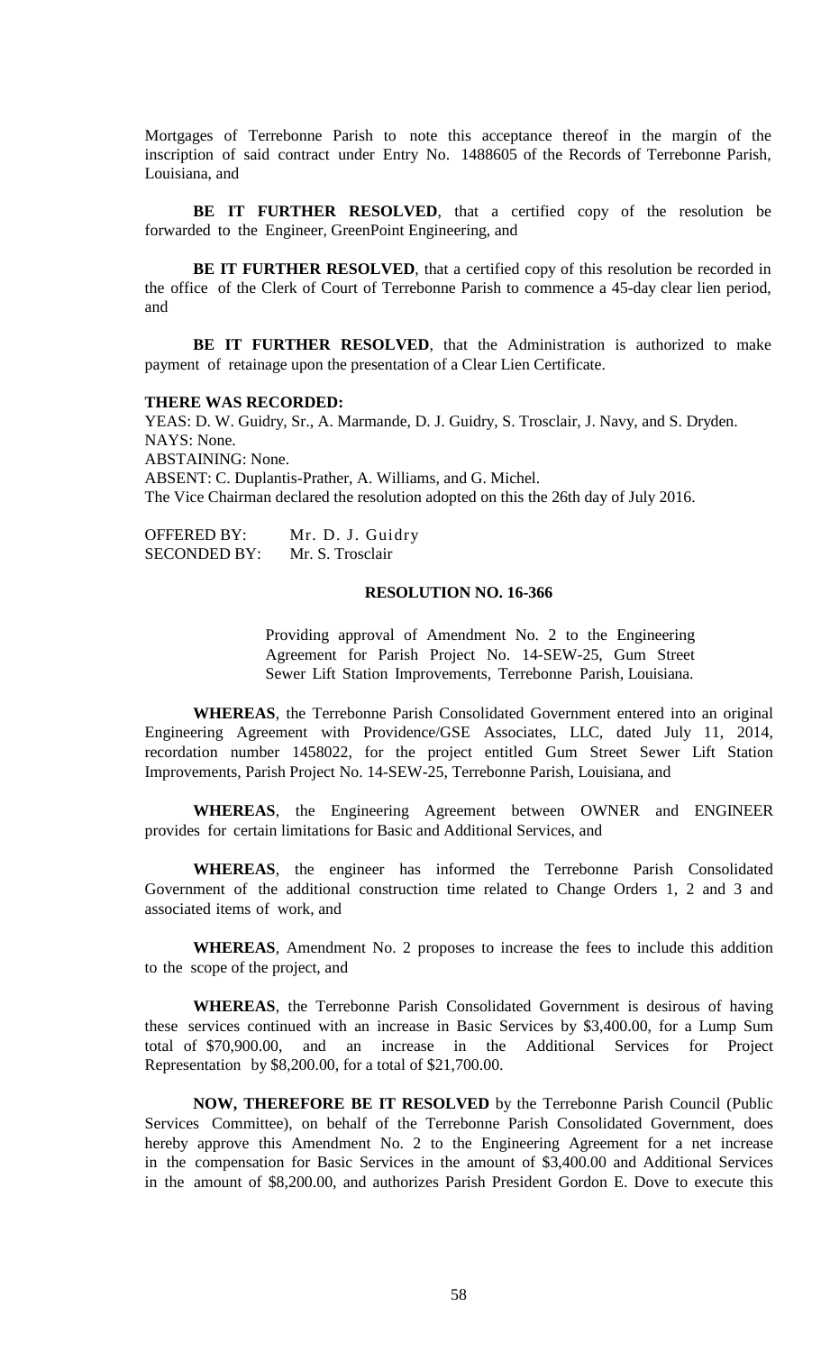Mortgages of Terrebonne Parish to note this acceptance thereof in the margin of the inscription of said contract under Entry No. 1488605 of the Records of Terrebonne Parish, Louisiana, and

**BE IT FURTHER RESOLVED**, that a certified copy of the resolution be forwarded to the Engineer, GreenPoint Engineering, and

**BE IT FURTHER RESOLVED**, that a certified copy of this resolution be recorded in the office of the Clerk of Court of Terrebonne Parish to commence a 45-day clear lien period, and

**BE IT FURTHER RESOLVED**, that the Administration is authorized to make payment of retainage upon the presentation of a Clear Lien Certificate.

**THERE WAS RECORDED:**

YEAS: D. W. Guidry, Sr., A. Marmande, D. J. Guidry, S. Trosclair, J. Navy, and S. Dryden.
NAYS: None.
ABSTAINING: None.
ABSENT: C. Duplantis-Prather, A. Williams, and G. Michel.
The Vice Chairman declared the resolution adopted on this the 26th day of July 2016.

OFFERED BY: Mr. D. J. Guidry
SECONDED BY: Mr. S. Trosclair

**RESOLUTION NO. 16-366**

Providing approval of Amendment No. 2 to the Engineering Agreement for Parish Project No. 14-SEW-25, Gum Street Sewer Lift Station Improvements, Terrebonne Parish, Louisiana.

**WHEREAS**, the Terrebonne Parish Consolidated Government entered into an original Engineering Agreement with Providence/GSE Associates, LLC, dated July 11, 2014, recordation number 1458022, for the project entitled Gum Street Sewer Lift Station Improvements, Parish Project No. 14-SEW-25, Terrebonne Parish, Louisiana, and

**WHEREAS**, the Engineering Agreement between OWNER and ENGINEER provides for certain limitations for Basic and Additional Services, and

**WHEREAS**, the engineer has informed the Terrebonne Parish Consolidated Government of the additional construction time related to Change Orders 1, 2 and 3 and associated items of work, and

**WHEREAS**, Amendment No. 2 proposes to increase the fees to include this addition to the scope of the project, and

**WHEREAS**, the Terrebonne Parish Consolidated Government is desirous of having these services continued with an increase in Basic Services by $3,400.00, for a Lump Sum total of $70,900.00, and an increase in the Additional Services for Project Representation by $8,200.00, for a total of $21,700.00.

**NOW, THEREFORE BE IT RESOLVED** by the Terrebonne Parish Council (Public Services Committee), on behalf of the Terrebonne Parish Consolidated Government, does hereby approve this Amendment No. 2 to the Engineering Agreement for a net increase in the compensation for Basic Services in the amount of $3,400.00 and Additional Services in the amount of $8,200.00, and authorizes Parish President Gordon E. Dove to execute this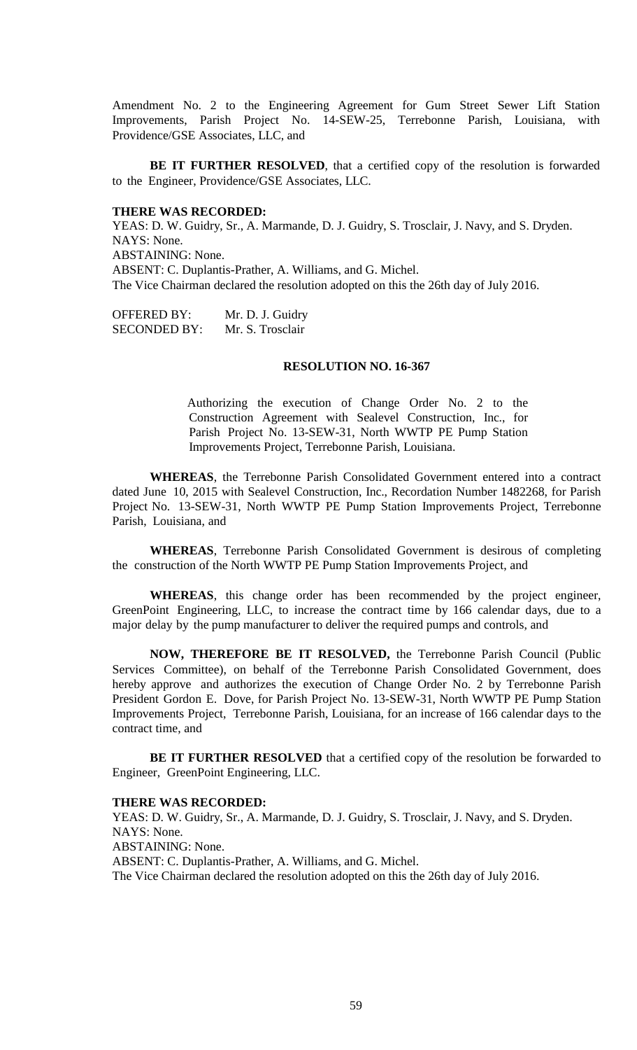Amendment No. 2 to the Engineering Agreement for Gum Street Sewer Lift Station Improvements, Parish Project No. 14-SEW-25, Terrebonne Parish, Louisiana, with Providence/GSE Associates, LLC, and

**BE IT FURTHER RESOLVED**, that a certified copy of the resolution is forwarded to the Engineer, Providence/GSE Associates, LLC.

**THERE WAS RECORDED:**
YEAS: D. W. Guidry, Sr., A. Marmande, D. J. Guidry, S. Trosclair, J. Navy, and S. Dryden.
NAYS: None.
ABSTAINING: None.
ABSENT: C. Duplantis-Prather, A. Williams, and G. Michel.
The Vice Chairman declared the resolution adopted on this the 26th day of July 2016.

OFFERED BY: Mr. D. J. Guidry
SECONDED BY: Mr. S. Trosclair

**RESOLUTION NO. 16-367**

Authorizing the execution of Change Order No. 2 to the Construction Agreement with Sealevel Construction, Inc., for Parish Project No. 13-SEW-31, North WWTP PE Pump Station Improvements Project, Terrebonne Parish, Louisiana.

**WHEREAS**, the Terrebonne Parish Consolidated Government entered into a contract dated June 10, 2015 with Sealevel Construction, Inc., Recordation Number 1482268, for Parish Project No. 13-SEW-31, North WWTP PE Pump Station Improvements Project, Terrebonne Parish, Louisiana, and

**WHEREAS**, Terrebonne Parish Consolidated Government is desirous of completing the construction of the North WWTP PE Pump Station Improvements Project, and

**WHEREAS**, this change order has been recommended by the project engineer, GreenPoint Engineering, LLC, to increase the contract time by 166 calendar days, due to a major delay by the pump manufacturer to deliver the required pumps and controls, and

**NOW, THEREFORE BE IT RESOLVED,** the Terrebonne Parish Council (Public Services Committee), on behalf of the Terrebonne Parish Consolidated Government, does hereby approve and authorizes the execution of Change Order No. 2 by Terrebonne Parish President Gordon E. Dove, for Parish Project No. 13-SEW-31, North WWTP PE Pump Station Improvements Project, Terrebonne Parish, Louisiana, for an increase of 166 calendar days to the contract time, and

**BE IT FURTHER RESOLVED** that a certified copy of the resolution be forwarded to Engineer, GreenPoint Engineering, LLC.

**THERE WAS RECORDED:**
YEAS: D. W. Guidry, Sr., A. Marmande, D. J. Guidry, S. Trosclair, J. Navy, and S. Dryden.
NAYS: None.
ABSTAINING: None.
ABSENT: C. Duplantis-Prather, A. Williams, and G. Michel.
The Vice Chairman declared the resolution adopted on this the 26th day of July 2016.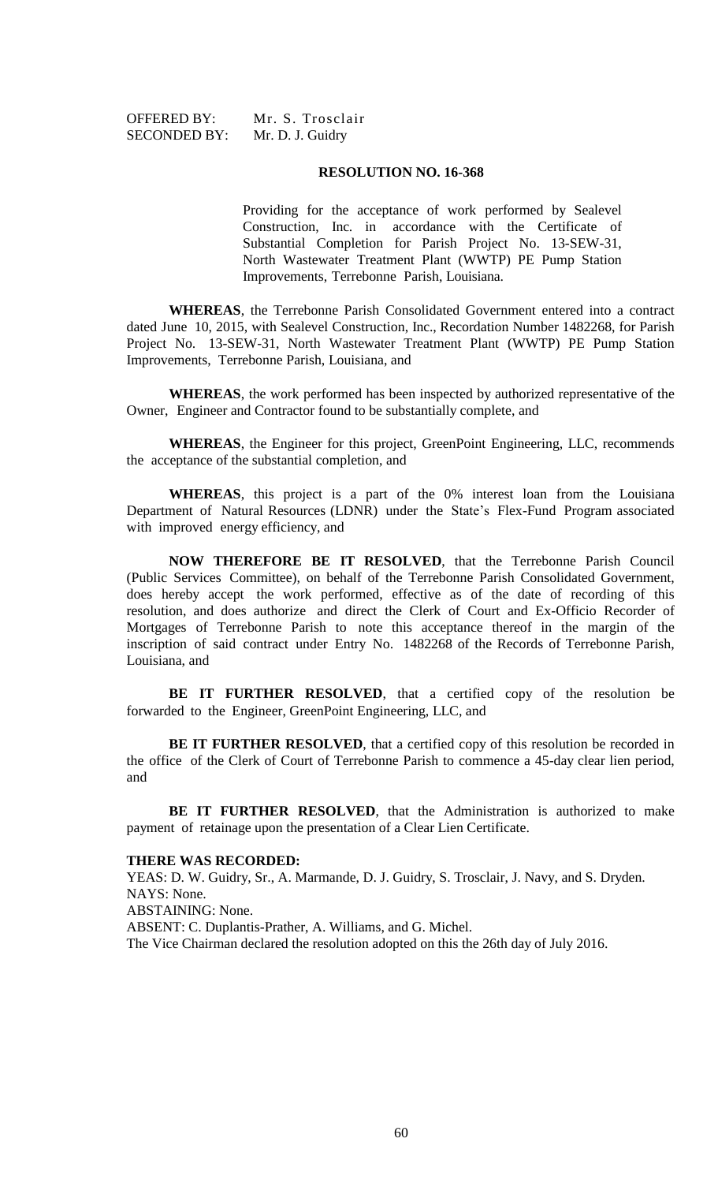OFFERED BY: Mr. S. Trosclair
SECONDED BY: Mr. D. J. Guidry

**RESOLUTION NO. 16-368**

Providing for the acceptance of work performed by Sealevel Construction, Inc. in accordance with the Certificate of Substantial Completion for Parish Project No. 13-SEW-31, North Wastewater Treatment Plant (WWTP) PE Pump Station Improvements, Terrebonne Parish, Louisiana.

**WHEREAS**, the Terrebonne Parish Consolidated Government entered into a contract dated June 10, 2015, with Sealevel Construction, Inc., Recordation Number 1482268, for Parish Project No. 13-SEW-31, North Wastewater Treatment Plant (WWTP) PE Pump Station Improvements, Terrebonne Parish, Louisiana, and

**WHEREAS**, the work performed has been inspected by authorized representative of the Owner, Engineer and Contractor found to be substantially complete, and

**WHEREAS**, the Engineer for this project, GreenPoint Engineering, LLC, recommends the acceptance of the substantial completion, and

**WHEREAS**, this project is a part of the 0% interest loan from the Louisiana Department of Natural Resources (LDNR) under the State's Flex-Fund Program associated with improved energy efficiency, and

**NOW THEREFORE BE IT RESOLVED**, that the Terrebonne Parish Council (Public Services Committee), on behalf of the Terrebonne Parish Consolidated Government, does hereby accept the work performed, effective as of the date of recording of this resolution, and does authorize and direct the Clerk of Court and Ex-Officio Recorder of Mortgages of Terrebonne Parish to note this acceptance thereof in the margin of the inscription of said contract under Entry No. 1482268 of the Records of Terrebonne Parish, Louisiana, and

**BE IT FURTHER RESOLVED**, that a certified copy of the resolution be forwarded to the Engineer, GreenPoint Engineering, LLC, and

**BE IT FURTHER RESOLVED**, that a certified copy of this resolution be recorded in the office of the Clerk of Court of Terrebonne Parish to commence a 45-day clear lien period, and

**BE IT FURTHER RESOLVED**, that the Administration is authorized to make payment of retainage upon the presentation of a Clear Lien Certificate.

**THERE WAS RECORDED:**

YEAS: D. W. Guidry, Sr., A. Marmande, D. J. Guidry, S. Trosclair, J. Navy, and S. Dryden.
NAYS: None.
ABSTAINING: None.
ABSENT: C. Duplantis-Prather, A. Williams, and G. Michel.
The Vice Chairman declared the resolution adopted on this the 26th day of July 2016.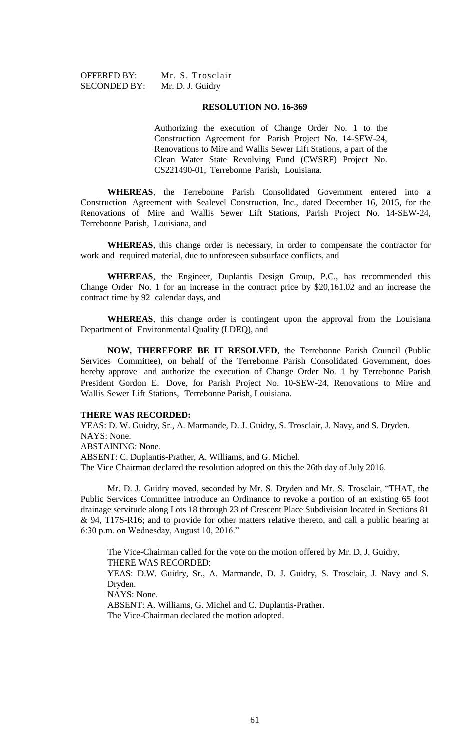OFFERED BY: Mr. S. Trosclair
SECONDED BY: Mr. D. J. Guidry

**RESOLUTION NO. 16-369**

Authorizing the execution of Change Order No. 1 to the Construction Agreement for Parish Project No. 14-SEW-24, Renovations to Mire and Wallis Sewer Lift Stations, a part of the Clean Water State Revolving Fund (CWSRF) Project No. CS221490-01, Terrebonne Parish, Louisiana.

**WHEREAS**, the Terrebonne Parish Consolidated Government entered into a Construction Agreement with Sealevel Construction, Inc., dated December 16, 2015, for the Renovations of Mire and Wallis Sewer Lift Stations, Parish Project No. 14-SEW-24, Terrebonne Parish, Louisiana, and

**WHEREAS**, this change order is necessary, in order to compensate the contractor for work and required material, due to unforeseen subsurface conflicts, and

**WHEREAS**, the Engineer, Duplantis Design Group, P.C., has recommended this Change Order No. 1 for an increase in the contract price by $20,161.02 and an increase the contract time by 92 calendar days, and

**WHEREAS**, this change order is contingent upon the approval from the Louisiana Department of Environmental Quality (LDEQ), and

**NOW, THEREFORE BE IT RESOLVED**, the Terrebonne Parish Council (Public Services Committee), on behalf of the Terrebonne Parish Consolidated Government, does hereby approve and authorize the execution of Change Order No. 1 by Terrebonne Parish President Gordon E. Dove, for Parish Project No. 10-SEW-24, Renovations to Mire and Wallis Sewer Lift Stations, Terrebonne Parish, Louisiana.

**THERE WAS RECORDED:**
YEAS: D. W. Guidry, Sr., A. Marmande, D. J. Guidry, S. Trosclair, J. Navy, and S. Dryden.
NAYS: None.
ABSTAINING: None.
ABSENT: C. Duplantis-Prather, A. Williams, and G. Michel.
The Vice Chairman declared the resolution adopted on this the 26th day of July 2016.

Mr. D. J. Guidry moved, seconded by Mr. S. Dryden and Mr. S. Trosclair, "THAT, the Public Services Committee introduce an Ordinance to revoke a portion of an existing 65 foot drainage servitude along Lots 18 through 23 of Crescent Place Subdivision located in Sections 81 & 94, T17S-R16; and to provide for other matters relative thereto, and call a public hearing at 6:30 p.m. on Wednesday, August 10, 2016."

The Vice-Chairman called for the vote on the motion offered by Mr. D. J. Guidry.
THERE WAS RECORDED:
YEAS: D.W. Guidry, Sr., A. Marmande, D. J. Guidry, S. Trosclair, J. Navy and S. Dryden.
NAYS: None.
ABSENT: A. Williams, G. Michel and C. Duplantis-Prather.
The Vice-Chairman declared the motion adopted.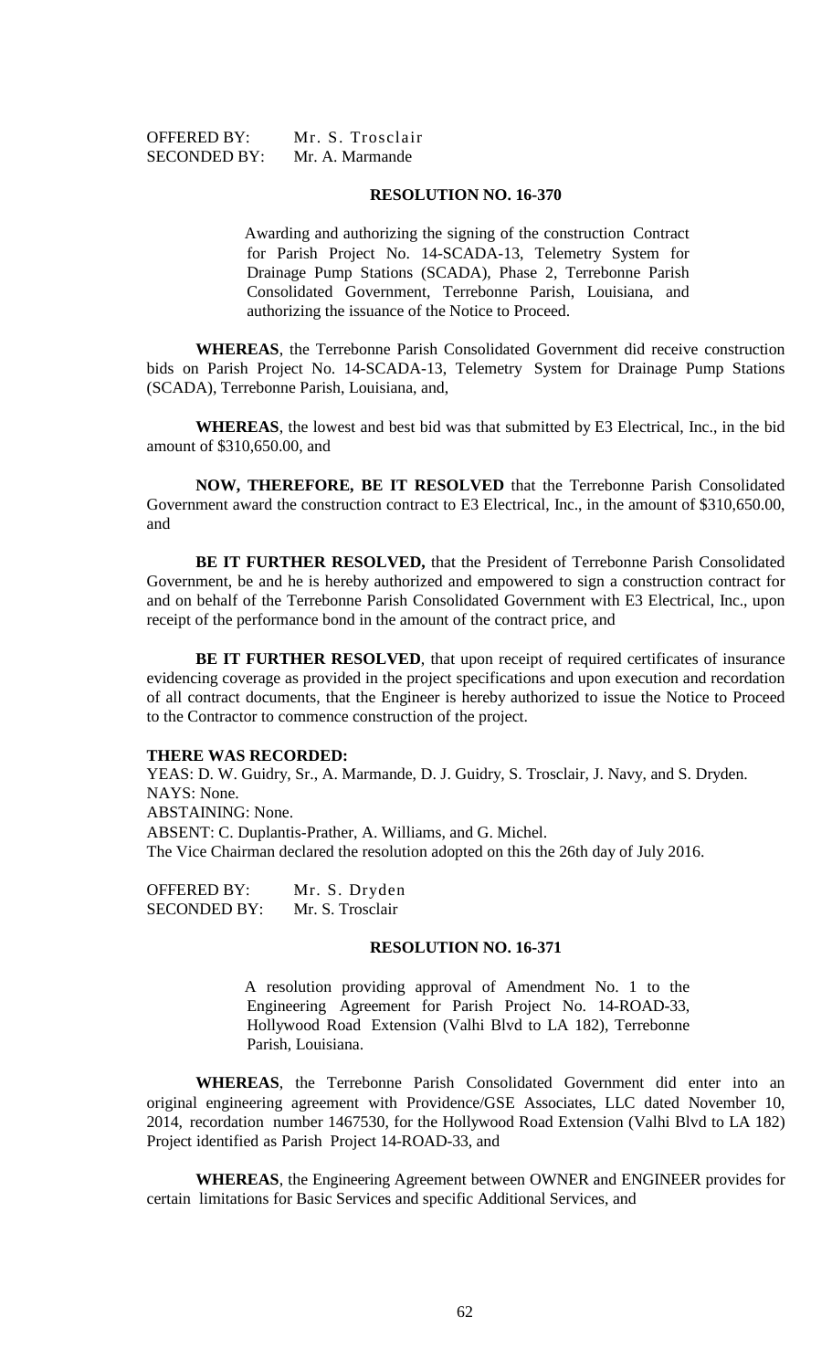OFFERED BY: Mr. S. Trosclair
SECONDED BY: Mr. A. Marmande

**RESOLUTION NO. 16-370**

Awarding and authorizing the signing of the construction Contract for Parish Project No. 14-SCADA-13, Telemetry System for Drainage Pump Stations (SCADA), Phase 2, Terrebonne Parish Consolidated Government, Terrebonne Parish, Louisiana, and authorizing the issuance of the Notice to Proceed.

**WHEREAS**, the Terrebonne Parish Consolidated Government did receive construction bids on Parish Project No. 14-SCADA-13, Telemetry System for Drainage Pump Stations (SCADA), Terrebonne Parish, Louisiana, and,

**WHEREAS**, the lowest and best bid was that submitted by E3 Electrical, Inc., in the bid amount of $310,650.00, and

**NOW, THEREFORE, BE IT RESOLVED** that the Terrebonne Parish Consolidated Government award the construction contract to E3 Electrical, Inc., in the amount of $310,650.00, and

**BE IT FURTHER RESOLVED,** that the President of Terrebonne Parish Consolidated Government, be and he is hereby authorized and empowered to sign a construction contract for and on behalf of the Terrebonne Parish Consolidated Government with E3 Electrical, Inc., upon receipt of the performance bond in the amount of the contract price, and

**BE IT FURTHER RESOLVED**, that upon receipt of required certificates of insurance evidencing coverage as provided in the project specifications and upon execution and recordation of all contract documents, that the Engineer is hereby authorized to issue the Notice to Proceed to the Contractor to commence construction of the project.

**THERE WAS RECORDED:**
YEAS: D. W. Guidry, Sr., A. Marmande, D. J. Guidry, S. Trosclair, J. Navy, and S. Dryden.
NAYS: None.
ABSTAINING: None.
ABSENT: C. Duplantis-Prather, A. Williams, and G. Michel.
The Vice Chairman declared the resolution adopted on this the 26th day of July 2016.

OFFERED BY: Mr. S. Dryden
SECONDED BY: Mr. S. Trosclair

**RESOLUTION NO. 16-371**

A resolution providing approval of Amendment No. 1 to the Engineering Agreement for Parish Project No. 14-ROAD-33, Hollywood Road Extension (Valhi Blvd to LA 182), Terrebonne Parish, Louisiana.

**WHEREAS**, the Terrebonne Parish Consolidated Government did enter into an original engineering agreement with Providence/GSE Associates, LLC dated November 10, 2014, recordation number 1467530, for the Hollywood Road Extension (Valhi Blvd to LA 182) Project identified as Parish Project 14-ROAD-33, and

**WHEREAS**, the Engineering Agreement between OWNER and ENGINEER provides for certain limitations for Basic Services and specific Additional Services, and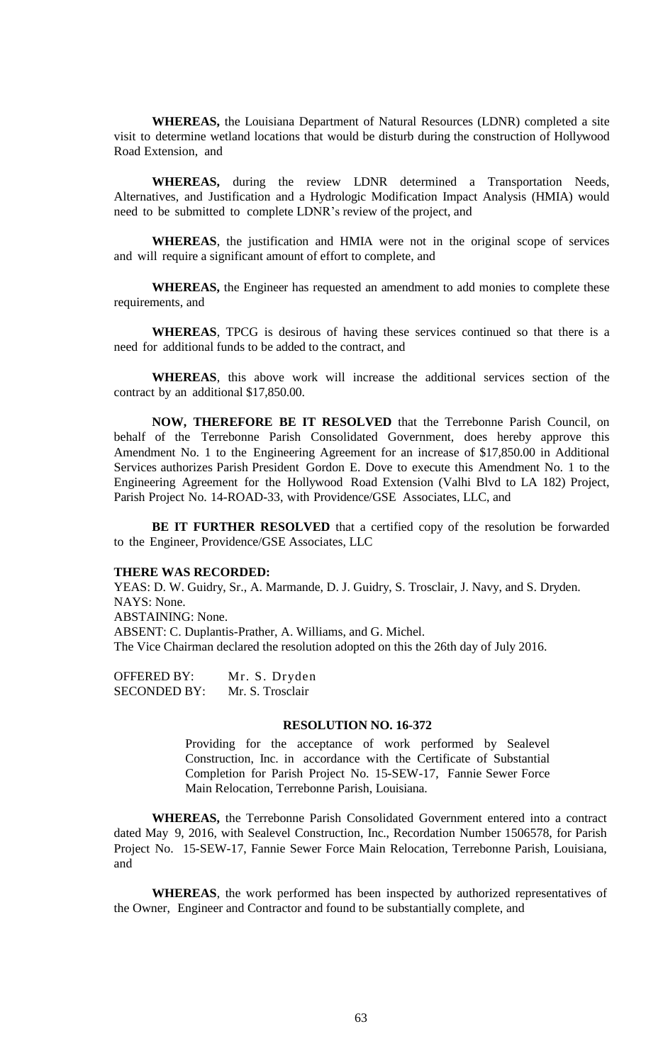**WHEREAS,** the Louisiana Department of Natural Resources (LDNR) completed a site visit to determine wetland locations that would be disturb during the construction of Hollywood Road Extension, and

**WHEREAS,** during the review LDNR determined a Transportation Needs, Alternatives, and Justification and a Hydrologic Modification Impact Analysis (HMIA) would need to be submitted to complete LDNR's review of the project, and

**WHEREAS**, the justification and HMIA were not in the original scope of services and will require a significant amount of effort to complete, and

**WHEREAS,** the Engineer has requested an amendment to add monies to complete these requirements, and

**WHEREAS**, TPCG is desirous of having these services continued so that there is a need for additional funds to be added to the contract, and

**WHEREAS**, this above work will increase the additional services section of the contract by an additional $17,850.00.

**NOW, THEREFORE BE IT RESOLVED** that the Terrebonne Parish Council, on behalf of the Terrebonne Parish Consolidated Government, does hereby approve this Amendment No. 1 to the Engineering Agreement for an increase of $17,850.00 in Additional Services authorizes Parish President Gordon E. Dove to execute this Amendment No. 1 to the Engineering Agreement for the Hollywood Road Extension (Valhi Blvd to LA 182) Project, Parish Project No. 14-ROAD-33, with Providence/GSE Associates, LLC, and

**BE IT FURTHER RESOLVED** that a certified copy of the resolution be forwarded to the Engineer, Providence/GSE Associates, LLC

**THERE WAS RECORDED:**
YEAS: D. W. Guidry, Sr., A. Marmande, D. J. Guidry, S. Trosclair, J. Navy, and S. Dryden.
NAYS: None.
ABSTAINING: None.
ABSENT: C. Duplantis-Prather, A. Williams, and G. Michel.
The Vice Chairman declared the resolution adopted on this the 26th day of July 2016.

OFFERED BY: Mr. S. Dryden
SECONDED BY: Mr. S. Trosclair

**RESOLUTION NO. 16-372**

Providing for the acceptance of work performed by Sealevel Construction, Inc. in accordance with the Certificate of Substantial Completion for Parish Project No. 15-SEW-17, Fannie Sewer Force Main Relocation, Terrebonne Parish, Louisiana.

**WHEREAS,** the Terrebonne Parish Consolidated Government entered into a contract dated May 9, 2016, with Sealevel Construction, Inc., Recordation Number 1506578, for Parish Project No. 15-SEW-17, Fannie Sewer Force Main Relocation, Terrebonne Parish, Louisiana, and

**WHEREAS**, the work performed has been inspected by authorized representatives of the Owner, Engineer and Contractor and found to be substantially complete, and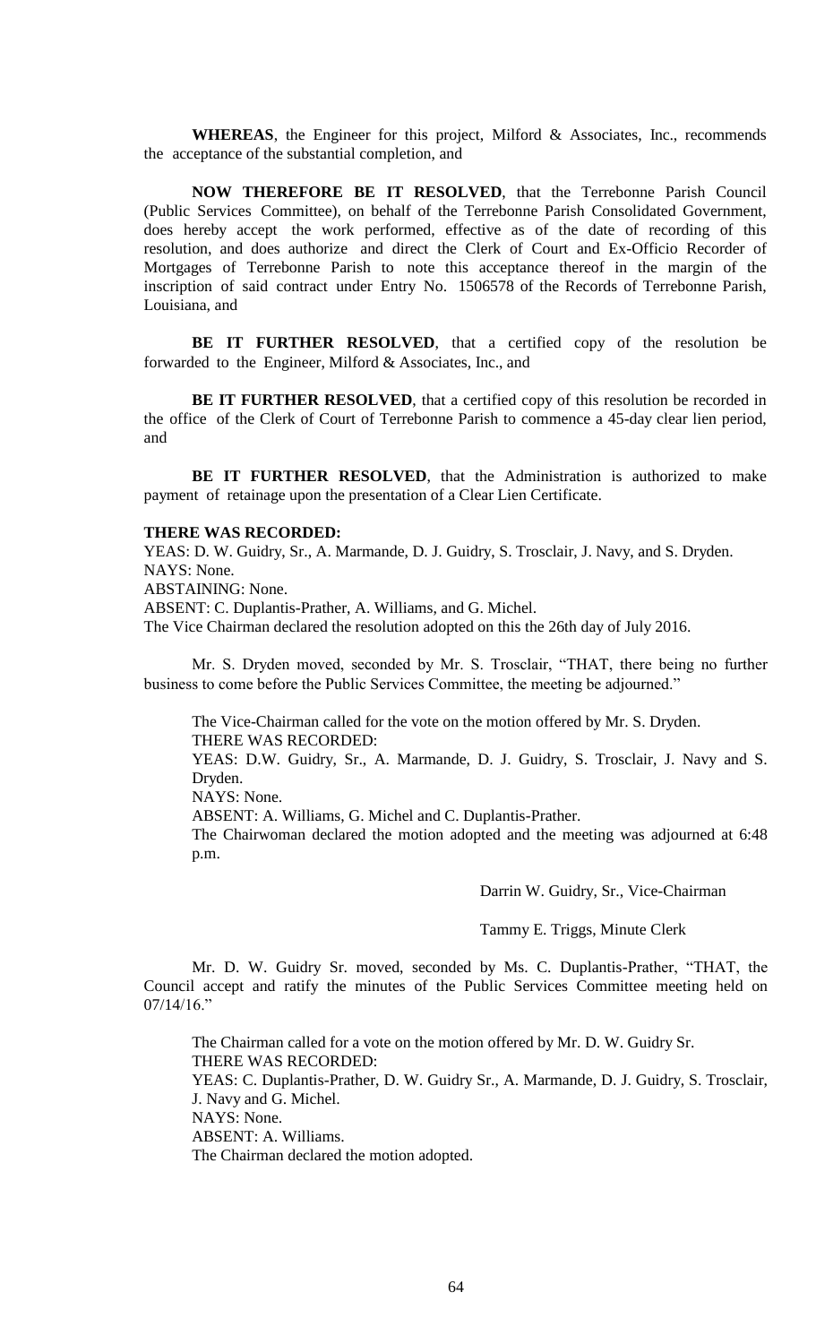**WHEREAS**, the Engineer for this project, Milford & Associates, Inc., recommends the acceptance of the substantial completion, and

**NOW THEREFORE BE IT RESOLVED**, that the Terrebonne Parish Council (Public Services Committee), on behalf of the Terrebonne Parish Consolidated Government, does hereby accept the work performed, effective as of the date of recording of this resolution, and does authorize and direct the Clerk of Court and Ex-Officio Recorder of Mortgages of Terrebonne Parish to note this acceptance thereof in the margin of the inscription of said contract under Entry No. 1506578 of the Records of Terrebonne Parish, Louisiana, and

**BE IT FURTHER RESOLVED**, that a certified copy of the resolution be forwarded to the Engineer, Milford & Associates, Inc., and

**BE IT FURTHER RESOLVED**, that a certified copy of this resolution be recorded in the office of the Clerk of Court of Terrebonne Parish to commence a 45-day clear lien period, and

**BE IT FURTHER RESOLVED**, that the Administration is authorized to make payment of retainage upon the presentation of a Clear Lien Certificate.

**THERE WAS RECORDED:**
YEAS: D. W. Guidry, Sr., A. Marmande, D. J. Guidry, S. Trosclair, J. Navy, and S. Dryden.
NAYS: None.
ABSTAINING: None.
ABSENT: C. Duplantis-Prather, A. Williams, and G. Michel.
The Vice Chairman declared the resolution adopted on this the 26th day of July 2016.

Mr. S. Dryden moved, seconded by Mr. S. Trosclair, "THAT, there being no further business to come before the Public Services Committee, the meeting be adjourned."

The Vice-Chairman called for the vote on the motion offered by Mr. S. Dryden.
THERE WAS RECORDED:
YEAS: D.W. Guidry, Sr., A. Marmande, D. J. Guidry, S. Trosclair, J. Navy and S. Dryden.
NAYS: None.
ABSENT: A. Williams, G. Michel and C. Duplantis-Prather.
The Chairwoman declared the motion adopted and the meeting was adjourned at 6:48 p.m.

Darrin W. Guidry, Sr., Vice-Chairman

Tammy E. Triggs, Minute Clerk

Mr. D. W. Guidry Sr. moved, seconded by Ms. C. Duplantis-Prather, "THAT, the Council accept and ratify the minutes of the Public Services Committee meeting held on 07/14/16."

The Chairman called for a vote on the motion offered by Mr. D. W. Guidry Sr.
THERE WAS RECORDED:
YEAS: C. Duplantis-Prather, D. W. Guidry Sr., A. Marmande, D. J. Guidry, S. Trosclair, J. Navy and G. Michel.
NAYS: None.
ABSENT: A. Williams.
The Chairman declared the motion adopted.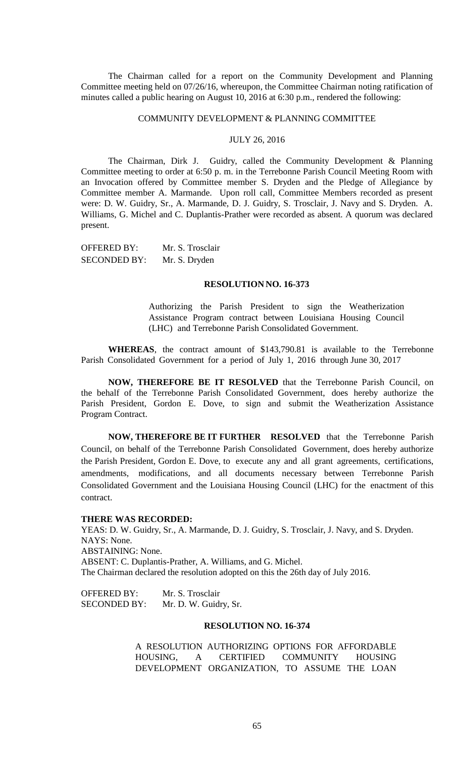The Chairman called for a report on the Community Development and Planning Committee meeting held on 07/26/16, whereupon, the Committee Chairman noting ratification of minutes called a public hearing on August 10, 2016 at 6:30 p.m., rendered the following:

COMMUNITY DEVELOPMENT & PLANNING COMMITTEE

JULY 26, 2016

The Chairman, Dirk J. Guidry, called the Community Development & Planning Committee meeting to order at 6:50 p. m. in the Terrebonne Parish Council Meeting Room with an Invocation offered by Committee member S. Dryden and the Pledge of Allegiance by Committee member A. Marmande. Upon roll call, Committee Members recorded as present were: D. W. Guidry, Sr., A. Marmande, D. J. Guidry, S. Trosclair, J. Navy and S. Dryden. A. Williams, G. Michel and C. Duplantis-Prather were recorded as absent. A quorum was declared present.

OFFERED BY: Mr. S. Trosclair
SECONDED BY: Mr. S. Dryden

**RESOLUTION NO. 16-373**

Authorizing the Parish President to sign the Weatherization Assistance Program contract between Louisiana Housing Council (LHC) and Terrebonne Parish Consolidated Government.

**WHEREAS**, the contract amount of $143,790.81 is available to the Terrebonne Parish Consolidated Government for a period of July 1, 2016 through June 30, 2017

**NOW, THEREFORE BE IT RESOLVED** that the Terrebonne Parish Council, on the behalf of the Terrebonne Parish Consolidated Government, does hereby authorize the Parish President, Gordon E. Dove, to sign and submit the Weatherization Assistance Program Contract.

**NOW, THEREFORE BE IT FURTHER RESOLVED** that the Terrebonne Parish Council, on behalf of the Terrebonne Parish Consolidated Government, does hereby authorize the Parish President, Gordon E. Dove, to execute any and all grant agreements, certifications, amendments, modifications, and all documents necessary between Terrebonne Parish Consolidated Government and the Louisiana Housing Council (LHC) for the enactment of this contract.

**THERE WAS RECORDED:**
YEAS: D. W. Guidry, Sr., A. Marmande, D. J. Guidry, S. Trosclair, J. Navy, and S. Dryden.
NAYS: None.
ABSTAINING: None.
ABSENT: C. Duplantis-Prather, A. Williams, and G. Michel.
The Chairman declared the resolution adopted on this the 26th day of July 2016.

OFFERED BY: Mr. S. Trosclair
SECONDED BY: Mr. D. W. Guidry, Sr.

**RESOLUTION NO. 16-374**

A RESOLUTION AUTHORIZING OPTIONS FOR AFFORDABLE HOUSING, A CERTIFIED COMMUNITY HOUSING DEVELOPMENT ORGANIZATION, TO ASSUME THE LOAN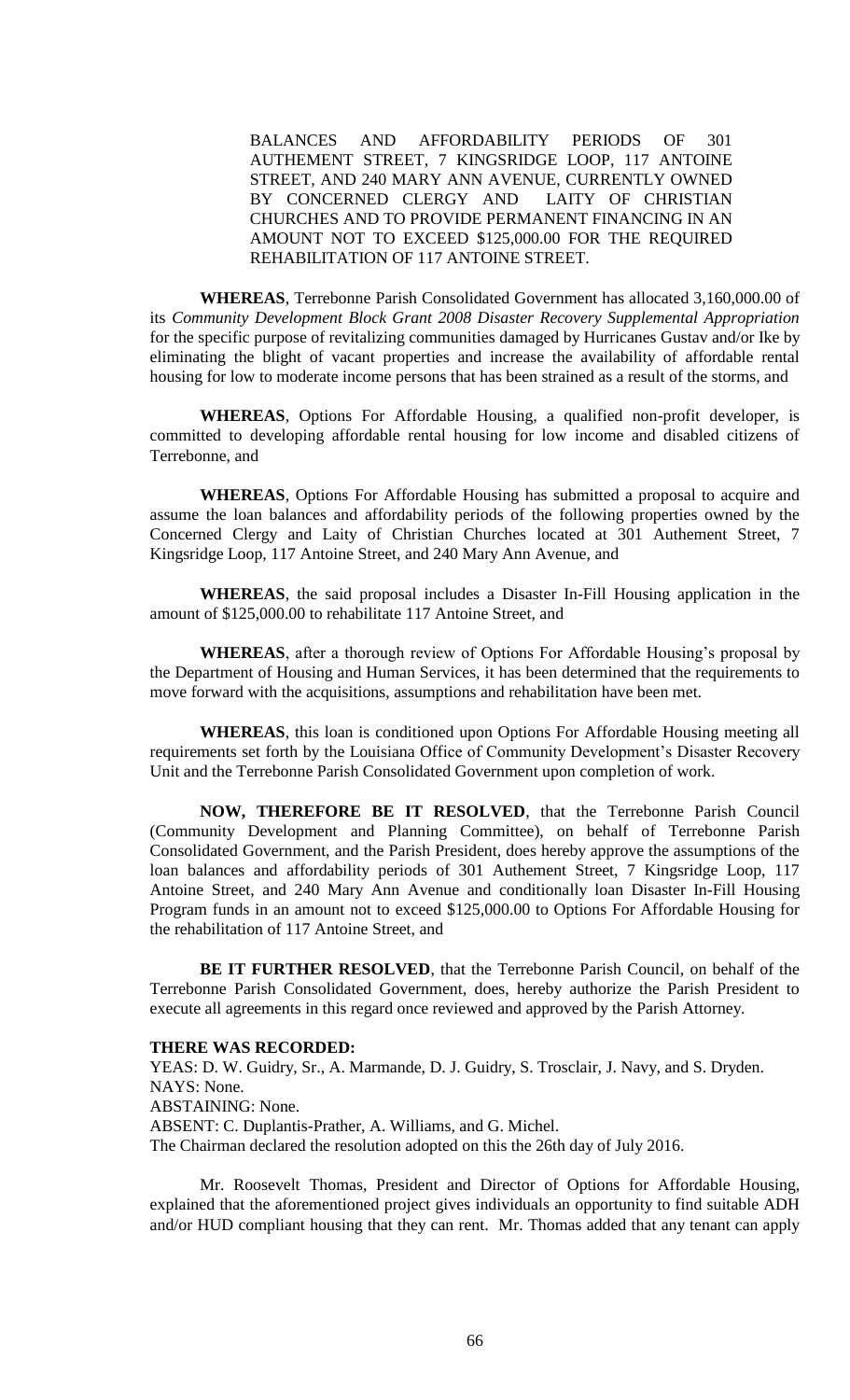BALANCES AND AFFORDABILITY PERIODS OF 301 AUTHEMENT STREET, 7 KINGSRIDGE LOOP, 117 ANTOINE STREET, AND 240 MARY ANN AVENUE, CURRENTLY OWNED BY CONCERNED CLERGY AND LAITY OF CHRISTIAN CHURCHES AND TO PROVIDE PERMANENT FINANCING IN AN AMOUNT NOT TO EXCEED $125,000.00 FOR THE REQUIRED REHABILITATION OF 117 ANTOINE STREET.

**WHEREAS**, Terrebonne Parish Consolidated Government has allocated 3,160,000.00 of its *Community Development Block Grant 2008 Disaster Recovery Supplemental Appropriation* for the specific purpose of revitalizing communities damaged by Hurricanes Gustav and/or Ike by eliminating the blight of vacant properties and increase the availability of affordable rental housing for low to moderate income persons that has been strained as a result of the storms, and

**WHEREAS**, Options For Affordable Housing, a qualified non-profit developer, is committed to developing affordable rental housing for low income and disabled citizens of Terrebonne, and

**WHEREAS**, Options For Affordable Housing has submitted a proposal to acquire and assume the loan balances and affordability periods of the following properties owned by the Concerned Clergy and Laity of Christian Churches located at 301 Authement Street, 7 Kingsridge Loop, 117 Antoine Street, and 240 Mary Ann Avenue, and

**WHEREAS**, the said proposal includes a Disaster In-Fill Housing application in the amount of $125,000.00 to rehabilitate 117 Antoine Street, and

**WHEREAS**, after a thorough review of Options For Affordable Housing's proposal by the Department of Housing and Human Services, it has been determined that the requirements to move forward with the acquisitions, assumptions and rehabilitation have been met.

**WHEREAS**, this loan is conditioned upon Options For Affordable Housing meeting all requirements set forth by the Louisiana Office of Community Development's Disaster Recovery Unit and the Terrebonne Parish Consolidated Government upon completion of work.

**NOW, THEREFORE BE IT RESOLVED**, that the Terrebonne Parish Council (Community Development and Planning Committee), on behalf of Terrebonne Parish Consolidated Government, and the Parish President, does hereby approve the assumptions of the loan balances and affordability periods of 301 Authement Street, 7 Kingsridge Loop, 117 Antoine Street, and 240 Mary Ann Avenue and conditionally loan Disaster In-Fill Housing Program funds in an amount not to exceed $125,000.00 to Options For Affordable Housing for the rehabilitation of 117 Antoine Street, and

**BE IT FURTHER RESOLVED**, that the Terrebonne Parish Council, on behalf of the Terrebonne Parish Consolidated Government, does, hereby authorize the Parish President to execute all agreements in this regard once reviewed and approved by the Parish Attorney.

**THERE WAS RECORDED:**

YEAS: D. W. Guidry, Sr., A. Marmande, D. J. Guidry, S. Trosclair, J. Navy, and S. Dryden.

NAYS: None.

ABSTAINING: None.

ABSENT: C. Duplantis-Prather, A. Williams, and G. Michel.

The Chairman declared the resolution adopted on this the 26th day of July 2016.

Mr. Roosevelt Thomas, President and Director of Options for Affordable Housing, explained that the aforementioned project gives individuals an opportunity to find suitable ADH and/or HUD compliant housing that they can rent. Mr. Thomas added that any tenant can apply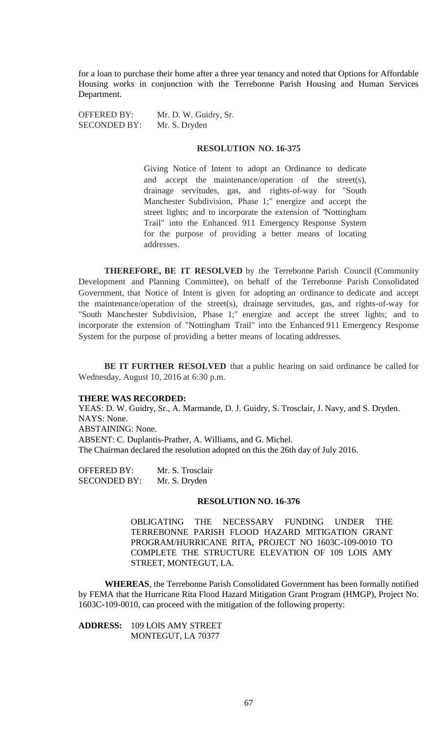for a loan to purchase their home after a three year tenancy and noted that Options for Affordable Housing works in conjunction with the Terrebonne Parish Housing and Human Services Department.

OFFERED BY: Mr. D. W. Guidry, Sr.
SECONDED BY: Mr. S. Dryden

**RESOLUTION NO. 16-375**

> Giving Notice of Intent to adopt an Ordinance to dedicate and accept the maintenance/operation of the street(s), drainage servitudes, gas, and rights-of-way for "South Manchester Subdivision, Phase 1;" energize and accept the street lights; and to incorporate the extension of "Nottingham Trail" into the Enhanced 911 Emergency Response System for the purpose of providing a better means of locating addresses.

**THEREFORE, BE IT RESOLVED** by the Terrebonne Parish Council (Community Development and Planning Committee), on behalf of the Terrebonne Parish Consolidated Government, that Notice of Intent is given for adopting an ordinance to dedicate and accept the maintenance/operation of the street(s), drainage servitudes, gas, and rights-of-way for "South Manchester Subdivision, Phase 1;" energize and accept the street lights; and to incorporate the extension of "Nottingham Trail" into the Enhanced 911 Emergency Response System for the purpose of providing a better means of locating addresses.

**BE IT FURTHER RESOLVED** that a public hearing on said ordinance be called for Wednesday, August 10, 2016 at 6:30 p.m.

**THERE WAS RECORDED:**
YEAS: D. W. Guidry, Sr., A. Marmande, D. J. Guidry, S. Trosclair, J. Navy, and S. Dryden.
NAYS: None.
ABSTAINING: None.
ABSENT: C. Duplantis-Prather, A. Williams, and G. Michel.
The Chairman declared the resolution adopted on this the 26th day of July 2016.

OFFERED BY: Mr. S. Trosclair
SECONDED BY: Mr. S. Dryden

**RESOLUTION NO. 16-376**

> OBLIGATING THE NECESSARY FUNDING UNDER THE TERREBONNE PARISH FLOOD HAZARD MITIGATION GRANT PROGRAM/HURRICANE RITA, PROJECT NO 1603C-109-0010 TO COMPLETE THE STRUCTURE ELEVATION OF 109 LOIS AMY STREET, MONTEGUT, LA.

**WHEREAS**, the Terrebonne Parish Consolidated Government has been formally notified by FEMA that the Hurricane Rita Flood Hazard Mitigation Grant Program (HMGP), Project No. 1603C-109-0010, can proceed with the mitigation of the following property:

**ADDRESS:** 109 LOIS AMY STREET
MONTEGUT, LA 70377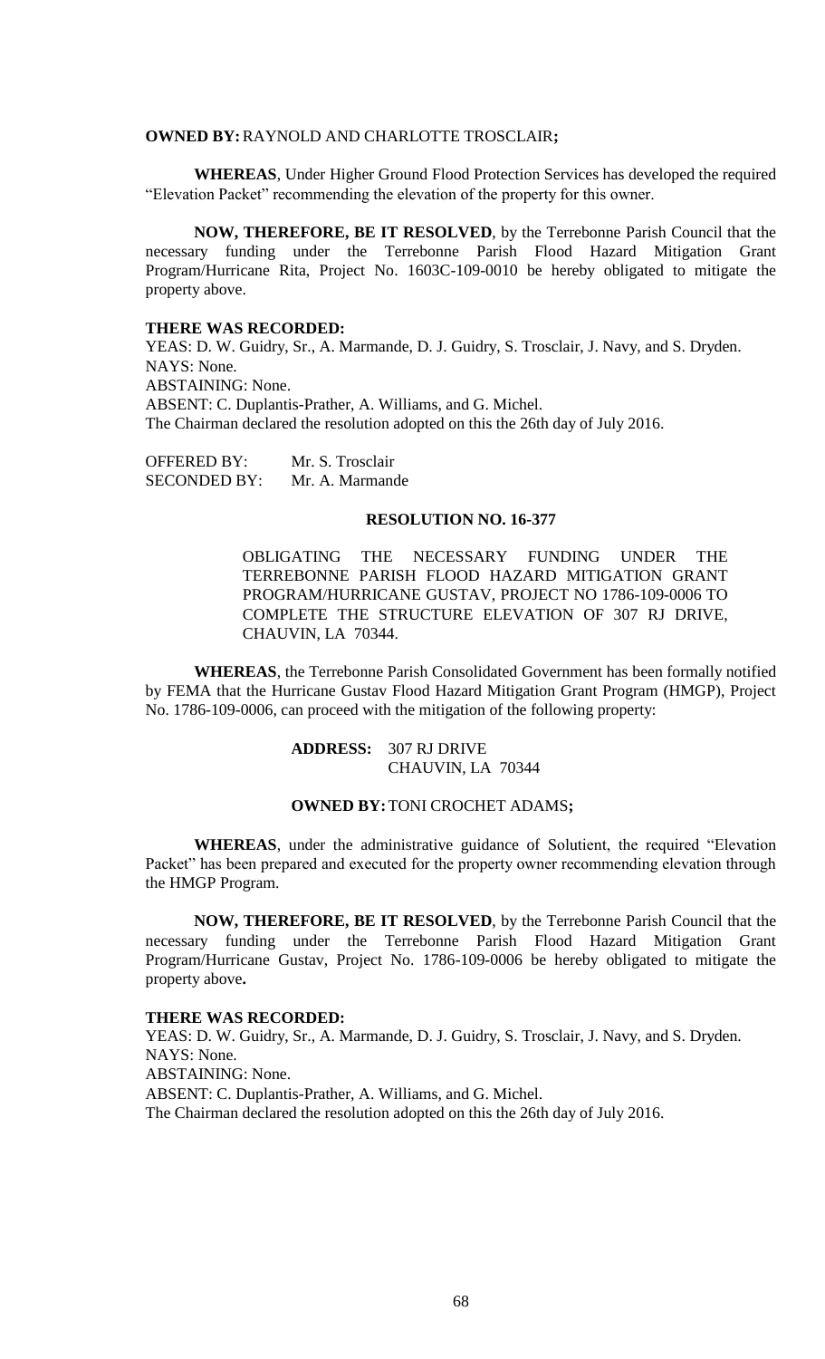**OWNED BY:** RAYNOLD AND CHARLOTTE TROSCLAIR**;**

**WHEREAS**, Under Higher Ground Flood Protection Services has developed the required "Elevation Packet" recommending the elevation of the property for this owner.

**NOW, THEREFORE, BE IT RESOLVED**, by the Terrebonne Parish Council that the necessary funding under the Terrebonne Parish Flood Hazard Mitigation Grant Program/Hurricane Rita, Project No. 1603C-109-0010 be hereby obligated to mitigate the property above.

**THERE WAS RECORDED:**
YEAS: D. W. Guidry, Sr., A. Marmande, D. J. Guidry, S. Trosclair, J. Navy, and S. Dryden.
NAYS: None.
ABSTAINING: None.
ABSENT: C. Duplantis-Prather, A. Williams, and G. Michel.
The Chairman declared the resolution adopted on this the 26th day of July 2016.

OFFERED BY: Mr. S. Trosclair
SECONDED BY: Mr. A. Marmande

**RESOLUTION NO. 16-377**

OBLIGATING THE NECESSARY FUNDING UNDER THE TERREBONNE PARISH FLOOD HAZARD MITIGATION GRANT PROGRAM/HURRICANE GUSTAV, PROJECT NO 1786-109-0006 TO COMPLETE THE STRUCTURE ELEVATION OF 307 RJ DRIVE, CHAUVIN, LA 70344.

**WHEREAS**, the Terrebonne Parish Consolidated Government has been formally notified by FEMA that the Hurricane Gustav Flood Hazard Mitigation Grant Program (HMGP), Project No. 1786-109-0006, can proceed with the mitigation of the following property:

**ADDRESS:** 307 RJ DRIVE
CHAUVIN, LA 70344

**OWNED BY:** TONI CROCHET ADAMS**;**

**WHEREAS**, under the administrative guidance of Solutient, the required "Elevation Packet" has been prepared and executed for the property owner recommending elevation through the HMGP Program.

**NOW, THEREFORE, BE IT RESOLVED**, by the Terrebonne Parish Council that the necessary funding under the Terrebonne Parish Flood Hazard Mitigation Grant Program/Hurricane Gustav, Project No. 1786-109-0006 be hereby obligated to mitigate the property above**.**

**THERE WAS RECORDED:**
YEAS: D. W. Guidry, Sr., A. Marmande, D. J. Guidry, S. Trosclair, J. Navy, and S. Dryden.
NAYS: None.
ABSTAINING: None.
ABSENT: C. Duplantis-Prather, A. Williams, and G. Michel.
The Chairman declared the resolution adopted on this the 26th day of July 2016.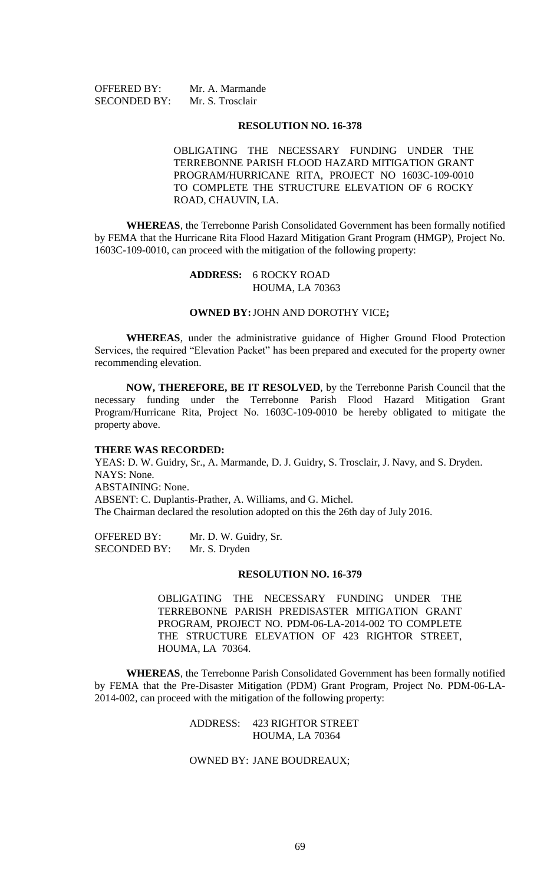OFFERED BY: Mr. A. Marmande
SECONDED BY: Mr. S. Trosclair

**RESOLUTION NO. 16-378**

OBLIGATING THE NECESSARY FUNDING UNDER THE TERREBONNE PARISH FLOOD HAZARD MITIGATION GRANT PROGRAM/HURRICANE RITA, PROJECT NO 1603C-109-0010 TO COMPLETE THE STRUCTURE ELEVATION OF 6 ROCKY ROAD, CHAUVIN, LA.

**WHEREAS**, the Terrebonne Parish Consolidated Government has been formally notified by FEMA that the Hurricane Rita Flood Hazard Mitigation Grant Program (HMGP), Project No. 1603C-109-0010, can proceed with the mitigation of the following property:

**ADDRESS:** 6 ROCKY ROAD
HOUMA, LA 70363

**OWNED BY:** JOHN AND DOROTHY VICE**;**

**WHEREAS**, under the administrative guidance of Higher Ground Flood Protection Services, the required "Elevation Packet" has been prepared and executed for the property owner recommending elevation.

**NOW, THEREFORE, BE IT RESOLVED**, by the Terrebonne Parish Council that the necessary funding under the Terrebonne Parish Flood Hazard Mitigation Grant Program/Hurricane Rita, Project No. 1603C-109-0010 be hereby obligated to mitigate the property above.

**THERE WAS RECORDED:**
YEAS: D. W. Guidry, Sr., A. Marmande, D. J. Guidry, S. Trosclair, J. Navy, and S. Dryden.
NAYS: None.
ABSTAINING: None.
ABSENT: C. Duplantis-Prather, A. Williams, and G. Michel.
The Chairman declared the resolution adopted on this the 26th day of July 2016.

OFFERED BY: Mr. D. W. Guidry, Sr.
SECONDED BY: Mr. S. Dryden

**RESOLUTION NO. 16-379**

OBLIGATING THE NECESSARY FUNDING UNDER THE TERREBONNE PARISH PREDISASTER MITIGATION GRANT PROGRAM, PROJECT NO. PDM-06-LA-2014-002 TO COMPLETE THE STRUCTURE ELEVATION OF 423 RIGHTOR STREET, HOUMA, LA 70364.

**WHEREAS**, the Terrebonne Parish Consolidated Government has been formally notified by FEMA that the Pre-Disaster Mitigation (PDM) Grant Program, Project No. PDM-06-LA-2014-002, can proceed with the mitigation of the following property:

ADDRESS: 423 RIGHTOR STREET
HOUMA, LA 70364

OWNED BY: JANE BOUDREAUX;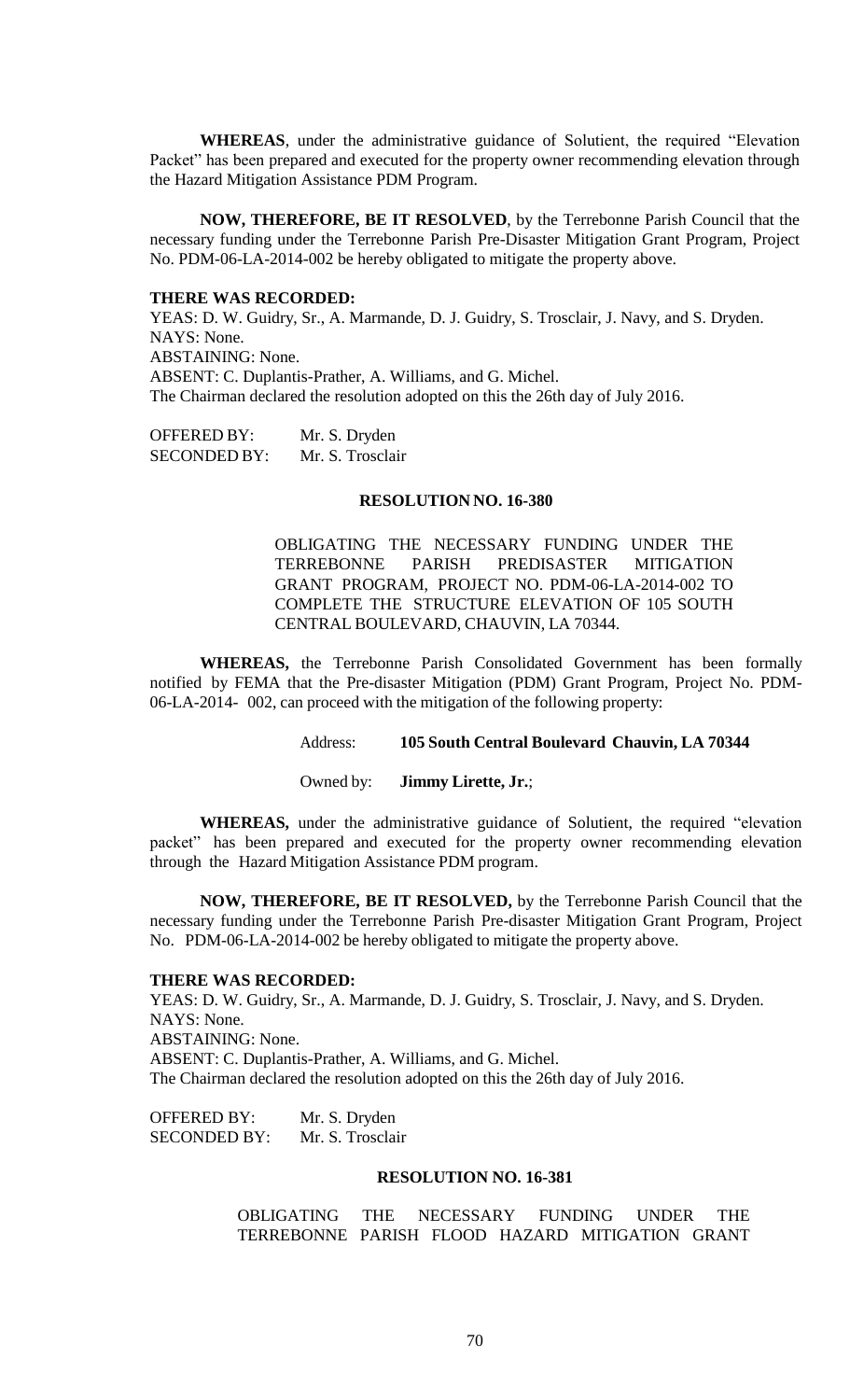**WHEREAS**, under the administrative guidance of Solutient, the required "Elevation Packet" has been prepared and executed for the property owner recommending elevation through the Hazard Mitigation Assistance PDM Program.

**NOW, THEREFORE, BE IT RESOLVED**, by the Terrebonne Parish Council that the necessary funding under the Terrebonne Parish Pre-Disaster Mitigation Grant Program, Project No. PDM-06-LA-2014-002 be hereby obligated to mitigate the property above.

**THERE WAS RECORDED:**
YEAS: D. W. Guidry, Sr., A. Marmande, D. J. Guidry, S. Trosclair, J. Navy, and S. Dryden.
NAYS: None.
ABSTAINING: None.
ABSENT: C. Duplantis-Prather, A. Williams, and G. Michel.
The Chairman declared the resolution adopted on this the 26th day of July 2016.

OFFERED BY: Mr. S. Dryden
SECONDED BY: Mr. S. Trosclair

**RESOLUTION NO. 16-380**

OBLIGATING THE NECESSARY FUNDING UNDER THE TERREBONNE PARISH PREDISASTER MITIGATION GRANT PROGRAM, PROJECT NO. PDM-06-LA-2014-002 TO COMPLETE THE STRUCTURE ELEVATION OF 105 SOUTH CENTRAL BOULEVARD, CHAUVIN, LA 70344.

**WHEREAS,** the Terrebonne Parish Consolidated Government has been formally notified by FEMA that the Pre-disaster Mitigation (PDM) Grant Program, Project No. PDM-06-LA-2014- 002, can proceed with the mitigation of the following property:

Address: **105 South Central Boulevard Chauvin, LA 70344**

Owned by: **Jimmy Lirette, Jr.**;

**WHEREAS,** under the administrative guidance of Solutient, the required "elevation packet" has been prepared and executed for the property owner recommending elevation through the Hazard Mitigation Assistance PDM program.

**NOW, THEREFORE, BE IT RESOLVED,** by the Terrebonne Parish Council that the necessary funding under the Terrebonne Parish Pre-disaster Mitigation Grant Program, Project No. PDM-06-LA-2014-002 be hereby obligated to mitigate the property above.

**THERE WAS RECORDED:**
YEAS: D. W. Guidry, Sr., A. Marmande, D. J. Guidry, S. Trosclair, J. Navy, and S. Dryden.
NAYS: None.
ABSTAINING: None.
ABSENT: C. Duplantis-Prather, A. Williams, and G. Michel.
The Chairman declared the resolution adopted on this the 26th day of July 2016.

OFFERED BY: Mr. S. Dryden
SECONDED BY: Mr. S. Trosclair

**RESOLUTION NO. 16-381**

OBLIGATING THE NECESSARY FUNDING UNDER THE TERREBONNE PARISH FLOOD HAZARD MITIGATION GRANT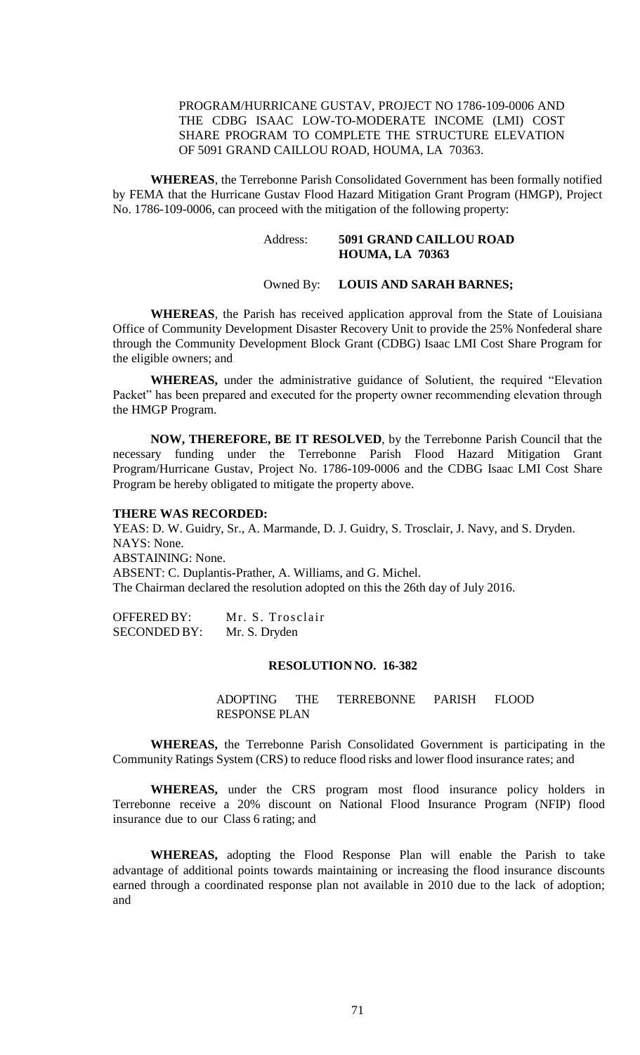PROGRAM/HURRICANE GUSTAV, PROJECT NO 1786-109-0006 AND THE CDBG ISAAC LOW-TO-MODERATE INCOME (LMI) COST SHARE PROGRAM TO COMPLETE THE STRUCTURE ELEVATION OF 5091 GRAND CAILLOU ROAD, HOUMA, LA 70363.

**WHEREAS**, the Terrebonne Parish Consolidated Government has been formally notified by FEMA that the Hurricane Gustav Flood Hazard Mitigation Grant Program (HMGP), Project No. 1786-109-0006, can proceed with the mitigation of the following property:

Address: **5091 GRAND CAILLOU ROAD HOUMA, LA 70363**

Owned By: **LOUIS AND SARAH BARNES;**

**WHEREAS**, the Parish has received application approval from the State of Louisiana Office of Community Development Disaster Recovery Unit to provide the 25% Nonfederal share through the Community Development Block Grant (CDBG) Isaac LMI Cost Share Program for the eligible owners; and

**WHEREAS,** under the administrative guidance of Solutient, the required "Elevation Packet" has been prepared and executed for the property owner recommending elevation through the HMGP Program.

**NOW, THEREFORE, BE IT RESOLVED**, by the Terrebonne Parish Council that the necessary funding under the Terrebonne Parish Flood Hazard Mitigation Grant Program/Hurricane Gustav, Project No. 1786-109-0006 and the CDBG Isaac LMI Cost Share Program be hereby obligated to mitigate the property above.

**THERE WAS RECORDED:**

YEAS: D. W. Guidry, Sr., A. Marmande, D. J. Guidry, S. Trosclair, J. Navy, and S. Dryden.
NAYS: None.
ABSTAINING: None.
ABSENT: C. Duplantis-Prather, A. Williams, and G. Michel.
The Chairman declared the resolution adopted on this the 26th day of July 2016.

OFFERED BY: Mr. S. Trosclair
SECONDED BY: Mr. S. Dryden

**RESOLUTION NO. 16-382**

ADOPTING THE TERREBONNE PARISH FLOOD RESPONSE PLAN

**WHEREAS,** the Terrebonne Parish Consolidated Government is participating in the Community Ratings System (CRS) to reduce flood risks and lower flood insurance rates; and

**WHEREAS,** under the CRS program most flood insurance policy holders in Terrebonne receive a 20% discount on National Flood Insurance Program (NFIP) flood insurance due to our Class 6 rating; and

**WHEREAS,** adopting the Flood Response Plan will enable the Parish to take advantage of additional points towards maintaining or increasing the flood insurance discounts earned through a coordinated response plan not available in 2010 due to the lack of adoption; and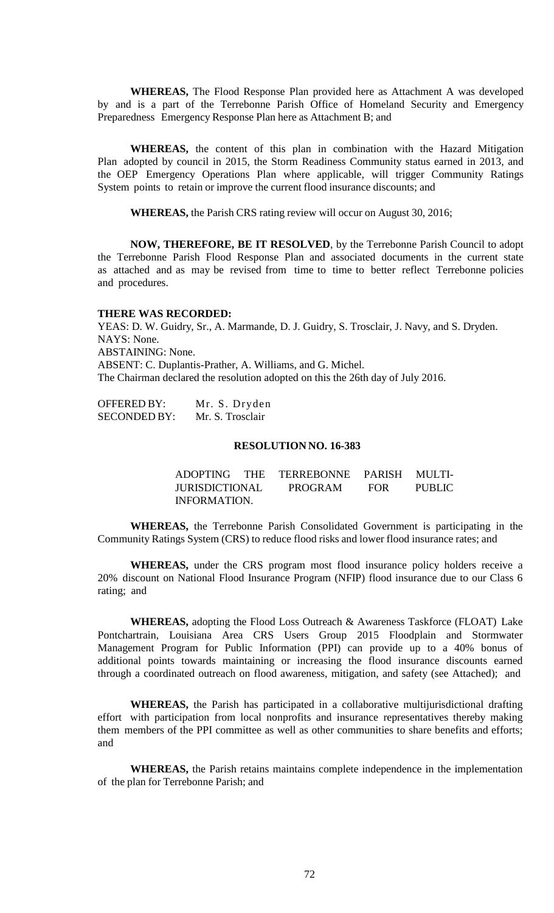**WHEREAS,** The Flood Response Plan provided here as Attachment A was developed by and is a part of the Terrebonne Parish Office of Homeland Security and Emergency Preparedness Emergency Response Plan here as Attachment B; and

**WHEREAS,** the content of this plan in combination with the Hazard Mitigation Plan adopted by council in 2015, the Storm Readiness Community status earned in 2013, and the OEP Emergency Operations Plan where applicable, will trigger Community Ratings System points to retain or improve the current flood insurance discounts; and

**WHEREAS,** the Parish CRS rating review will occur on August 30, 2016;

**NOW, THEREFORE, BE IT RESOLVED**, by the Terrebonne Parish Council to adopt the Terrebonne Parish Flood Response Plan and associated documents in the current state as attached and as may be revised from time to time to better reflect Terrebonne policies and procedures.

**THERE WAS RECORDED:**

YEAS: D. W. Guidry, Sr., A. Marmande, D. J. Guidry, S. Trosclair, J. Navy, and S. Dryden.
NAYS: None.
ABSTAINING: None.
ABSENT: C. Duplantis-Prather, A. Williams, and G. Michel.
The Chairman declared the resolution adopted on this the 26th day of July 2016.

OFFERED BY: Mr. S. Dryden
SECONDED BY: Mr. S. Trosclair

**RESOLUTION NO. 16-383**

ADOPTING THE TERREBONNE PARISH MULTI-JURISDICTIONAL PROGRAM FOR PUBLIC INFORMATION.

**WHEREAS,** the Terrebonne Parish Consolidated Government is participating in the Community Ratings System (CRS) to reduce flood risks and lower flood insurance rates; and

**WHEREAS,** under the CRS program most flood insurance policy holders receive a 20% discount on National Flood Insurance Program (NFIP) flood insurance due to our Class 6 rating; and

**WHEREAS,** adopting the Flood Loss Outreach & Awareness Taskforce (FLOAT) Lake Pontchartrain, Louisiana Area CRS Users Group 2015 Floodplain and Stormwater Management Program for Public Information (PPI) can provide up to a 40% bonus of additional points towards maintaining or increasing the flood insurance discounts earned through a coordinated outreach on flood awareness, mitigation, and safety (see Attached); and

**WHEREAS,** the Parish has participated in a collaborative multijurisdictional drafting effort with participation from local nonprofits and insurance representatives thereby making them members of the PPI committee as well as other communities to share benefits and efforts; and

**WHEREAS,** the Parish retains maintains complete independence in the implementation of the plan for Terrebonne Parish; and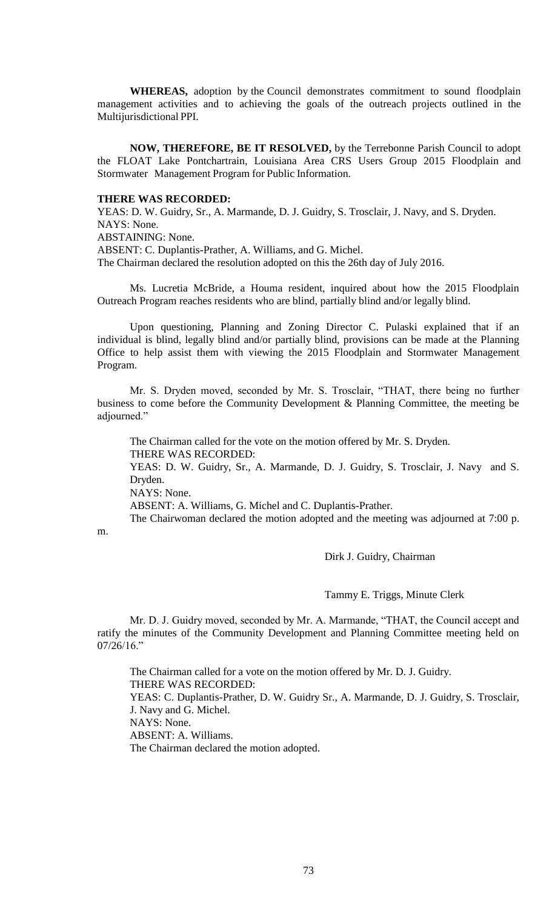**WHEREAS,** adoption by the Council demonstrates commitment to sound floodplain management activities and to achieving the goals of the outreach projects outlined in the Multijurisdictional PPI.

**NOW, THEREFORE, BE IT RESOLVED,** by the Terrebonne Parish Council to adopt the FLOAT Lake Pontchartrain, Louisiana Area CRS Users Group 2015 Floodplain and Stormwater Management Program for Public Information.

**THERE WAS RECORDED:**
YEAS: D. W. Guidry, Sr., A. Marmande, D. J. Guidry, S. Trosclair, J. Navy, and S. Dryden.
NAYS: None.
ABSTAINING: None.
ABSENT: C. Duplantis-Prather, A. Williams, and G. Michel.
The Chairman declared the resolution adopted on this the 26th day of July 2016.

Ms. Lucretia McBride, a Houma resident, inquired about how the 2015 Floodplain Outreach Program reaches residents who are blind, partially blind and/or legally blind.

Upon questioning, Planning and Zoning Director C. Pulaski explained that if an individual is blind, legally blind and/or partially blind, provisions can be made at the Planning Office to help assist them with viewing the 2015 Floodplain and Stormwater Management Program.

Mr. S. Dryden moved, seconded by Mr. S. Trosclair, "THAT, there being no further business to come before the Community Development & Planning Committee, the meeting be adjourned."

The Chairman called for the vote on the motion offered by Mr. S. Dryden.
THERE WAS RECORDED:
YEAS: D. W. Guidry, Sr., A. Marmande, D. J. Guidry, S. Trosclair, J. Navy and S. Dryden.
NAYS: None.
ABSENT: A. Williams, G. Michel and C. Duplantis-Prather.
The Chairwoman declared the motion adopted and the meeting was adjourned at 7:00 p.m.

Dirk J. Guidry, Chairman

Tammy E. Triggs, Minute Clerk

Mr. D. J. Guidry moved, seconded by Mr. A. Marmande, "THAT, the Council accept and ratify the minutes of the Community Development and Planning Committee meeting held on 07/26/16."

The Chairman called for a vote on the motion offered by Mr. D. J. Guidry.
THERE WAS RECORDED:
YEAS: C. Duplantis-Prather, D. W. Guidry Sr., A. Marmande, D. J. Guidry, S. Trosclair, J. Navy and G. Michel.
NAYS: None.
ABSENT: A. Williams.
The Chairman declared the motion adopted.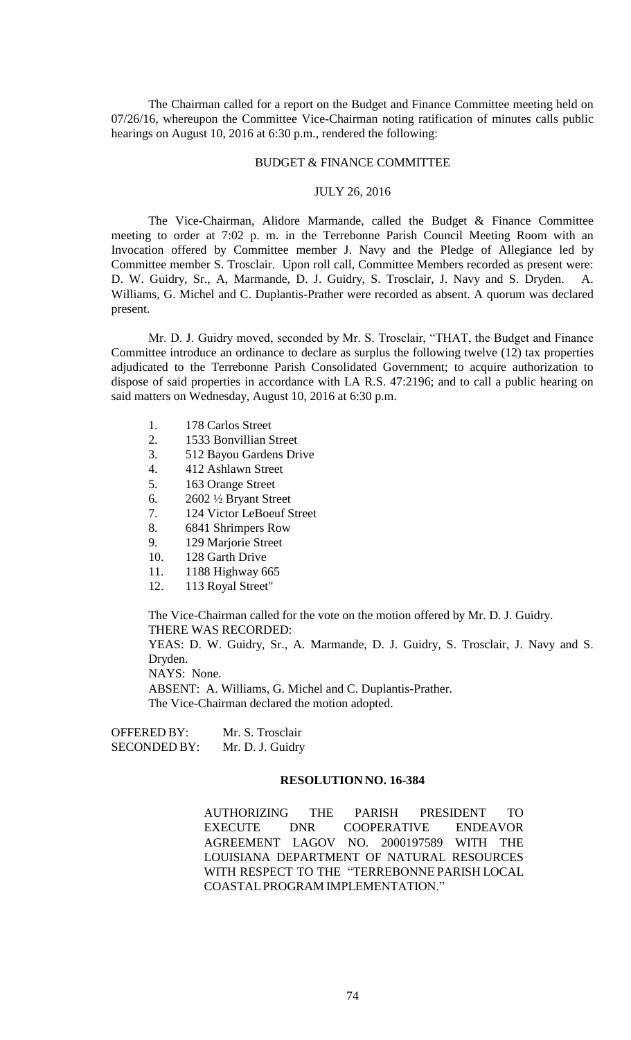The Chairman called for a report on the Budget and Finance Committee meeting held on 07/26/16, whereupon the Committee Vice-Chairman noting ratification of minutes calls public hearings on August 10, 2016 at 6:30 p.m., rendered the following:

BUDGET & FINANCE COMMITTEE

JULY 26, 2016

The Vice-Chairman, Alidore Marmande, called the Budget & Finance Committee meeting to order at 7:02 p. m. in the Terrebonne Parish Council Meeting Room with an Invocation offered by Committee member J. Navy and the Pledge of Allegiance led by Committee member S. Trosclair. Upon roll call, Committee Members recorded as present were: D. W. Guidry, Sr., A, Marmande, D. J. Guidry, S. Trosclair, J. Navy and S. Dryden. A. Williams, G. Michel and C. Duplantis-Prather were recorded as absent. A quorum was declared present.

Mr. D. J. Guidry moved, seconded by Mr. S. Trosclair, "THAT, the Budget and Finance Committee introduce an ordinance to declare as surplus the following twelve (12) tax properties adjudicated to the Terrebonne Parish Consolidated Government; to acquire authorization to dispose of said properties in accordance with LA R.S. 47:2196; and to call a public hearing on said matters on Wednesday, August 10, 2016 at 6:30 p.m.

1. 178 Carlos Street
2. 1533 Bonvillian Street
3. 512 Bayou Gardens Drive
4. 412 Ashlawn Street
5. 163 Orange Street
6. 2602 ½ Bryant Street
7. 124 Victor LeBoeuf Street
8. 6841 Shrimpers Row
9. 129 Marjorie Street
10. 128 Garth Drive
11. 1188 Highway 665
12. 113 Royal Street"

The Vice-Chairman called for the vote on the motion offered by Mr. D. J. Guidry.
THERE WAS RECORDED:
YEAS: D. W. Guidry, Sr., A. Marmande, D. J. Guidry, S. Trosclair, J. Navy and S. Dryden.
NAYS: None.
ABSENT: A. Williams, G. Michel and C. Duplantis-Prather.
The Vice-Chairman declared the motion adopted.

OFFERED BY: Mr. S. Trosclair
SECONDED BY: Mr. D. J. Guidry

**RESOLUTION NO. 16-384**

AUTHORIZING THE PARISH PRESIDENT TO EXECUTE DNR COOPERATIVE ENDEAVOR AGREEMENT LAGOV NO. 2000197589 WITH THE LOUISIANA DEPARTMENT OF NATURAL RESOURCES WITH RESPECT TO THE "TERREBONNE PARISH LOCAL COASTAL PROGRAM IMPLEMENTATION."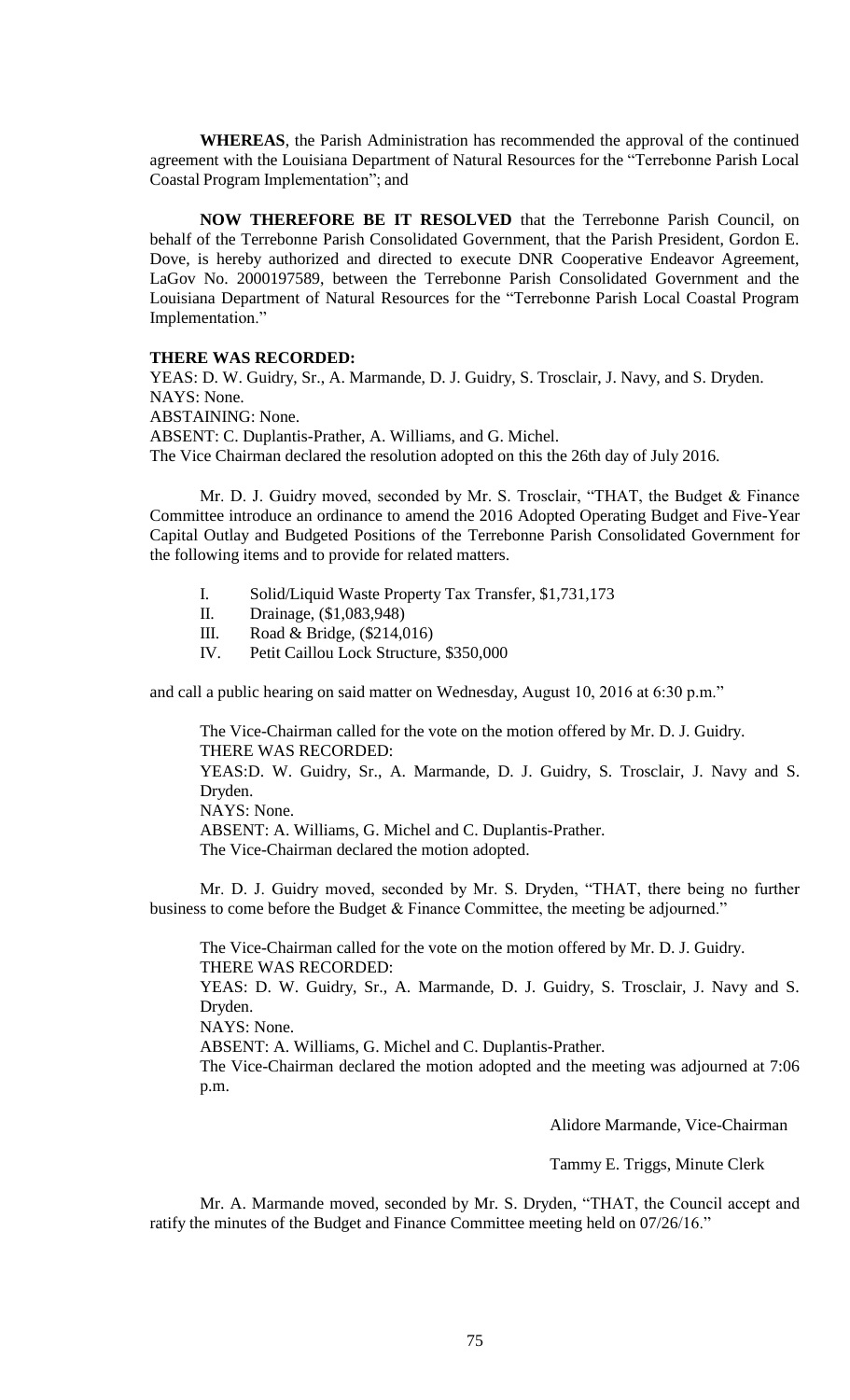**WHEREAS**, the Parish Administration has recommended the approval of the continued agreement with the Louisiana Department of Natural Resources for the "Terrebonne Parish Local Coastal Program Implementation"; and

**NOW THEREFORE BE IT RESOLVED** that the Terrebonne Parish Council, on behalf of the Terrebonne Parish Consolidated Government, that the Parish President, Gordon E. Dove, is hereby authorized and directed to execute DNR Cooperative Endeavor Agreement, LaGov No. 2000197589, between the Terrebonne Parish Consolidated Government and the Louisiana Department of Natural Resources for the "Terrebonne Parish Local Coastal Program Implementation."

**THERE WAS RECORDED:**

YEAS: D. W. Guidry, Sr., A. Marmande, D. J. Guidry, S. Trosclair, J. Navy, and S. Dryden.
NAYS: None.
ABSTAINING: None.
ABSENT: C. Duplantis-Prather, A. Williams, and G. Michel.
The Vice Chairman declared the resolution adopted on this the 26th day of July 2016.

Mr. D. J. Guidry moved, seconded by Mr. S. Trosclair, "THAT, the Budget & Finance Committee introduce an ordinance to amend the 2016 Adopted Operating Budget and Five-Year Capital Outlay and Budgeted Positions of the Terrebonne Parish Consolidated Government for the following items and to provide for related matters.

I. Solid/Liquid Waste Property Tax Transfer, $1,731,173
II. Drainage, ($1,083,948)
III. Road & Bridge, ($214,016)
IV. Petit Caillou Lock Structure, $350,000

and call a public hearing on said matter on Wednesday, August 10, 2016 at 6:30 p.m."

The Vice-Chairman called for the vote on the motion offered by Mr. D. J. Guidry.
THERE WAS RECORDED:
YEAS:D. W. Guidry, Sr., A. Marmande, D. J. Guidry, S. Trosclair, J. Navy and S. Dryden.
NAYS: None.
ABSENT: A. Williams, G. Michel and C. Duplantis-Prather.
The Vice-Chairman declared the motion adopted.

Mr. D. J. Guidry moved, seconded by Mr. S. Dryden, "THAT, there being no further business to come before the Budget & Finance Committee, the meeting be adjourned."

The Vice-Chairman called for the vote on the motion offered by Mr. D. J. Guidry.
THERE WAS RECORDED:
YEAS: D. W. Guidry, Sr., A. Marmande, D. J. Guidry, S. Trosclair, J. Navy and S. Dryden.
NAYS: None.
ABSENT: A. Williams, G. Michel and C. Duplantis-Prather.
The Vice-Chairman declared the motion adopted and the meeting was adjourned at 7:06 p.m.

Alidore Marmande, Vice-Chairman

Tammy E. Triggs, Minute Clerk

Mr. A. Marmande moved, seconded by Mr. S. Dryden, "THAT, the Council accept and ratify the minutes of the Budget and Finance Committee meeting held on 07/26/16."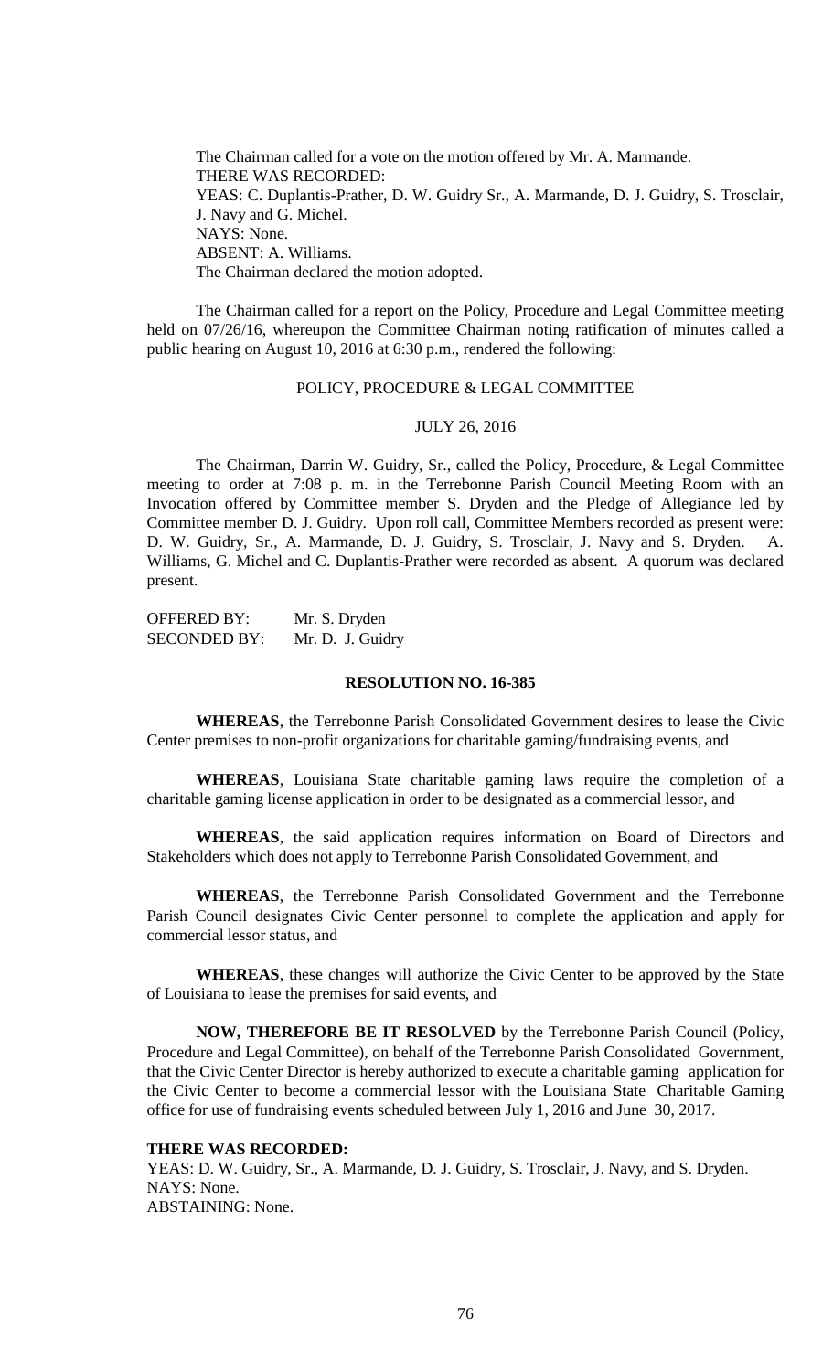The Chairman called for a vote on the motion offered by Mr. A. Marmande.
THERE WAS RECORDED:
YEAS: C. Duplantis-Prather, D. W. Guidry Sr., A. Marmande, D. J. Guidry, S. Trosclair, J. Navy and G. Michel.
NAYS: None.
ABSENT: A. Williams.
The Chairman declared the motion adopted.

The Chairman called for a report on the Policy, Procedure and Legal Committee meeting held on 07/26/16, whereupon the Committee Chairman noting ratification of minutes called a public hearing on August 10, 2016 at 6:30 p.m., rendered the following:

POLICY, PROCEDURE & LEGAL COMMITTEE

JULY 26, 2016

The Chairman, Darrin W. Guidry, Sr., called the Policy, Procedure, & Legal Committee meeting to order at 7:08 p. m. in the Terrebonne Parish Council Meeting Room with an Invocation offered by Committee member S. Dryden and the Pledge of Allegiance led by Committee member D. J. Guidry. Upon roll call, Committee Members recorded as present were: D. W. Guidry, Sr., A. Marmande, D. J. Guidry, S. Trosclair, J. Navy and S. Dryden. A. Williams, G. Michel and C. Duplantis-Prather were recorded as absent. A quorum was declared present.

OFFERED BY: Mr. S. Dryden
SECONDED BY: Mr. D. J. Guidry

**RESOLUTION NO. 16-385**

**WHEREAS**, the Terrebonne Parish Consolidated Government desires to lease the Civic Center premises to non-profit organizations for charitable gaming/fundraising events, and

**WHEREAS**, Louisiana State charitable gaming laws require the completion of a charitable gaming license application in order to be designated as a commercial lessor, and

**WHEREAS**, the said application requires information on Board of Directors and Stakeholders which does not apply to Terrebonne Parish Consolidated Government, and

**WHEREAS**, the Terrebonne Parish Consolidated Government and the Terrebonne Parish Council designates Civic Center personnel to complete the application and apply for commercial lessor status, and

**WHEREAS**, these changes will authorize the Civic Center to be approved by the State of Louisiana to lease the premises for said events, and

**NOW, THEREFORE BE IT RESOLVED** by the Terrebonne Parish Council (Policy, Procedure and Legal Committee), on behalf of the Terrebonne Parish Consolidated Government, that the Civic Center Director is hereby authorized to execute a charitable gaming application for the Civic Center to become a commercial lessor with the Louisiana State Charitable Gaming office for use of fundraising events scheduled between July 1, 2016 and June 30, 2017.

**THERE WAS RECORDED:**
YEAS: D. W. Guidry, Sr., A. Marmande, D. J. Guidry, S. Trosclair, J. Navy, and S. Dryden.
NAYS: None.
ABSTAINING: None.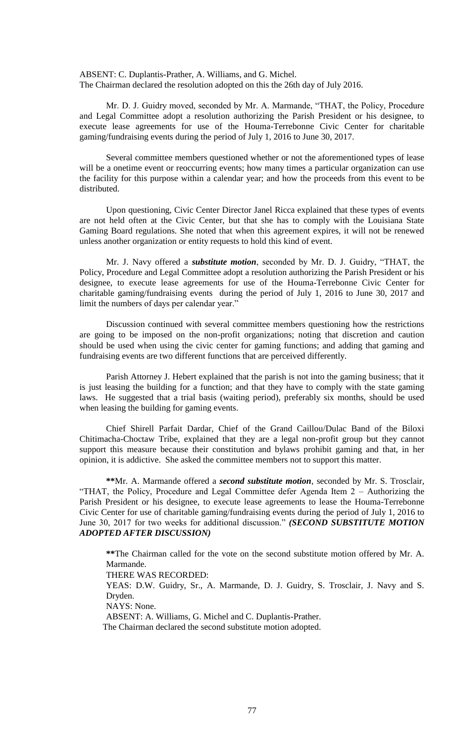ABSENT: C. Duplantis-Prather, A. Williams, and G. Michel.
The Chairman declared the resolution adopted on this the 26th day of July 2016.

Mr. D. J. Guidry moved, seconded by Mr. A. Marmande, "THAT, the Policy, Procedure and Legal Committee adopt a resolution authorizing the Parish President or his designee, to execute lease agreements for use of the Houma-Terrebonne Civic Center for charitable gaming/fundraising events during the period of July 1, 2016 to June 30, 2017.

Several committee members questioned whether or not the aforementioned types of lease will be a onetime event or reoccurring events; how many times a particular organization can use the facility for this purpose within a calendar year; and how the proceeds from this event to be distributed.

Upon questioning, Civic Center Director Janel Ricca explained that these types of events are not held often at the Civic Center, but that she has to comply with the Louisiana State Gaming Board regulations. She noted that when this agreement expires, it will not be renewed unless another organization or entity requests to hold this kind of event.

Mr. J. Navy offered a ***substitute motion***, seconded by Mr. D. J. Guidry, "THAT, the Policy, Procedure and Legal Committee adopt a resolution authorizing the Parish President or his designee, to execute lease agreements for use of the Houma-Terrebonne Civic Center for charitable gaming/fundraising events during the period of July 1, 2016 to June 30, 2017 and limit the numbers of days per calendar year."

Discussion continued with several committee members questioning how the restrictions are going to be imposed on the non-profit organizations; noting that discretion and caution should be used when using the civic center for gaming functions; and adding that gaming and fundraising events are two different functions that are perceived differently.

Parish Attorney J. Hebert explained that the parish is not into the gaming business; that it is just leasing the building for a function; and that they have to comply with the state gaming laws. He suggested that a trial basis (waiting period), preferably six months, should be used when leasing the building for gaming events.

Chief Shirell Parfait Dardar, Chief of the Grand Caillou/Dulac Band of the Biloxi Chitimacha-Choctaw Tribe, explained that they are a legal non-profit group but they cannot support this measure because their constitution and bylaws prohibit gaming and that, in her opinion, it is addictive. She asked the committee members not to support this matter.

**Mr. A. Marmande offered a ***second substitute motion***, seconded by Mr. S. Trosclair, "THAT, the Policy, Procedure and Legal Committee defer Agenda Item 2 – Authorizing the Parish President or his designee, to execute lease agreements to lease the Houma-Terrebonne Civic Center for use of charitable gaming/fundraising events during the period of July 1, 2016 to June 30, 2017 for two weeks for additional discussion." ***(SECOND SUBSTITUTE MOTION ADOPTED AFTER DISCUSSION)***

**The Chairman called for the vote on the second substitute motion offered by Mr. A. Marmande.

THERE WAS RECORDED:

YEAS: D.W. Guidry, Sr., A. Marmande, D. J. Guidry, S. Trosclair, J. Navy and S. Dryden.

NAYS: None.

ABSENT: A. Williams, G. Michel and C. Duplantis-Prather.

The Chairman declared the second substitute motion adopted.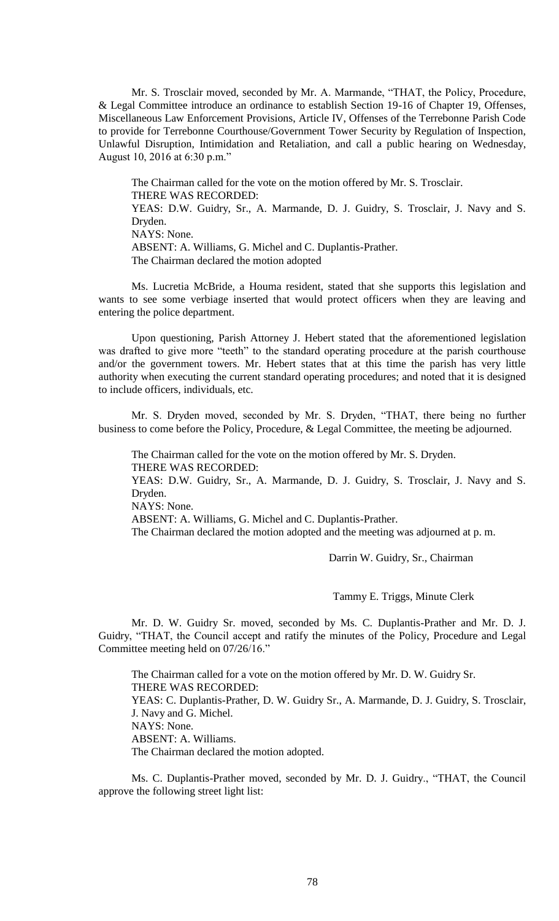Mr. S. Trosclair moved, seconded by Mr. A. Marmande, "THAT, the Policy, Procedure, & Legal Committee introduce an ordinance to establish Section 19-16 of Chapter 19, Offenses, Miscellaneous Law Enforcement Provisions, Article IV, Offenses of the Terrebonne Parish Code to provide for Terrebonne Courthouse/Government Tower Security by Regulation of Inspection, Unlawful Disruption, Intimidation and Retaliation, and call a public hearing on Wednesday, August 10, 2016 at 6:30 p.m."

The Chairman called for the vote on the motion offered by Mr. S. Trosclair.
THERE WAS RECORDED:
YEAS: D.W. Guidry, Sr., A. Marmande, D. J. Guidry, S. Trosclair, J. Navy and S. Dryden.
NAYS: None.
ABSENT: A. Williams, G. Michel and C. Duplantis-Prather.
The Chairman declared the motion adopted

Ms. Lucretia McBride, a Houma resident, stated that she supports this legislation and wants to see some verbiage inserted that would protect officers when they are leaving and entering the police department.

Upon questioning, Parish Attorney J. Hebert stated that the aforementioned legislation was drafted to give more "teeth" to the standard operating procedure at the parish courthouse and/or the government towers. Mr. Hebert states that at this time the parish has very little authority when executing the current standard operating procedures; and noted that it is designed to include officers, individuals, etc.

Mr. S. Dryden moved, seconded by Mr. S. Dryden, "THAT, there being no further business to come before the Policy, Procedure, & Legal Committee, the meeting be adjourned.

The Chairman called for the vote on the motion offered by Mr. S. Dryden.
THERE WAS RECORDED:
YEAS: D.W. Guidry, Sr., A. Marmande, D. J. Guidry, S. Trosclair, J. Navy and S. Dryden.
NAYS: None.
ABSENT: A. Williams, G. Michel and C. Duplantis-Prather.
The Chairman declared the motion adopted and the meeting was adjourned at p. m.

Darrin W. Guidry, Sr., Chairman

Tammy E. Triggs, Minute Clerk

Mr. D. W. Guidry Sr. moved, seconded by Ms. C. Duplantis-Prather and Mr. D. J. Guidry, "THAT, the Council accept and ratify the minutes of the Policy, Procedure and Legal Committee meeting held on 07/26/16."

The Chairman called for a vote on the motion offered by Mr. D. W. Guidry Sr.
THERE WAS RECORDED:
YEAS: C. Duplantis-Prather, D. W. Guidry Sr., A. Marmande, D. J. Guidry, S. Trosclair, J. Navy and G. Michel.
NAYS: None.
ABSENT: A. Williams.
The Chairman declared the motion adopted.

Ms. C. Duplantis-Prather moved, seconded by Mr. D. J. Guidry., "THAT, the Council approve the following street light list: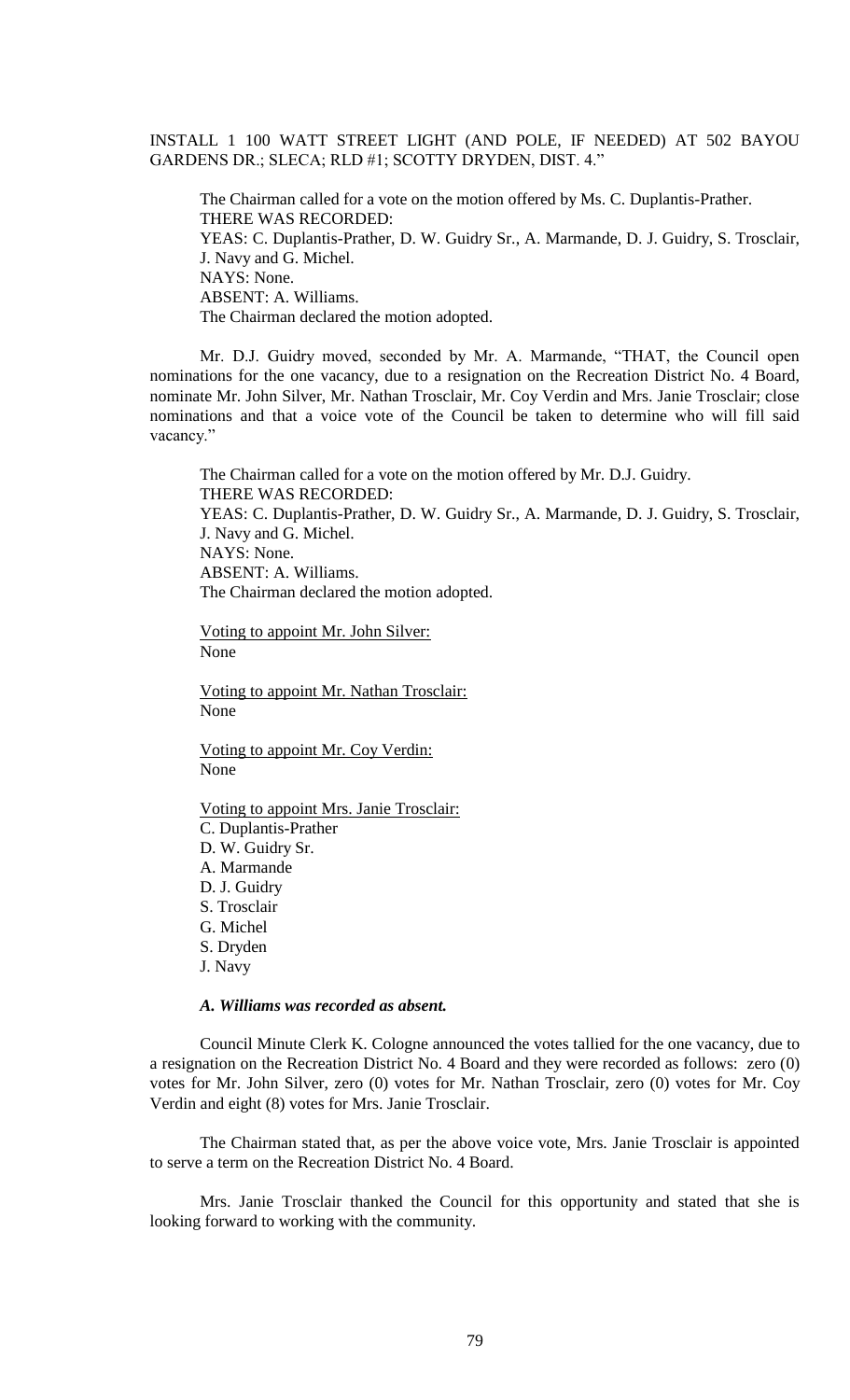INSTALL 1 100 WATT STREET LIGHT (AND POLE, IF NEEDED) AT 502 BAYOU GARDENS DR.; SLECA; RLD #1; SCOTTY DRYDEN, DIST. 4."

The Chairman called for a vote on the motion offered by Ms. C. Duplantis-Prather.
THERE WAS RECORDED:
YEAS: C. Duplantis-Prather, D. W. Guidry Sr., A. Marmande, D. J. Guidry, S. Trosclair, J. Navy and G. Michel.
NAYS: None.
ABSENT: A. Williams.
The Chairman declared the motion adopted.

Mr. D.J. Guidry moved, seconded by Mr. A. Marmande, "THAT, the Council open nominations for the one vacancy, due to a resignation on the Recreation District No. 4 Board, nominate Mr. John Silver, Mr. Nathan Trosclair, Mr. Coy Verdin and Mrs. Janie Trosclair; close nominations and that a voice vote of the Council be taken to determine who will fill said vacancy."

The Chairman called for a vote on the motion offered by Mr. D.J. Guidry.
THERE WAS RECORDED:
YEAS: C. Duplantis-Prather, D. W. Guidry Sr., A. Marmande, D. J. Guidry, S. Trosclair, J. Navy and G. Michel.
NAYS: None.
ABSENT: A. Williams.
The Chairman declared the motion adopted.

Voting to appoint Mr. John Silver:
None

Voting to appoint Mr. Nathan Trosclair:
None

Voting to appoint Mr. Coy Verdin:
None

Voting to appoint Mrs. Janie Trosclair:
C. Duplantis-Prather
D. W. Guidry Sr.
A. Marmande
D. J. Guidry
S. Trosclair
G. Michel
S. Dryden
J. Navy

***A. Williams was recorded as absent.***

Council Minute Clerk K. Cologne announced the votes tallied for the one vacancy, due to a resignation on the Recreation District No. 4 Board and they were recorded as follows: zero (0) votes for Mr. John Silver, zero (0) votes for Mr. Nathan Trosclair, zero (0) votes for Mr. Coy Verdin and eight (8) votes for Mrs. Janie Trosclair.

The Chairman stated that, as per the above voice vote, Mrs. Janie Trosclair is appointed to serve a term on the Recreation District No. 4 Board.

Mrs. Janie Trosclair thanked the Council for this opportunity and stated that she is looking forward to working with the community.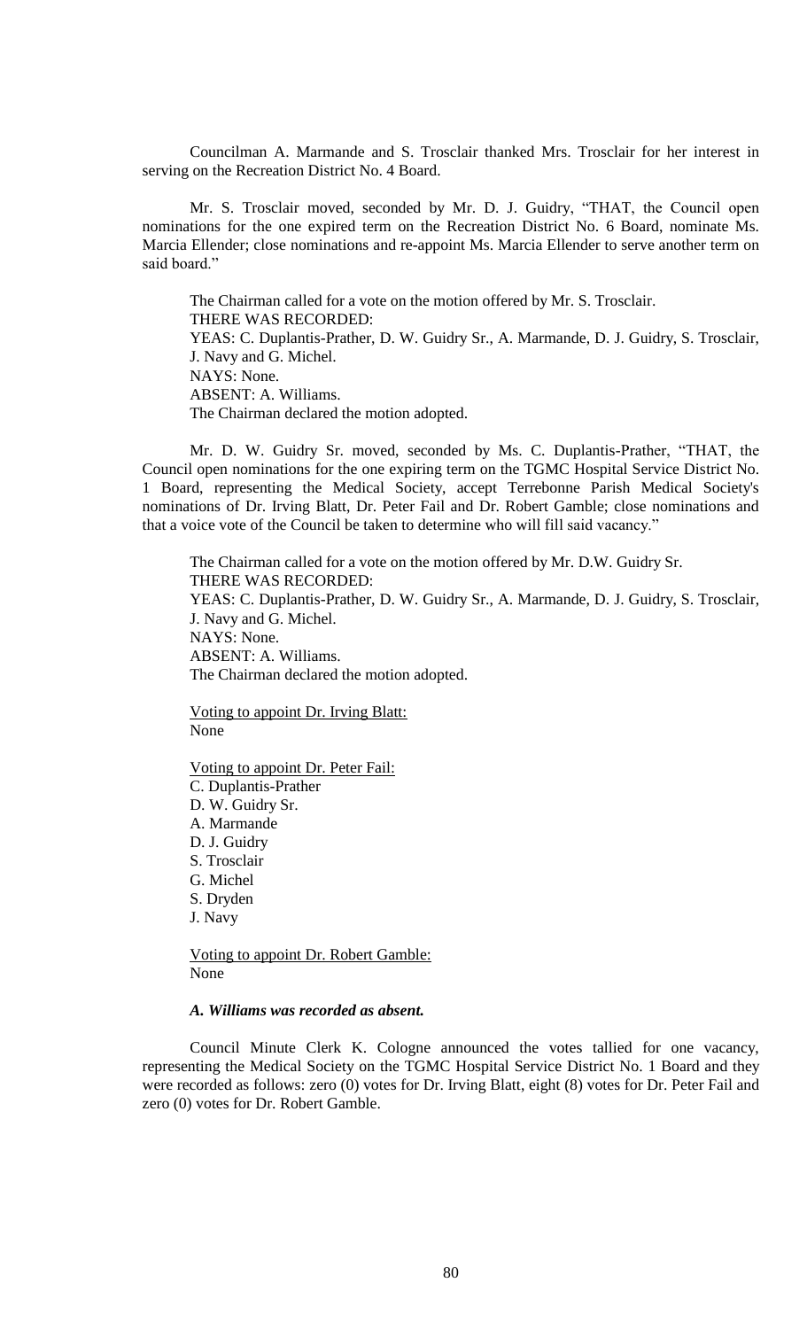Councilman A. Marmande and S. Trosclair thanked Mrs. Trosclair for her interest in serving on the Recreation District No. 4 Board.

Mr. S. Trosclair moved, seconded by Mr. D. J. Guidry, "THAT, the Council open nominations for the one expired term on the Recreation District No. 6 Board, nominate Ms. Marcia Ellender; close nominations and re-appoint Ms. Marcia Ellender to serve another term on said board."

The Chairman called for a vote on the motion offered by Mr. S. Trosclair.
THERE WAS RECORDED:
YEAS: C. Duplantis-Prather, D. W. Guidry Sr., A. Marmande, D. J. Guidry, S. Trosclair, J. Navy and G. Michel.
NAYS: None.
ABSENT: A. Williams.
The Chairman declared the motion adopted.

Mr. D. W. Guidry Sr. moved, seconded by Ms. C. Duplantis-Prather, "THAT, the Council open nominations for the one expiring term on the TGMC Hospital Service District No. 1 Board, representing the Medical Society, accept Terrebonne Parish Medical Society's nominations of Dr. Irving Blatt, Dr. Peter Fail and Dr. Robert Gamble; close nominations and that a voice vote of the Council be taken to determine who will fill said vacancy."

The Chairman called for a vote on the motion offered by Mr. D.W. Guidry Sr.
THERE WAS RECORDED:
YEAS: C. Duplantis-Prather, D. W. Guidry Sr., A. Marmande, D. J. Guidry, S. Trosclair, J. Navy and G. Michel.
NAYS: None.
ABSENT: A. Williams.
The Chairman declared the motion adopted.

Voting to appoint Dr. Irving Blatt:
None

Voting to appoint Dr. Peter Fail:
C. Duplantis-Prather
D. W. Guidry Sr.
A. Marmande
D. J. Guidry
S. Trosclair
G. Michel
S. Dryden
J. Navy

Voting to appoint Dr. Robert Gamble:
None

***A. Williams was recorded as absent.***

Council Minute Clerk K. Cologne announced the votes tallied for one vacancy, representing the Medical Society on the TGMC Hospital Service District No. 1 Board and they were recorded as follows: zero (0) votes for Dr. Irving Blatt, eight (8) votes for Dr. Peter Fail and zero (0) votes for Dr. Robert Gamble.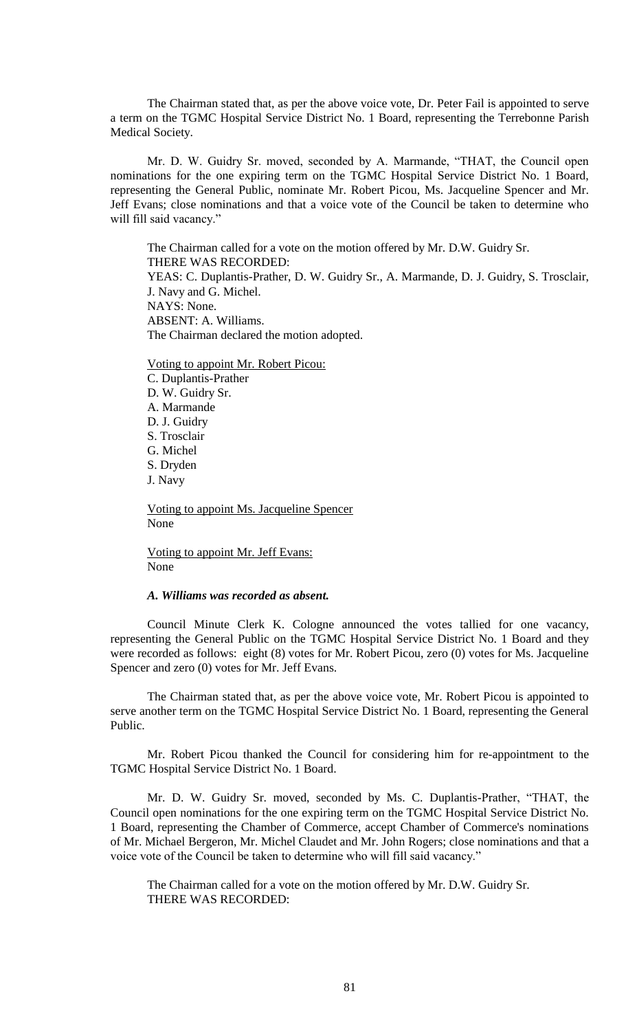The Chairman stated that, as per the above voice vote, Dr. Peter Fail is appointed to serve a term on the TGMC Hospital Service District No. 1 Board, representing the Terrebonne Parish Medical Society.

Mr. D. W. Guidry Sr. moved, seconded by A. Marmande, "THAT, the Council open nominations for the one expiring term on the TGMC Hospital Service District No. 1 Board, representing the General Public, nominate Mr. Robert Picou, Ms. Jacqueline Spencer and Mr. Jeff Evans; close nominations and that a voice vote of the Council be taken to determine who will fill said vacancy."

The Chairman called for a vote on the motion offered by Mr. D.W. Guidry Sr.
THERE WAS RECORDED:
YEAS: C. Duplantis-Prather, D. W. Guidry Sr., A. Marmande, D. J. Guidry, S. Trosclair, J. Navy and G. Michel.
NAYS: None.
ABSENT: A. Williams.
The Chairman declared the motion adopted.

Voting to appoint Mr. Robert Picou:
C. Duplantis-Prather
D. W. Guidry Sr.
A. Marmande
D. J. Guidry
S. Trosclair
G. Michel
S. Dryden
J. Navy

Voting to appoint Ms. Jacqueline Spencer
None

Voting to appoint Mr. Jeff Evans:
None

***A. Williams was recorded as absent.***

Council Minute Clerk K. Cologne announced the votes tallied for one vacancy, representing the General Public on the TGMC Hospital Service District No. 1 Board and they were recorded as follows: eight (8) votes for Mr. Robert Picou, zero (0) votes for Ms. Jacqueline Spencer and zero (0) votes for Mr. Jeff Evans.

The Chairman stated that, as per the above voice vote, Mr. Robert Picou is appointed to serve another term on the TGMC Hospital Service District No. 1 Board, representing the General Public.

Mr. Robert Picou thanked the Council for considering him for re-appointment to the TGMC Hospital Service District No. 1 Board.

Mr. D. W. Guidry Sr. moved, seconded by Ms. C. Duplantis-Prather, "THAT, the Council open nominations for the one expiring term on the TGMC Hospital Service District No. 1 Board, representing the Chamber of Commerce, accept Chamber of Commerce's nominations of Mr. Michael Bergeron, Mr. Michel Claudet and Mr. John Rogers; close nominations and that a voice vote of the Council be taken to determine who will fill said vacancy."

The Chairman called for a vote on the motion offered by Mr. D.W. Guidry Sr.
THERE WAS RECORDED: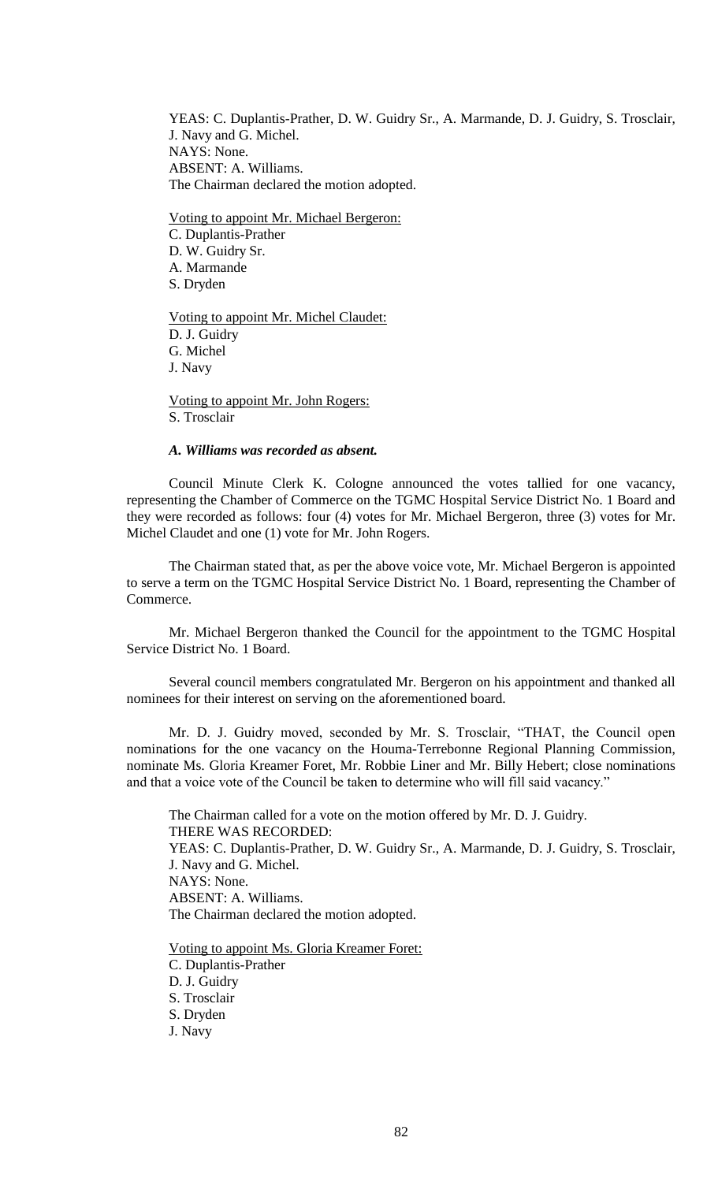YEAS: C. Duplantis-Prather, D. W. Guidry Sr., A. Marmande, D. J. Guidry, S. Trosclair, J. Navy and G. Michel.
NAYS: None.
ABSENT: A. Williams.
The Chairman declared the motion adopted.

Voting to appoint Mr. Michael Bergeron:
C. Duplantis-Prather
D. W. Guidry Sr.
A. Marmande
S. Dryden

Voting to appoint Mr. Michel Claudet:
D. J. Guidry
G. Michel
J. Navy

Voting to appoint Mr. John Rogers:
S. Trosclair

***A. Williams was recorded as absent.***

Council Minute Clerk K. Cologne announced the votes tallied for one vacancy, representing the Chamber of Commerce on the TGMC Hospital Service District No. 1 Board and they were recorded as follows: four (4) votes for Mr. Michael Bergeron, three (3) votes for Mr. Michel Claudet and one (1) vote for Mr. John Rogers.

The Chairman stated that, as per the above voice vote, Mr. Michael Bergeron is appointed to serve a term on the TGMC Hospital Service District No. 1 Board, representing the Chamber of Commerce.

Mr. Michael Bergeron thanked the Council for the appointment to the TGMC Hospital Service District No. 1 Board.

Several council members congratulated Mr. Bergeron on his appointment and thanked all nominees for their interest on serving on the aforementioned board.

Mr. D. J. Guidry moved, seconded by Mr. S. Trosclair, "THAT, the Council open nominations for the one vacancy on the Houma-Terrebonne Regional Planning Commission, nominate Ms. Gloria Kreamer Foret, Mr. Robbie Liner and Mr. Billy Hebert; close nominations and that a voice vote of the Council be taken to determine who will fill said vacancy."

The Chairman called for a vote on the motion offered by Mr. D. J. Guidry.
THERE WAS RECORDED:
YEAS: C. Duplantis-Prather, D. W. Guidry Sr., A. Marmande, D. J. Guidry, S. Trosclair, J. Navy and G. Michel.
NAYS: None.
ABSENT: A. Williams.
The Chairman declared the motion adopted.

Voting to appoint Ms. Gloria Kreamer Foret:
C. Duplantis-Prather
D. J. Guidry
S. Trosclair
S. Dryden
J. Navy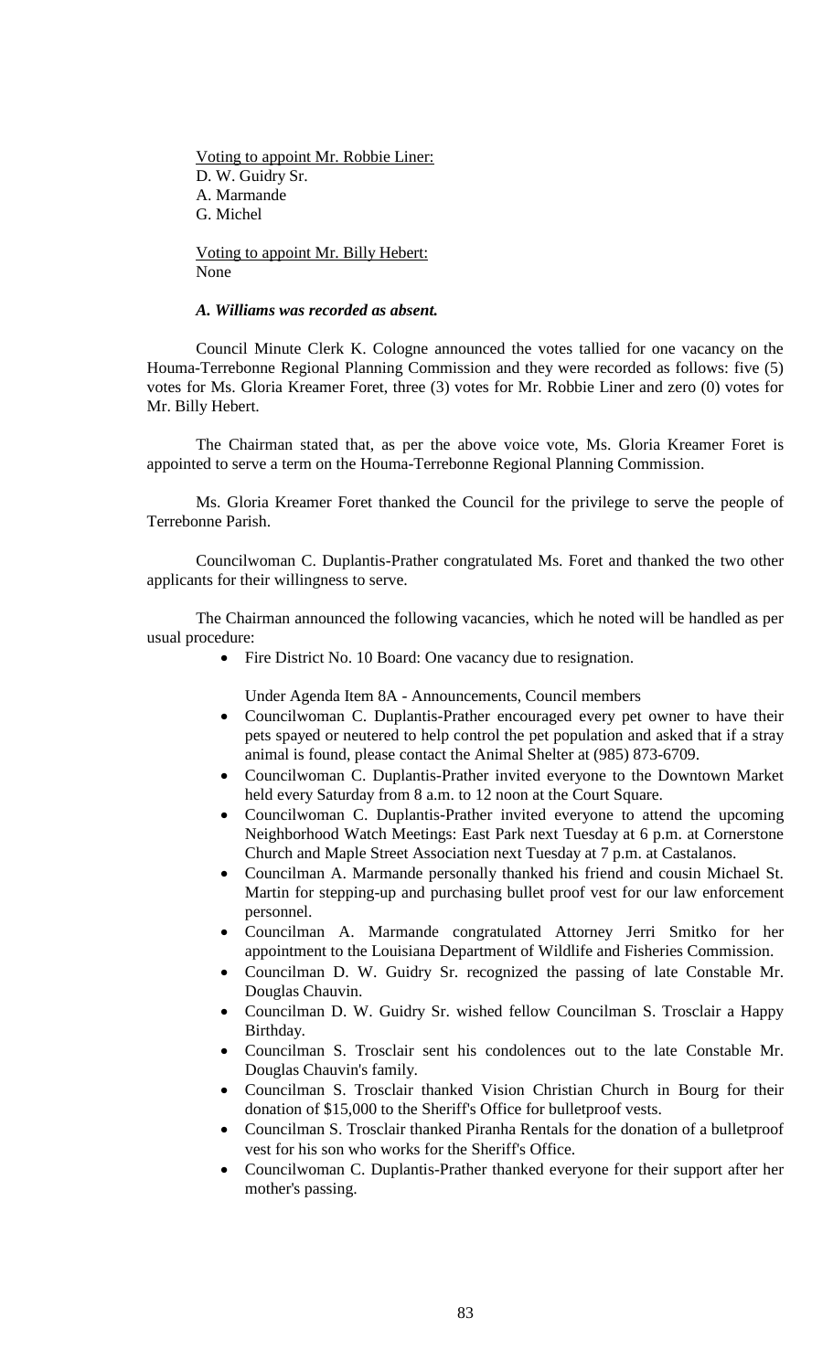Voting to appoint Mr. Robbie Liner:
D. W. Guidry Sr.
A. Marmande
G. Michel

Voting to appoint Mr. Billy Hebert:
None

***A. Williams was recorded as absent.***

Council Minute Clerk K. Cologne announced the votes tallied for one vacancy on the Houma-Terrebonne Regional Planning Commission and they were recorded as follows: five (5) votes for Ms. Gloria Kreamer Foret, three (3) votes for Mr. Robbie Liner and zero (0) votes for Mr. Billy Hebert.

The Chairman stated that, as per the above voice vote, Ms. Gloria Kreamer Foret is appointed to serve a term on the Houma-Terrebonne Regional Planning Commission.

Ms. Gloria Kreamer Foret thanked the Council for the privilege to serve the people of Terrebonne Parish.

Councilwoman C. Duplantis-Prather congratulated Ms. Foret and thanked the two other applicants for their willingness to serve.

The Chairman announced the following vacancies, which he noted will be handled as per usual procedure:

- Fire District No. 10 Board: One vacancy due to resignation.

Under Agenda Item 8A - Announcements, Council members

- Councilwoman C. Duplantis-Prather encouraged every pet owner to have their pets spayed or neutered to help control the pet population and asked that if a stray animal is found, please contact the Animal Shelter at (985) 873-6709.
- Councilwoman C. Duplantis-Prather invited everyone to the Downtown Market held every Saturday from 8 a.m. to 12 noon at the Court Square.
- Councilwoman C. Duplantis-Prather invited everyone to attend the upcoming Neighborhood Watch Meetings: East Park next Tuesday at 6 p.m. at Cornerstone Church and Maple Street Association next Tuesday at 7 p.m. at Castalanos.
- Councilman A. Marmande personally thanked his friend and cousin Michael St. Martin for stepping-up and purchasing bullet proof vest for our law enforcement personnel.
- Councilman A. Marmande congratulated Attorney Jerri Smitko for her appointment to the Louisiana Department of Wildlife and Fisheries Commission.
- Councilman D. W. Guidry Sr. recognized the passing of late Constable Mr. Douglas Chauvin.
- Councilman D. W. Guidry Sr. wished fellow Councilman S. Trosclair a Happy Birthday.
- Councilman S. Trosclair sent his condolences out to the late Constable Mr. Douglas Chauvin's family.
- Councilman S. Trosclair thanked Vision Christian Church in Bourg for their donation of $15,000 to the Sheriff's Office for bulletproof vests.
- Councilman S. Trosclair thanked Piranha Rentals for the donation of a bulletproof vest for his son who works for the Sheriff's Office.
- Councilwoman C. Duplantis-Prather thanked everyone for their support after her mother's passing.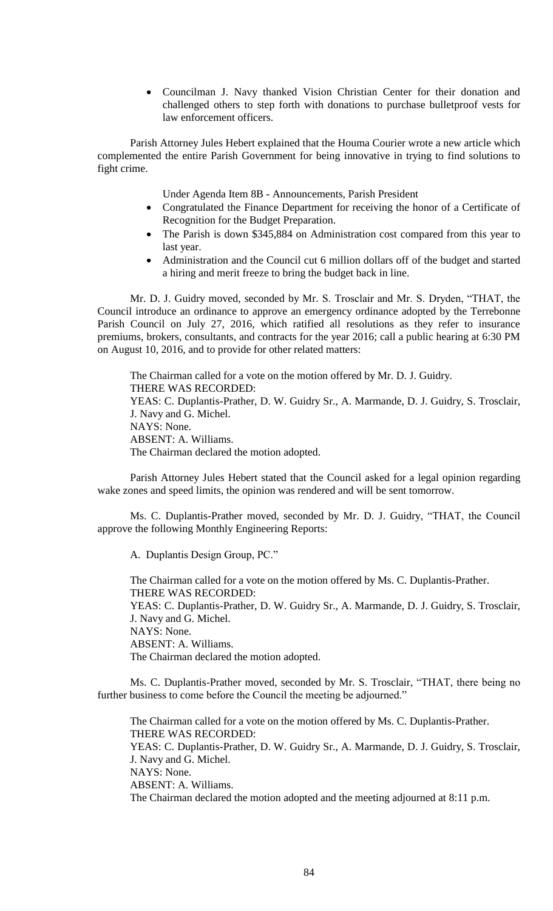- Councilman J. Navy thanked Vision Christian Center for their donation and challenged others to step forth with donations to purchase bulletproof vests for law enforcement officers.

Parish Attorney Jules Hebert explained that the Houma Courier wrote a new article which complemented the entire Parish Government for being innovative in trying to find solutions to fight crime.

Under Agenda Item 8B - Announcements, Parish President

- Congratulated the Finance Department for receiving the honor of a Certificate of Recognition for the Budget Preparation.
- The Parish is down $345,884 on Administration cost compared from this year to last year.
- Administration and the Council cut 6 million dollars off of the budget and started a hiring and merit freeze to bring the budget back in line.

Mr. D. J. Guidry moved, seconded by Mr. S. Trosclair and Mr. S. Dryden, "THAT, the Council introduce an ordinance to approve an emergency ordinance adopted by the Terrebonne Parish Council on July 27, 2016, which ratified all resolutions as they refer to insurance premiums, brokers, consultants, and contracts for the year 2016; call a public hearing at 6:30 PM on August 10, 2016, and to provide for other related matters:

The Chairman called for a vote on the motion offered by Mr. D. J. Guidry.
THERE WAS RECORDED:
YEAS: C. Duplantis-Prather, D. W. Guidry Sr., A. Marmande, D. J. Guidry, S. Trosclair, J. Navy and G. Michel.
NAYS: None.
ABSENT: A. Williams.
The Chairman declared the motion adopted.

Parish Attorney Jules Hebert stated that the Council asked for a legal opinion regarding wake zones and speed limits, the opinion was rendered and will be sent tomorrow.

Ms. C. Duplantis-Prather moved, seconded by Mr. D. J. Guidry, "THAT, the Council approve the following Monthly Engineering Reports:

A. Duplantis Design Group, PC."

The Chairman called for a vote on the motion offered by Ms. C. Duplantis-Prather.
THERE WAS RECORDED:
YEAS: C. Duplantis-Prather, D. W. Guidry Sr., A. Marmande, D. J. Guidry, S. Trosclair, J. Navy and G. Michel.
NAYS: None.
ABSENT: A. Williams.
The Chairman declared the motion adopted.

Ms. C. Duplantis-Prather moved, seconded by Mr. S. Trosclair, "THAT, there being no further business to come before the Council the meeting be adjourned."

The Chairman called for a vote on the motion offered by Ms. C. Duplantis-Prather.
THERE WAS RECORDED:
YEAS: C. Duplantis-Prather, D. W. Guidry Sr., A. Marmande, D. J. Guidry, S. Trosclair, J. Navy and G. Michel.
NAYS: None.
ABSENT: A. Williams.
The Chairman declared the motion adopted and the meeting adjourned at 8:11 p.m.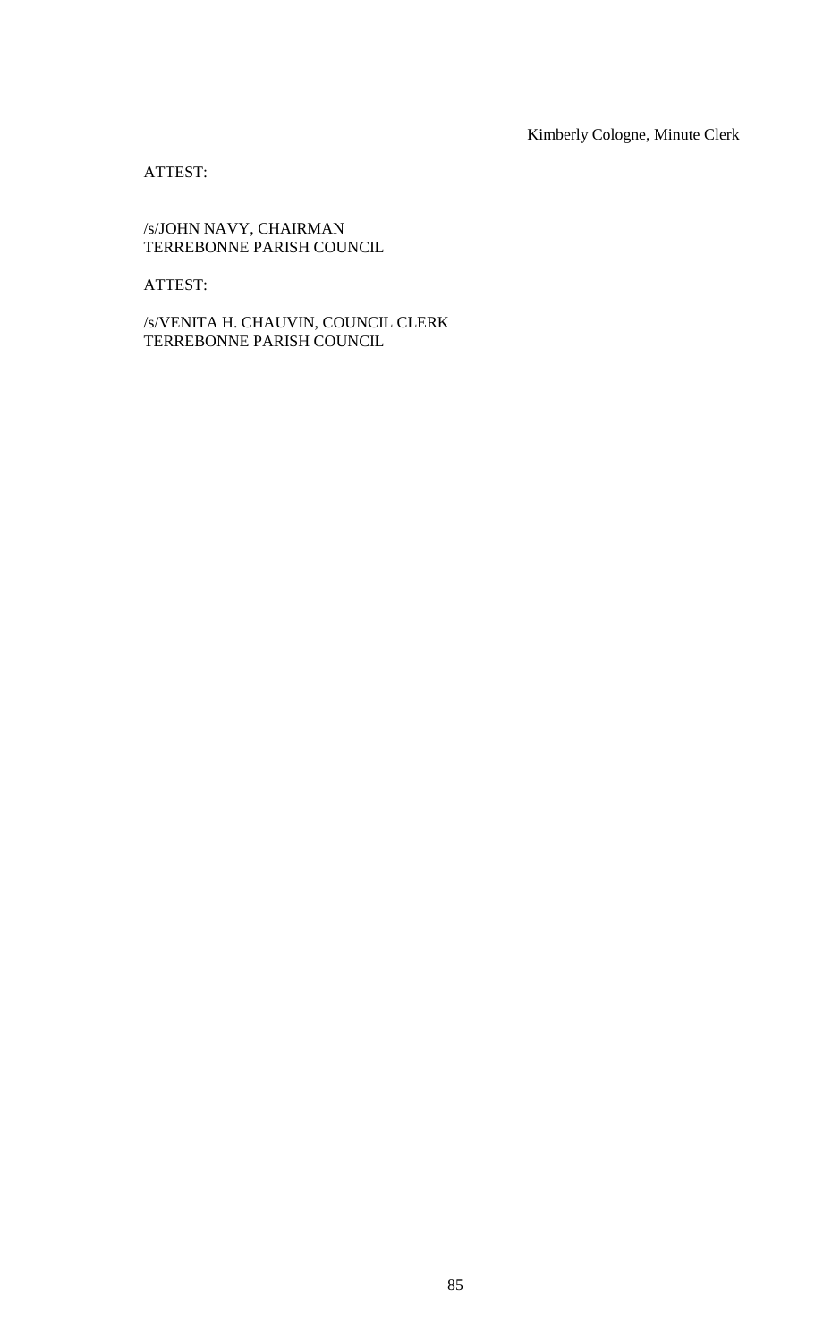Kimberly Cologne, Minute Clerk

ATTEST:

/s/JOHN NAVY, CHAIRMAN
TERREBONNE PARISH COUNCIL

ATTEST:

/s/VENITA H. CHAUVIN, COUNCIL CLERK
TERREBONNE PARISH COUNCIL